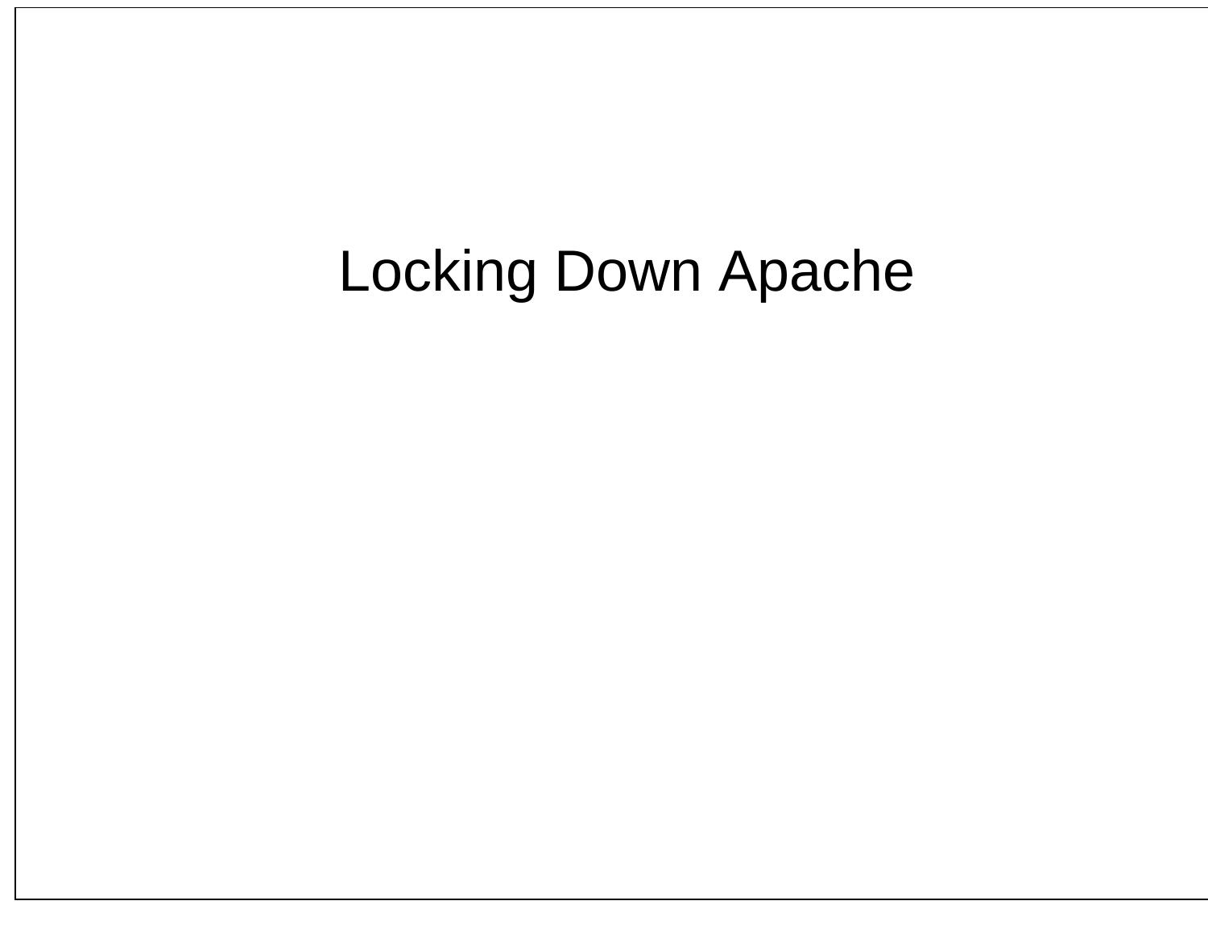# Locking Down Apache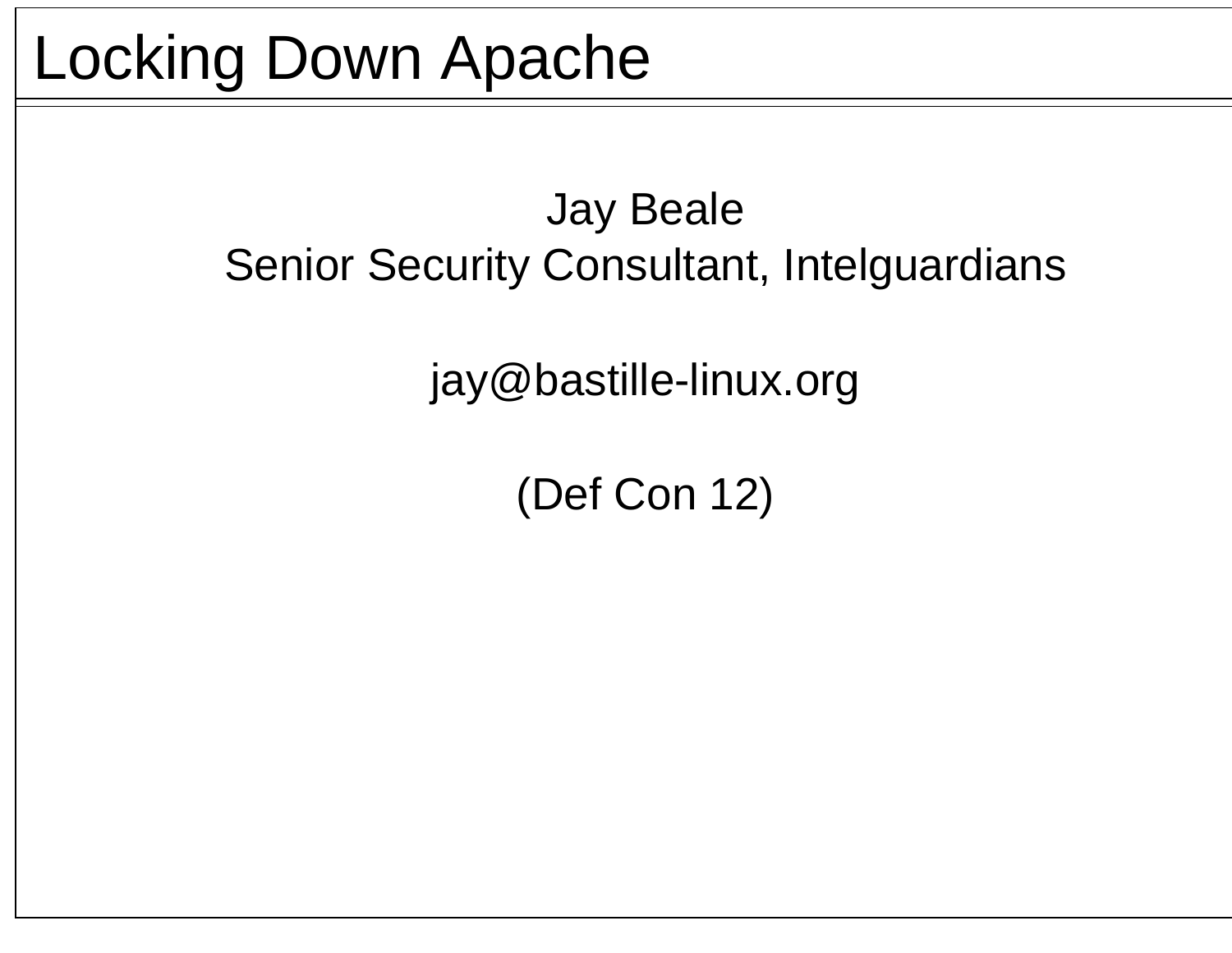# Locking Down Apache

Jay Beale
Senior Security Consultant, Intelguardians

jay@bastille-linux.org

(Def Con 12)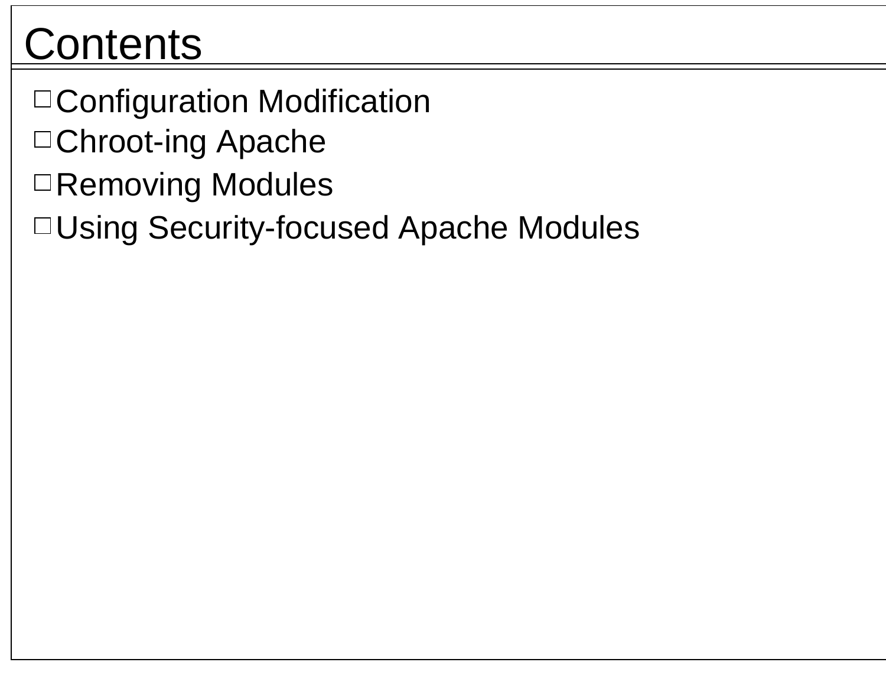# Contents

- Configuration Modification
- Chroot-ing Apache
- Removing Modules
- Using Security-focused Apache Modules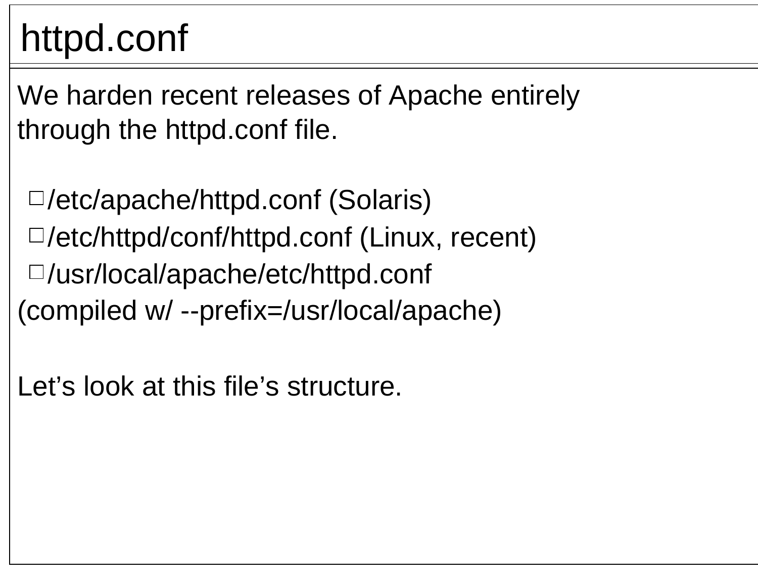# httpd.conf

We harden recent releases of Apache entirely through the httpd.conf file.

- /etc/apache/httpd.conf (Solaris)
- /etc/httpd/conf/httpd.conf (Linux, recent)
- /usr/local/apache/etc/httpd.conf

(compiled w/ --prefix=/usr/local/apache)

Let's look at this file's structure.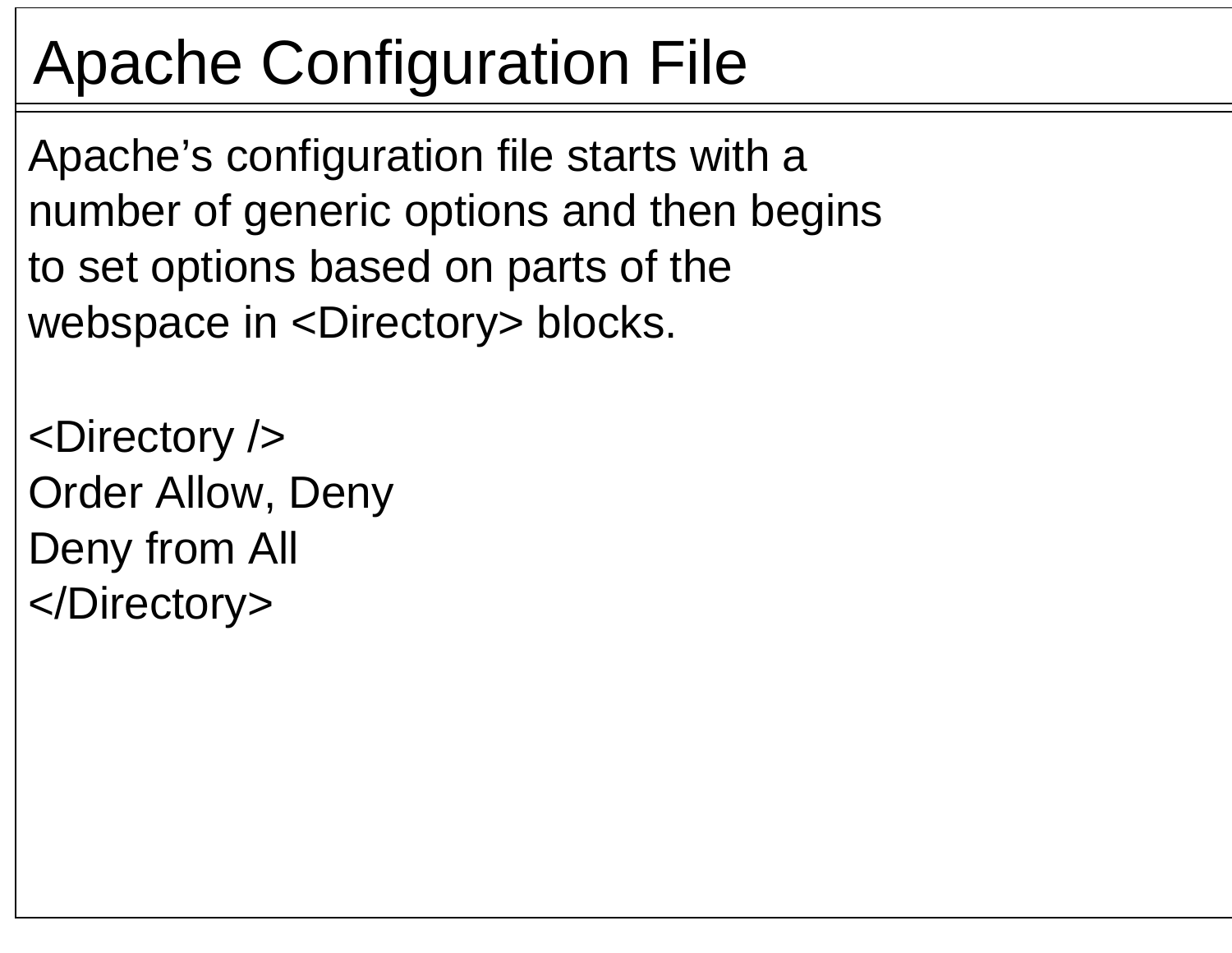# Apache Configuration File

Apache's configuration file starts with a number of generic options and then begins to set options based on parts of the webspace in <Directory> blocks.

```
<Directory />
Order Allow, Deny
Deny from All
</Directory>
```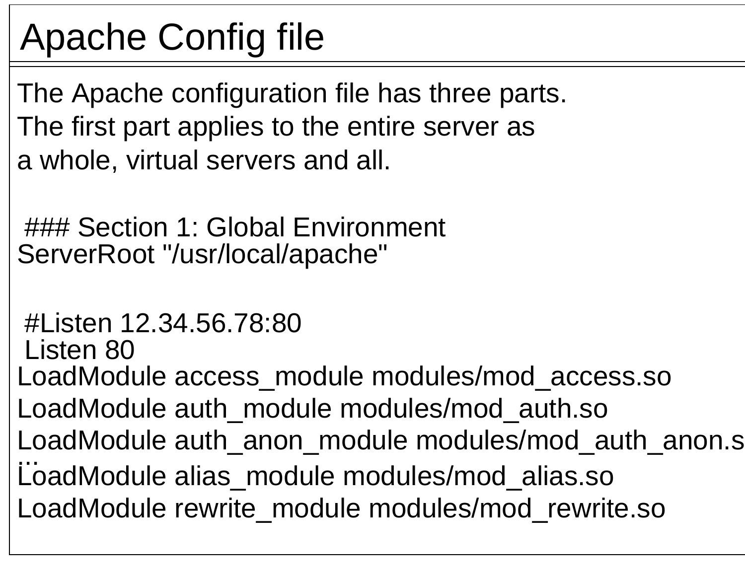# Apache Config file

The Apache configuration file has three parts. The first part applies to the entire server as a whole, virtual servers and all.

```
### Section 1: Global Environment
ServerRoot "/usr/local/apache"

#Listen 12.34.56.78:80
Listen 80
LoadModule access_module modules/mod_access.so
LoadModule auth_module modules/mod_auth.so
LoadModule auth_anon_module modules/mod_auth_anon.s
...
LoadModule alias_module modules/mod_alias.so
LoadModule rewrite_module modules/mod_rewrite.so
```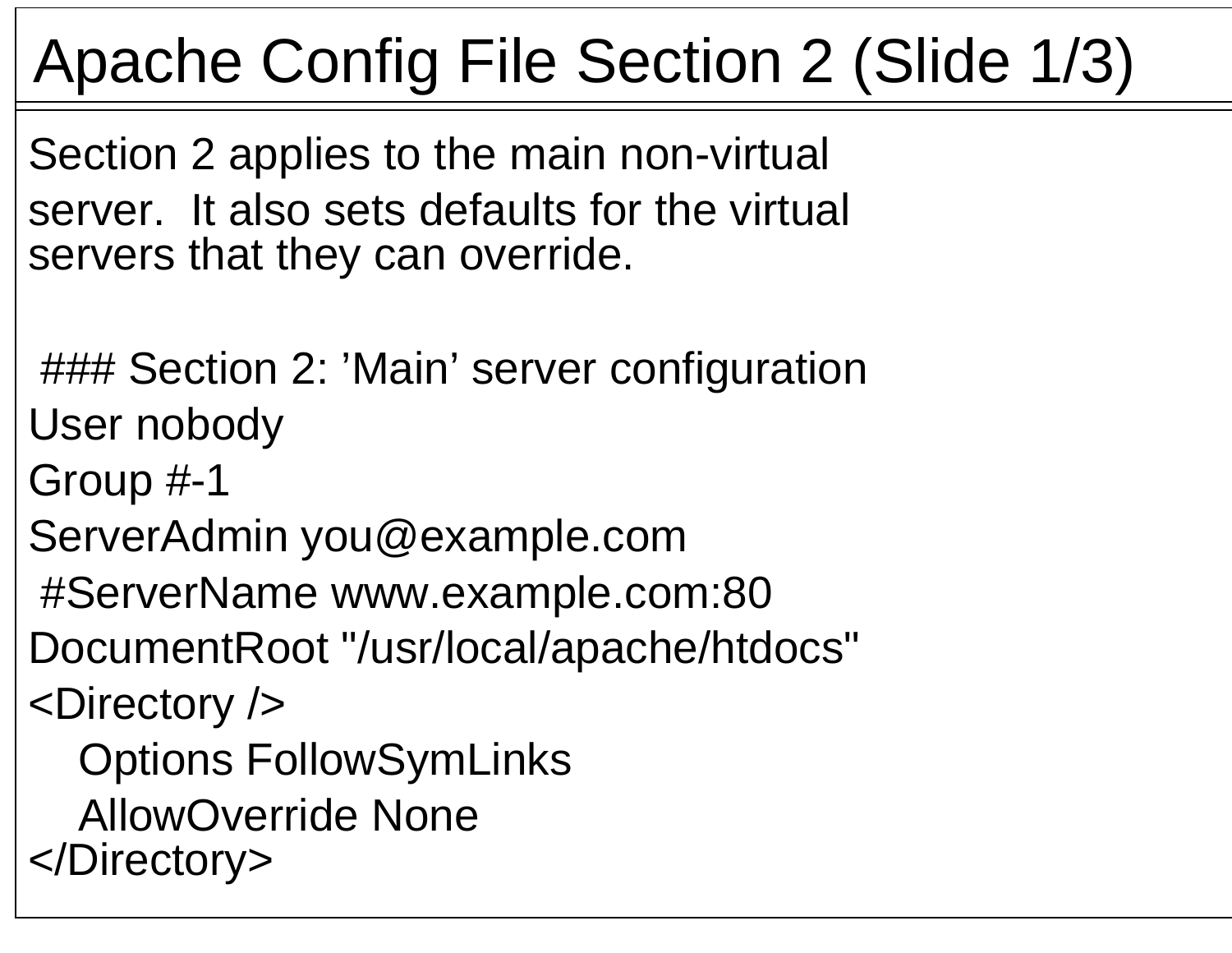# Apache Config File Section 2 (Slide 1/3)

Section 2 applies to the main non-virtual server. It also sets defaults for the virtual servers that they can override.

```
### Section 2: 'Main' server configuration
User nobody
Group #-1
ServerAdmin you@example.com
#ServerName www.example.com:80
DocumentRoot "/usr/local/apache/htdocs"
<Directory />
   Options FollowSymLinks
   AllowOverride None
</Directory>
```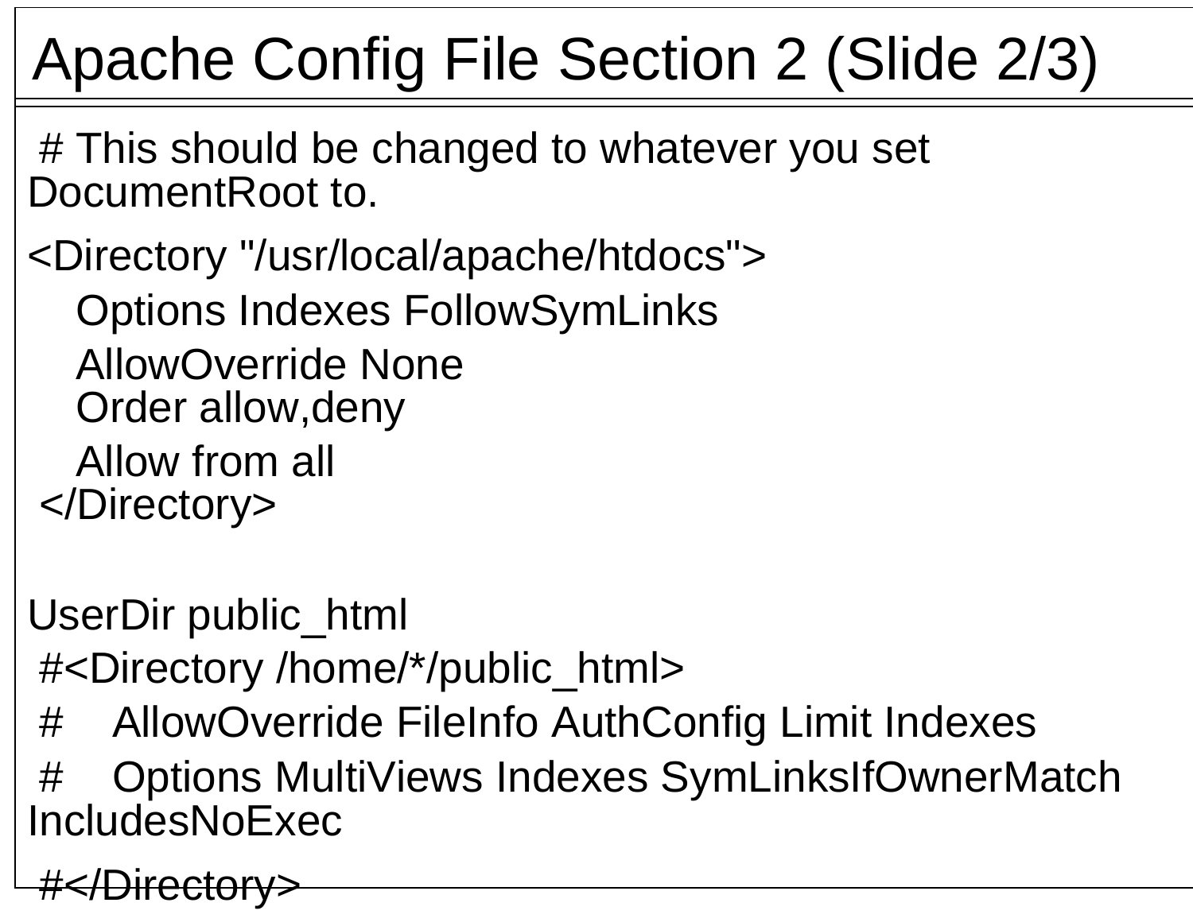# Apache Config File Section 2 (Slide 2/3)

```
# This should be changed to whatever you set DocumentRoot to.

<Directory "/usr/local/apache/htdocs">
   Options Indexes FollowSymLinks
   AllowOverride None
   Order allow,deny
   Allow from all
</Directory>


UserDir public_html
#<Directory /home/*/public_html>
#    AllowOverride FileInfo AuthConfig Limit Indexes
#    Options MultiViews Indexes SymLinksIfOwnerMatch IncludesNoExec
#</Directory>
```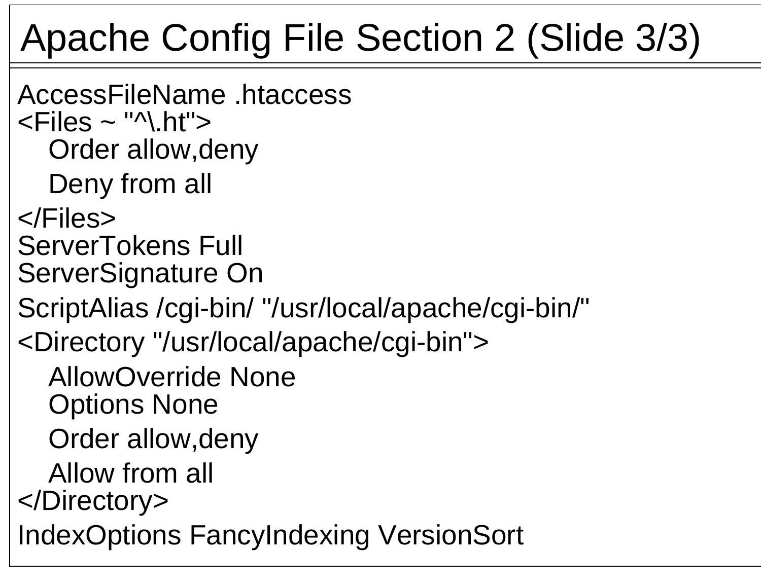# Apache Config File Section 2 (Slide 3/3)

```
AccessFileName .htaccess
<Files ~ "^\.ht">
   Order allow,deny
   Deny from all
</Files>
ServerTokens Full
ServerSignature On
ScriptAlias /cgi-bin/ "/usr/local/apache/cgi-bin/"
<Directory "/usr/local/apache/cgi-bin">
   AllowOverride None
   Options None
   Order allow,deny
   Allow from all
</Directory>
IndexOptions FancyIndexing VersionSort
```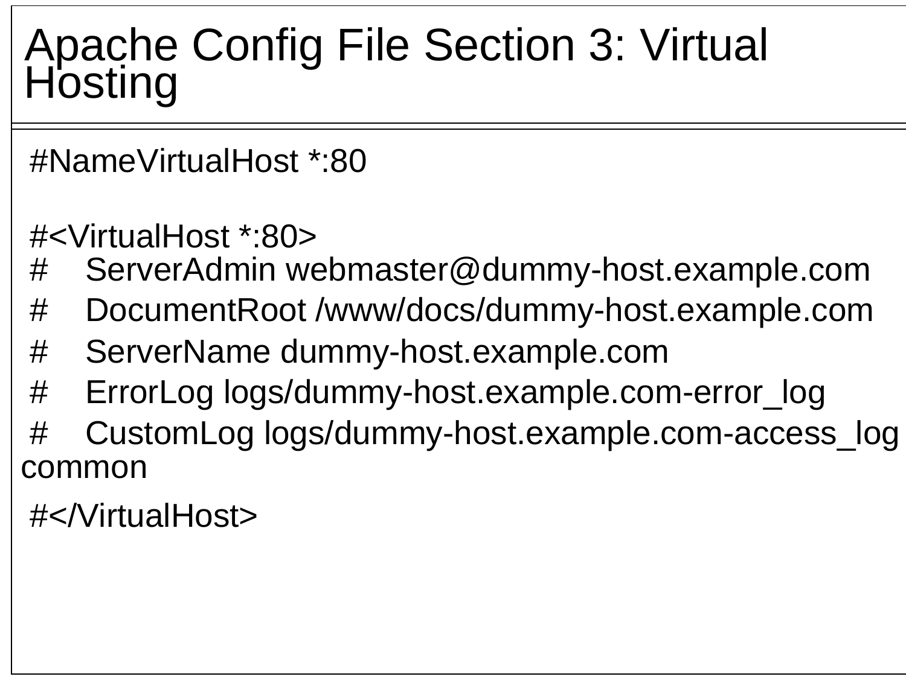# Apache Config File Section 3: Virtual Hosting

```
#NameVirtualHost *:80

#<VirtualHost *:80>
#    ServerAdmin webmaster@dummy-host.example.com
#    DocumentRoot /www/docs/dummy-host.example.com
#    ServerName dummy-host.example.com
#    ErrorLog logs/dummy-host.example.com-error_log
#    CustomLog logs/dummy-host.example.com-access_log common
#</VirtualHost>
```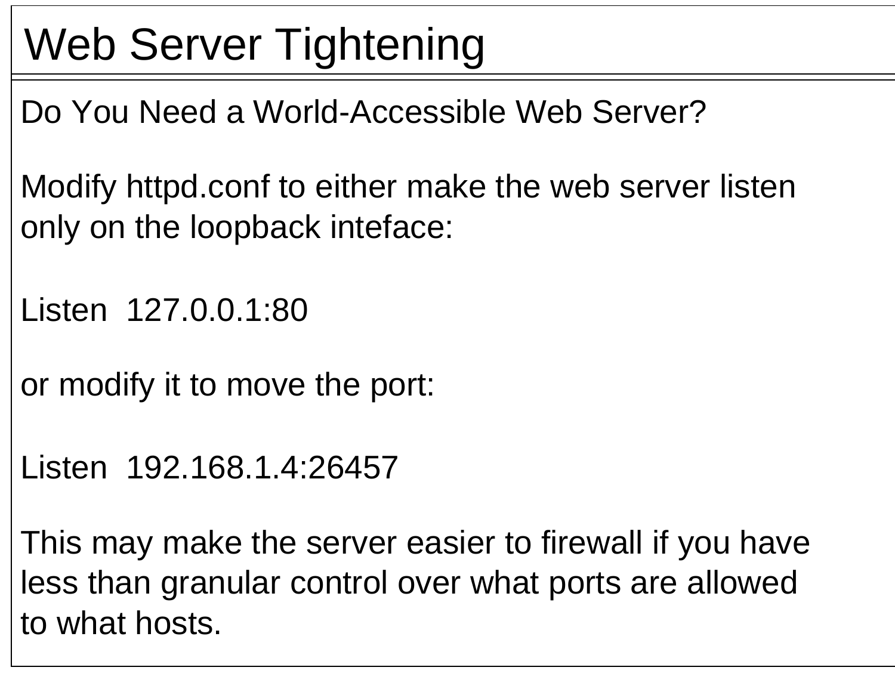# Web Server Tightening

Do You Need a World-Accessible Web Server?

Modify httpd.conf to either make the web server listen only on the loopback inteface:

```
Listen  127.0.0.1:80
```

or modify it to move the port:

```
Listen  192.168.1.4:26457
```

This may make the server easier to firewall if you have less than granular control over what ports are allowed to what hosts.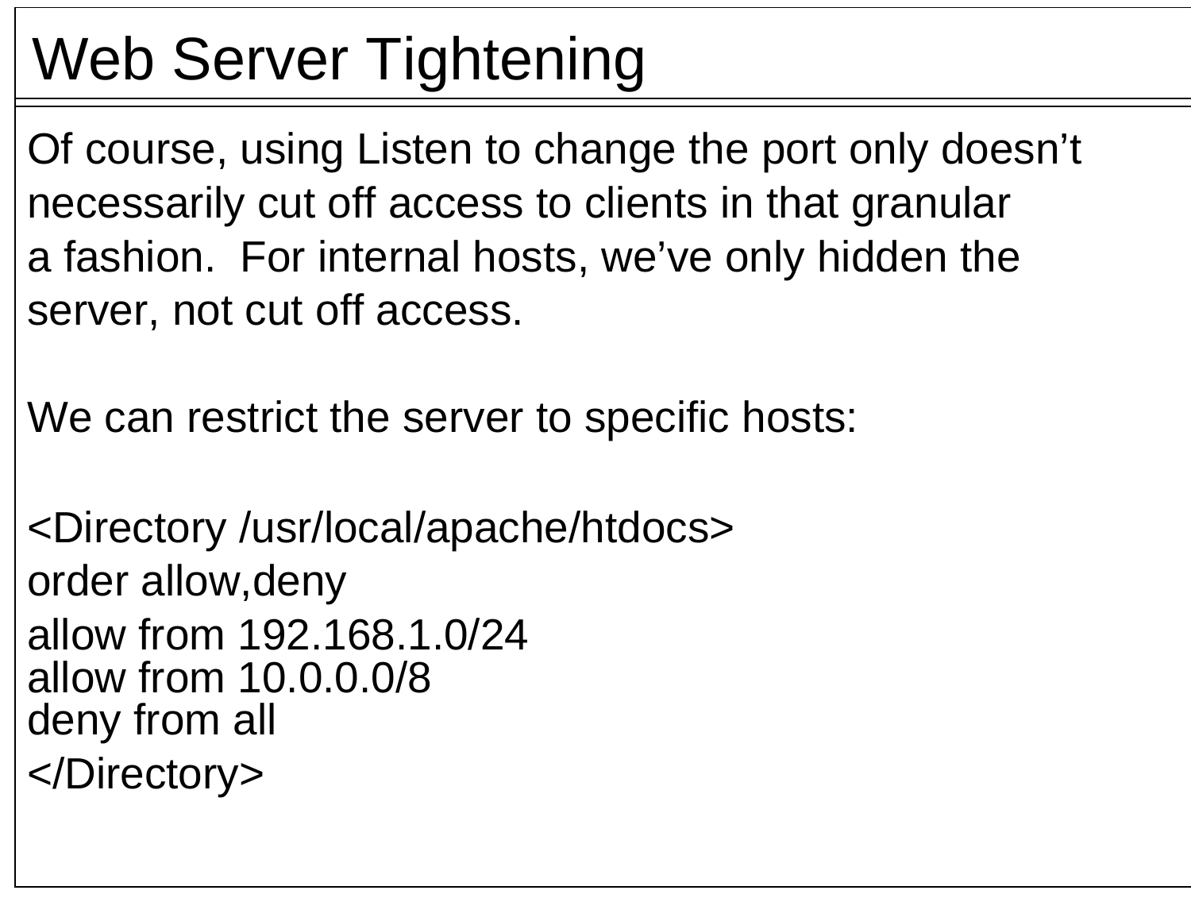# Web Server Tightening

Of course, using Listen to change the port only doesn't necessarily cut off access to clients in that granular a fashion. For internal hosts, we've only hidden the server, not cut off access.

We can restrict the server to specific hosts:

```
<Directory /usr/local/apache/htdocs>
order allow,deny
allow from 192.168.1.0/24
allow from 10.0.0.0/8
deny from all
</Directory>
```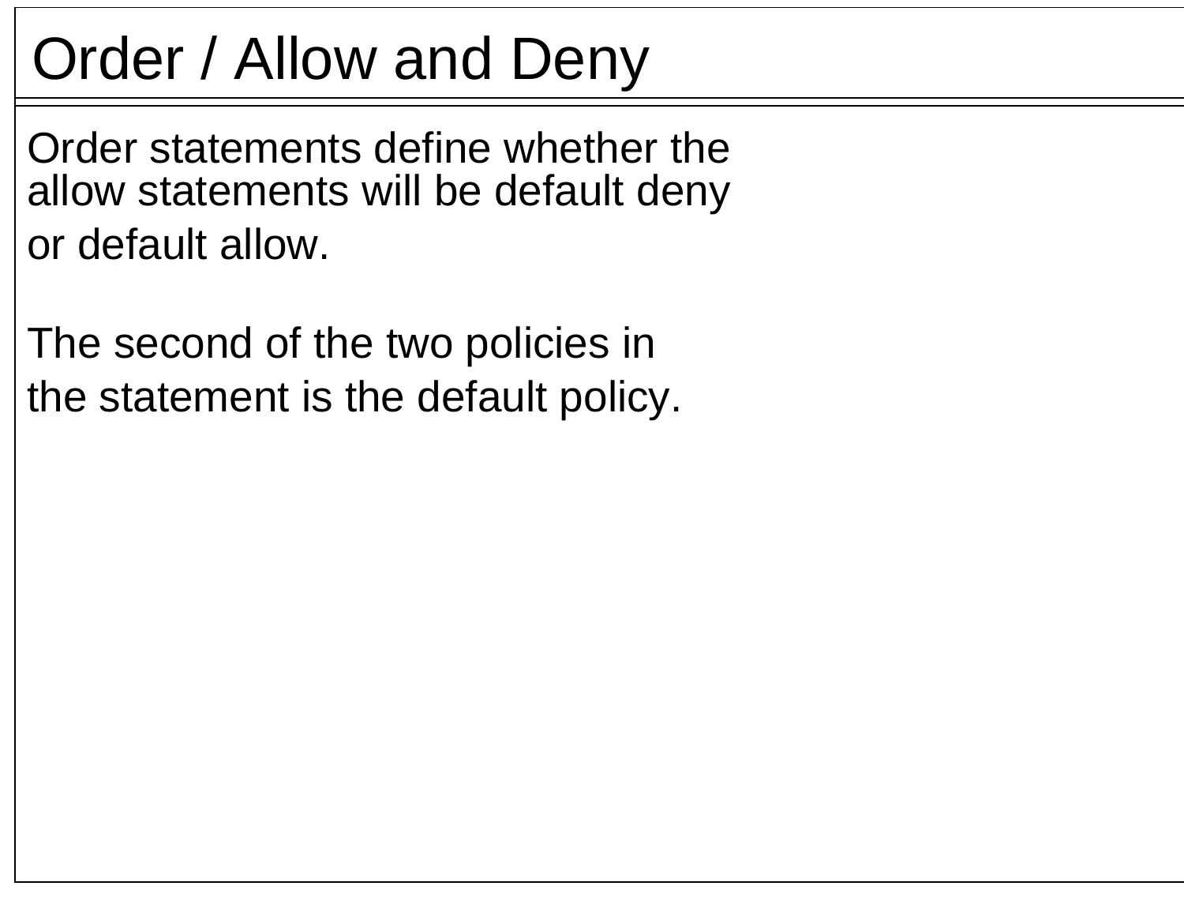# Order / Allow and Deny

Order statements define whether the allow statements will be default deny or default allow.

The second of the two policies in the statement is the default policy.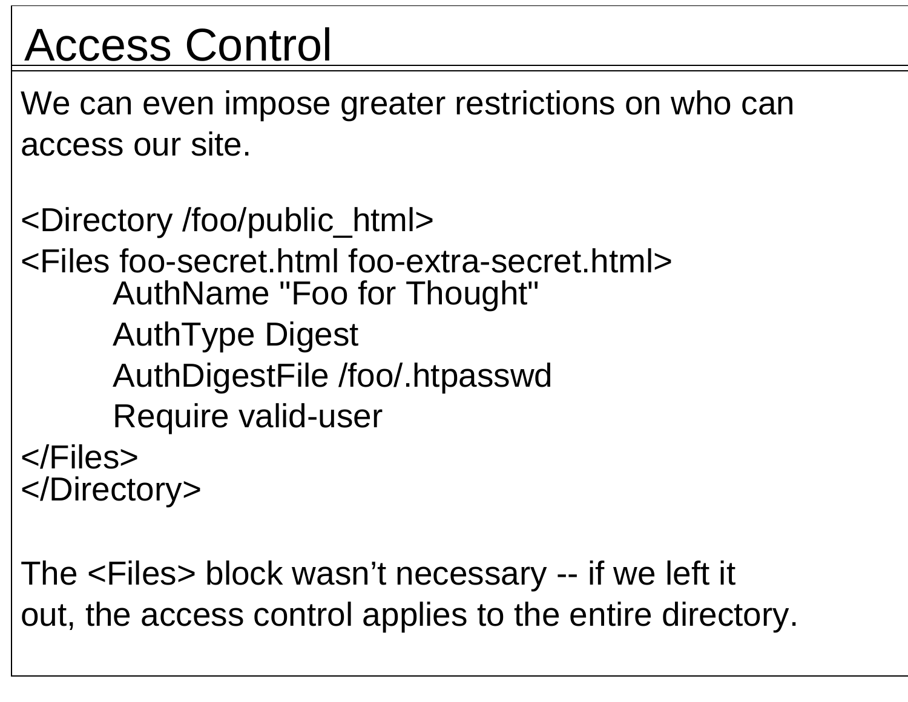# Access Control

We can even impose greater restrictions on who can access our site.

```
<Directory /foo/public_html>
<Files foo-secret.html foo-extra-secret.html>
        AuthName "Foo for Thought"
        AuthType Digest
        AuthDigestFile /foo/.htpasswd
        Require valid-user
</Files>
</Directory>
```

The <Files> block wasn’t necessary -- if we left it out, the access control applies to the entire directory.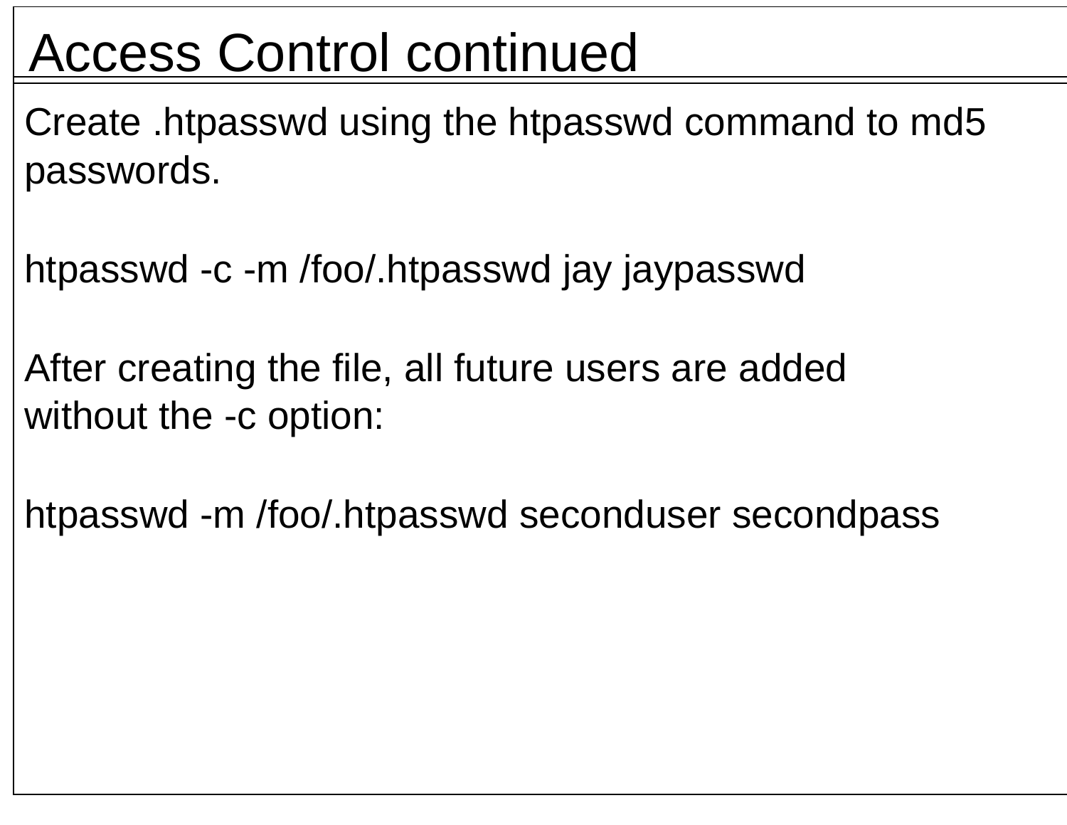# Access Control continued

Create .htpasswd using the htpasswd command to md5 passwords.

```
htpasswd -c -m /foo/.htpasswd jay jaypasswd
```

After creating the file, all future users are added without the -c option:

```
htpasswd -m /foo/.htpasswd seconduser secondpass
```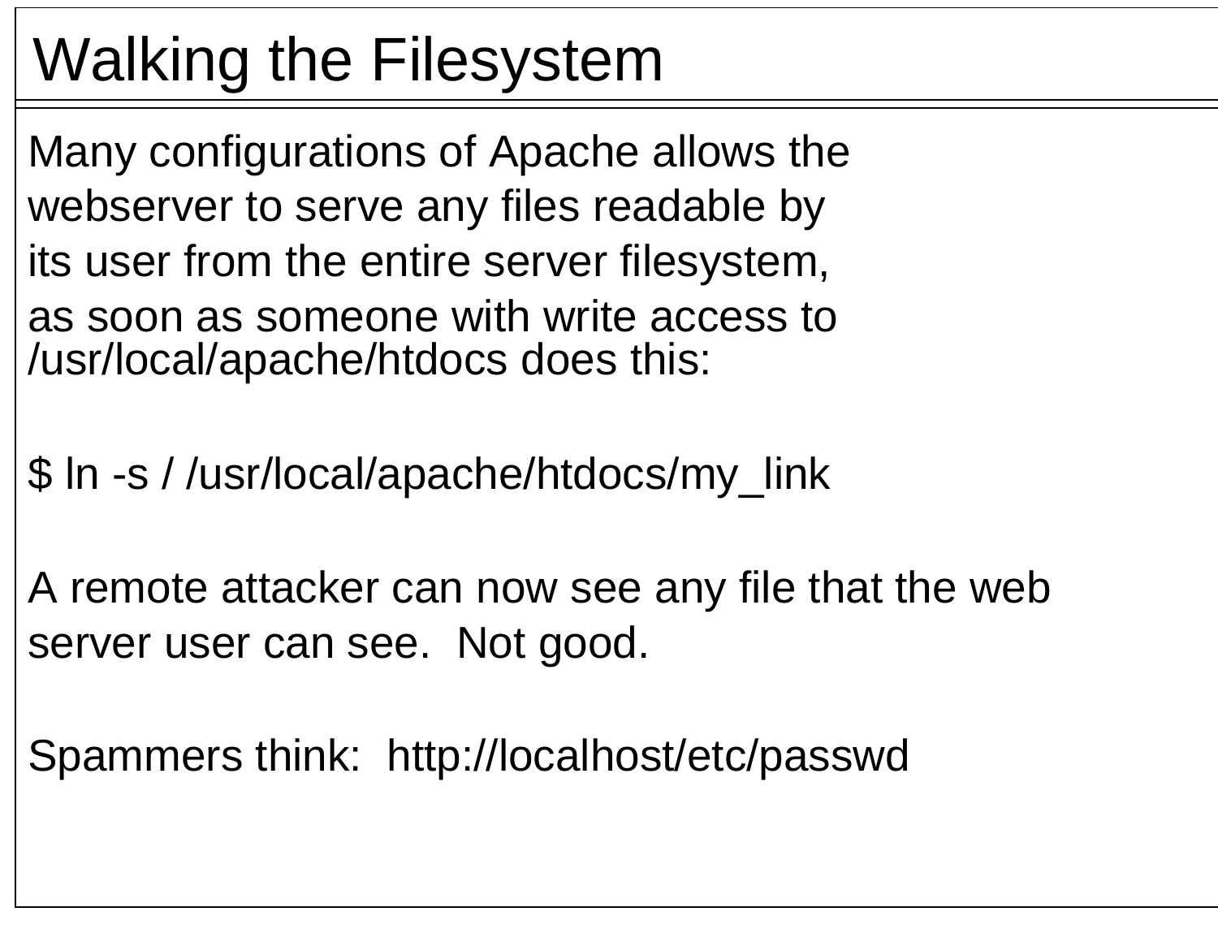# Walking the Filesystem

Many configurations of Apache allows the webserver to serve any files readable by its user from the entire server filesystem, as soon as someone with write access to /usr/local/apache/htdocs does this:

```
$ ln -s / /usr/local/apache/htdocs/my_link
```

A remote attacker can now see any file that the web server user can see. Not good.

Spammers think: http://localhost/etc/passwd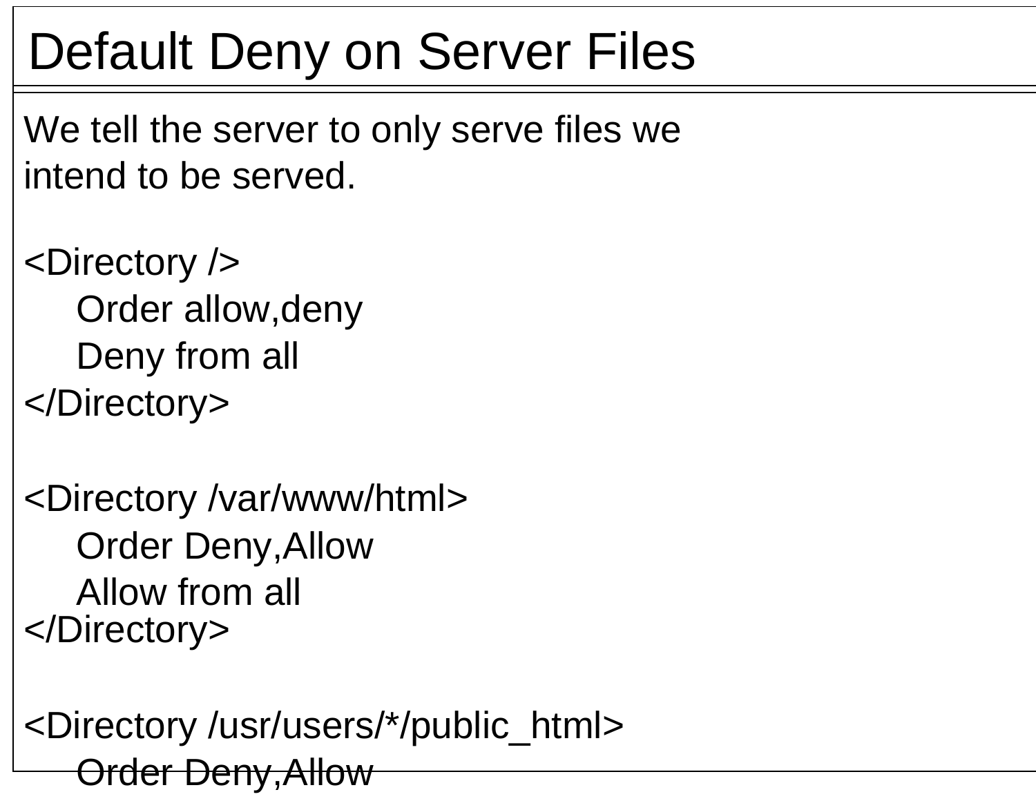# Default Deny on Server Files

We tell the server to only serve files we intend to be served.

```
<Directory />
    Order allow,deny
    Deny from all
</Directory>

<Directory /var/www/html>
    Order Deny,Allow
    Allow from all
</Directory>

<Directory /usr/users/*/public_html>
    Order Deny,Allow
```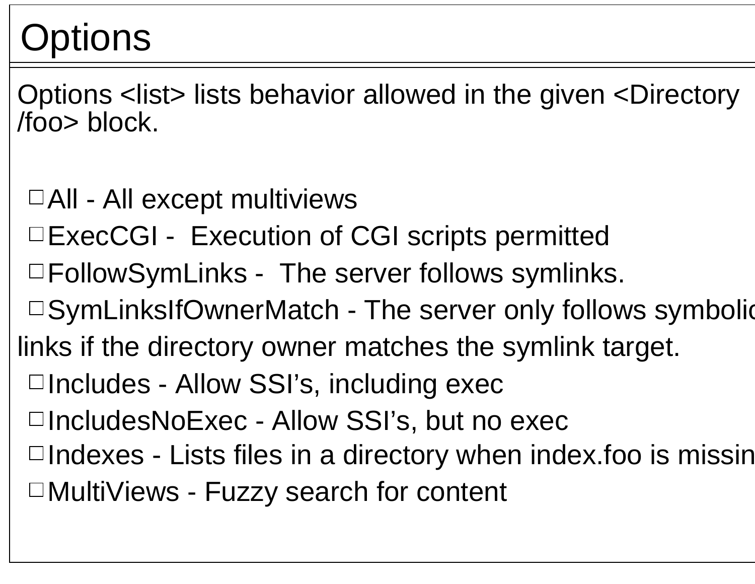# Options

Options <list> lists behavior allowed in the given <Directory /foo> block.

- All - All except multiviews
- ExecCGI - Execution of CGI scripts permitted
- FollowSymLinks - The server follows symlinks.
- SymLinksIfOwnerMatch - The server only follows symbolic links if the directory owner matches the symlink target.
- Includes - Allow SSI's, including exec
- IncludesNoExec - Allow SSI's, but no exec
- Indexes - Lists files in a directory when index.foo is missin
- MultiViews - Fuzzy search for content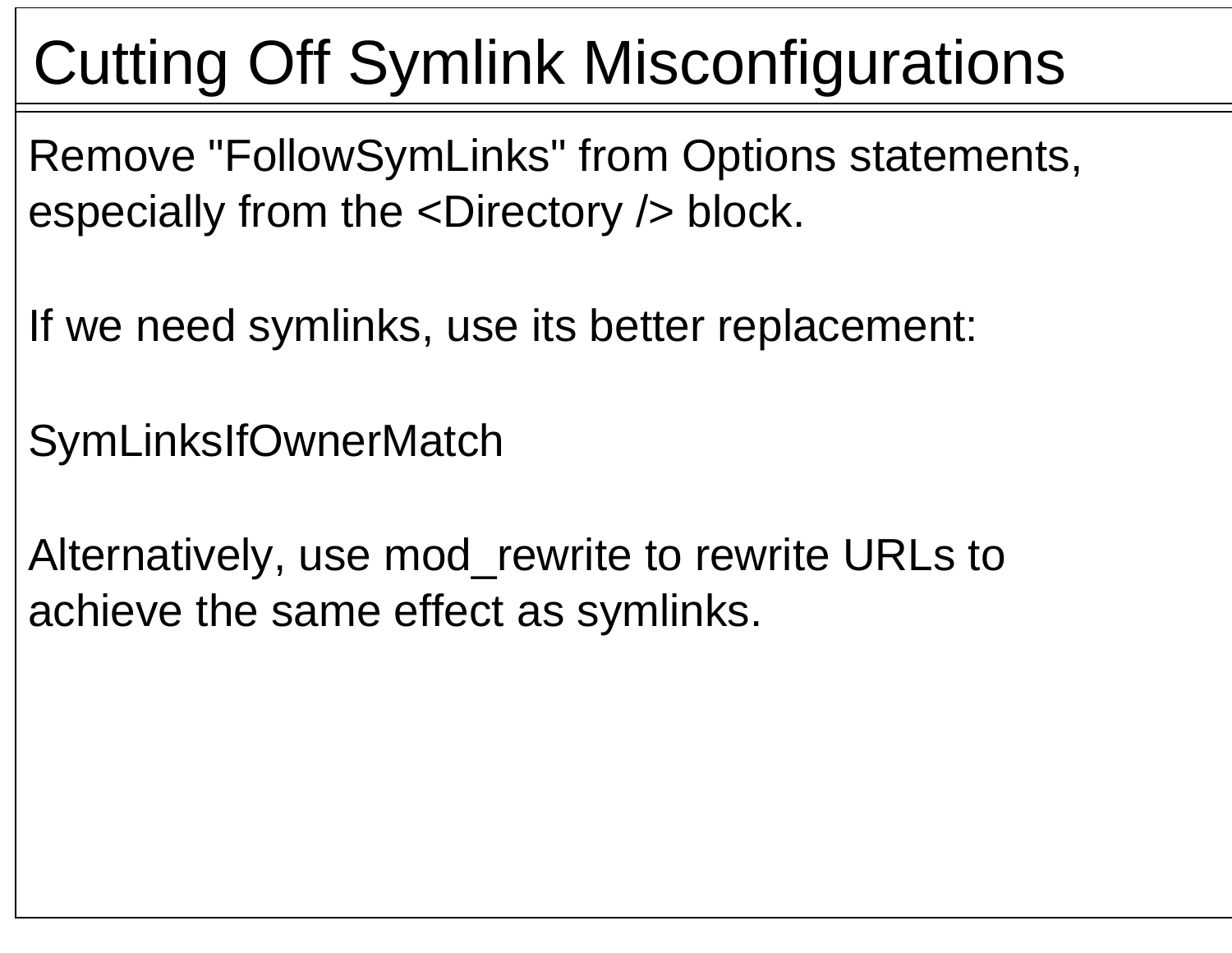# Cutting Off Symlink Misconfigurations

Remove "FollowSymLinks" from Options statements, especially from the <Directory /> block.

If we need symlinks, use its better replacement:

SymLinksIfOwnerMatch

Alternatively, use mod_rewrite to rewrite URLs to achieve the same effect as symlinks.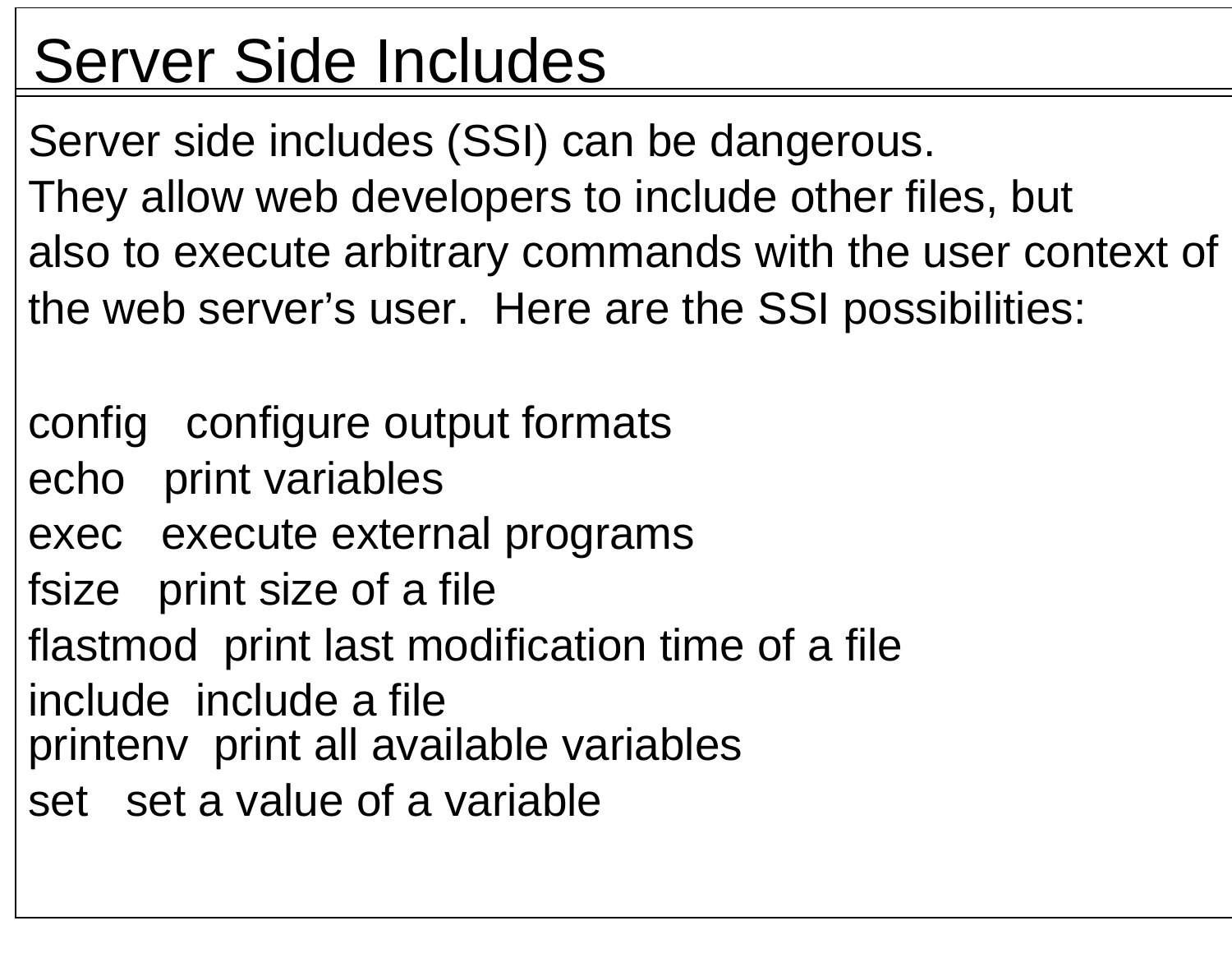# Server Side Includes

Server side includes (SSI) can be dangerous.
They allow web developers to include other files, but also to execute arbitrary commands with the user context of the web server's user. Here are the SSI possibilities:

config   configure output formats
echo   print variables
exec   execute external programs
fsize   print size of a file
flastmod  print last modification time of a file
include  include a file
printenv  print all available variables
set   set a value of a variable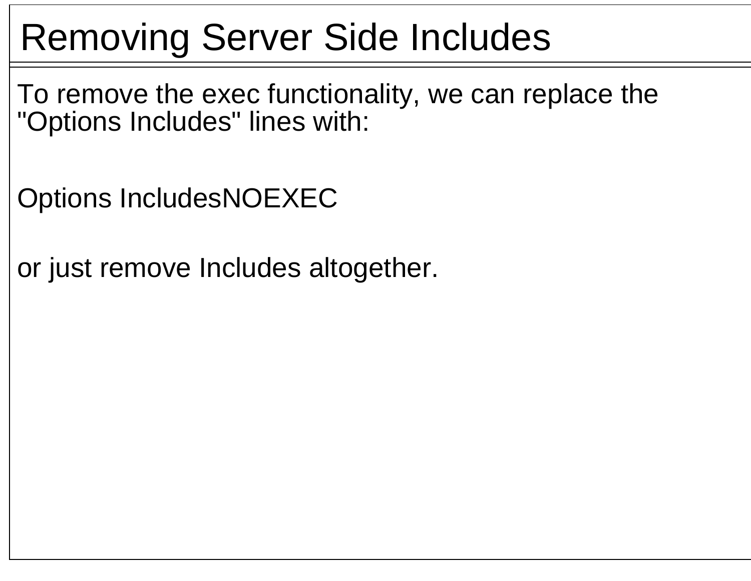# Removing Server Side Includes

To remove the exec functionality, we can replace the "Options Includes" lines with:

```
Options IncludesNOEXEC
```

or just remove Includes altogether.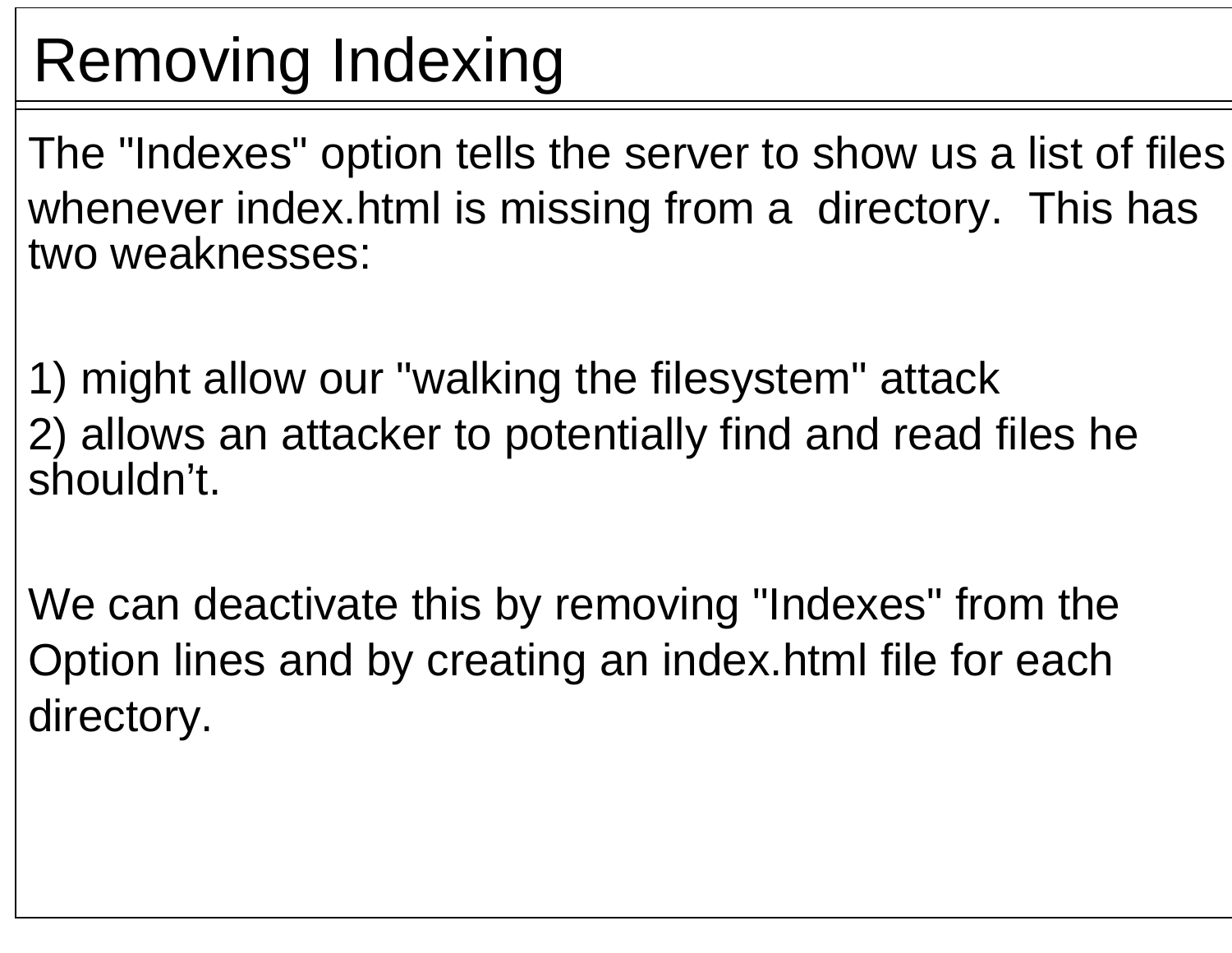# Removing Indexing

The "Indexes" option tells the server to show us a list of files whenever index.html is missing from a directory. This has two weaknesses:

1) might allow our "walking the filesystem" attack
2) allows an attacker to potentially find and read files he shouldn't.

We can deactivate this by removing "Indexes" from the Option lines and by creating an index.html file for each directory.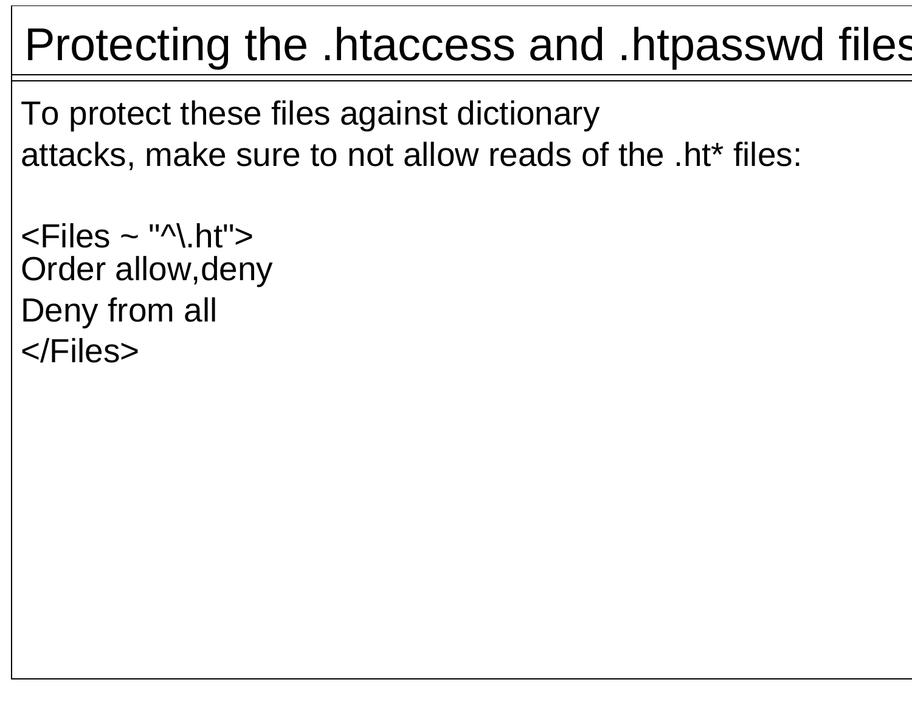# Protecting the .htaccess and .htpasswd files

To protect these files against dictionary attacks, make sure to not allow reads of the .ht* files:

```
<Files ~ "^\.ht">
Order allow,deny
Deny from all
</Files>
```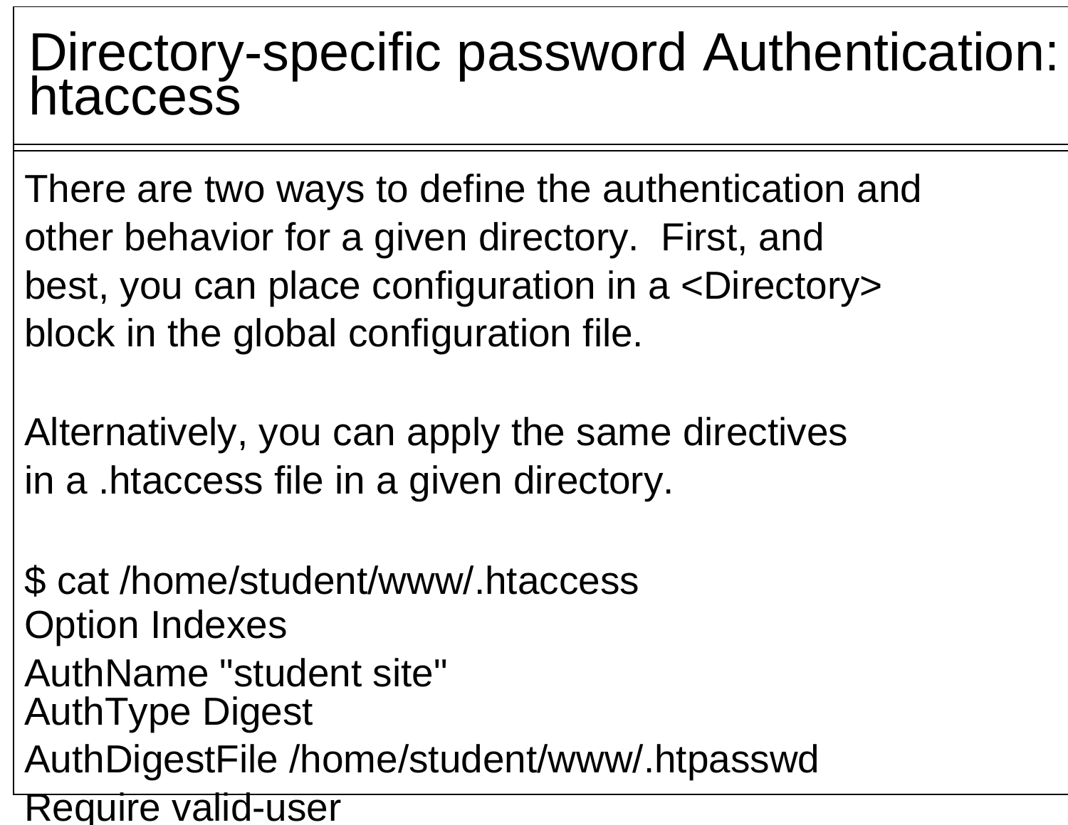# Directory-specific password Authentication: htaccess

There are two ways to define the authentication and other behavior for a given directory. First, and best, you can place configuration in a <Directory> block in the global configuration file.

Alternatively, you can apply the same directives in a .htaccess file in a given directory.

```
$ cat /home/student/www/.htaccess
Option Indexes
AuthName "student site"
AuthType Digest
AuthDigestFile /home/student/www/.htpasswd
Require valid-user
```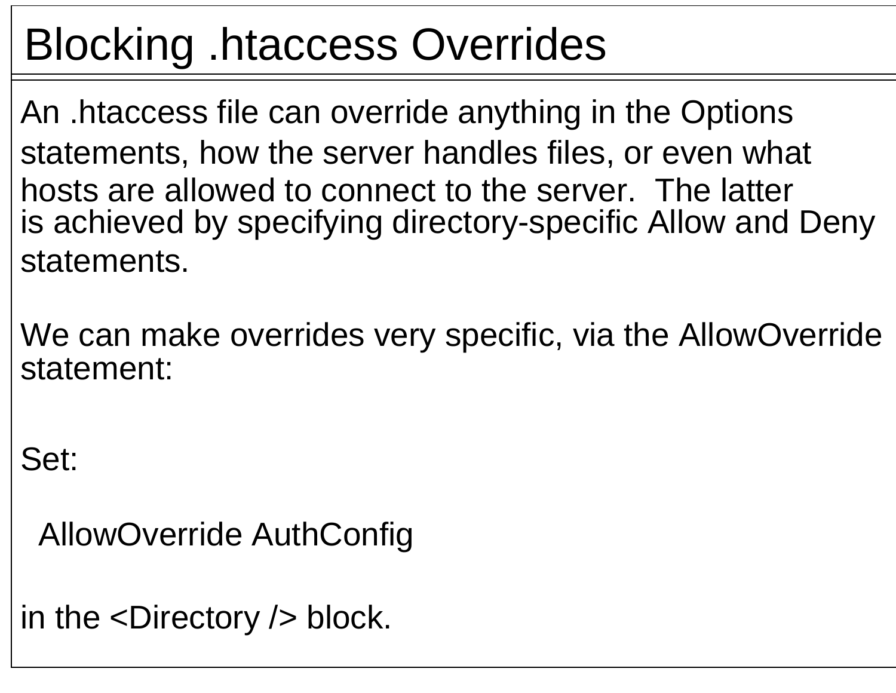# Blocking .htaccess Overrides

An .htaccess file can override anything in the Options statements, how the server handles files, or even what hosts are allowed to connect to the server. The latter is achieved by specifying directory-specific Allow and Deny statements.

We can make overrides very specific, via the AllowOverride statement:

Set:

```
AllowOverride AuthConfig
```

in the <Directory /> block.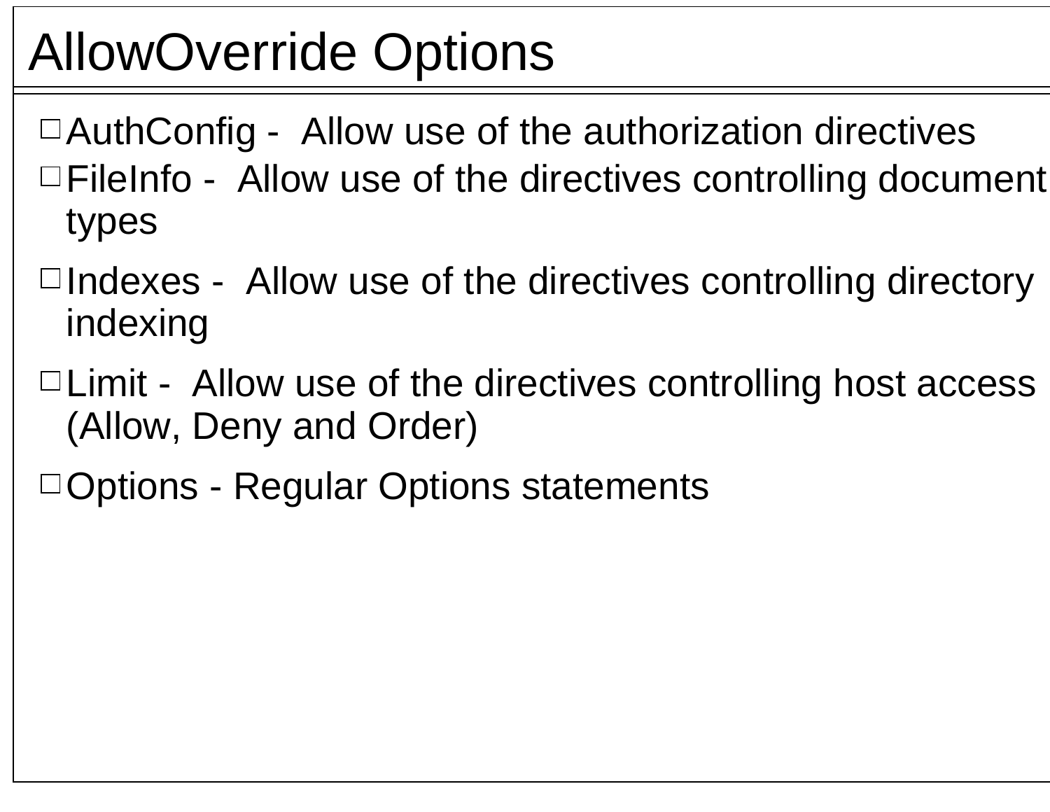# AllowOverride Options

- AuthConfig -  Allow use of the authorization directives
- FileInfo -  Allow use of the directives controlling document types
- Indexes -  Allow use of the directives controlling directory indexing
- Limit -  Allow use of the directives controlling host access (Allow, Deny and Order)
- Options - Regular Options statements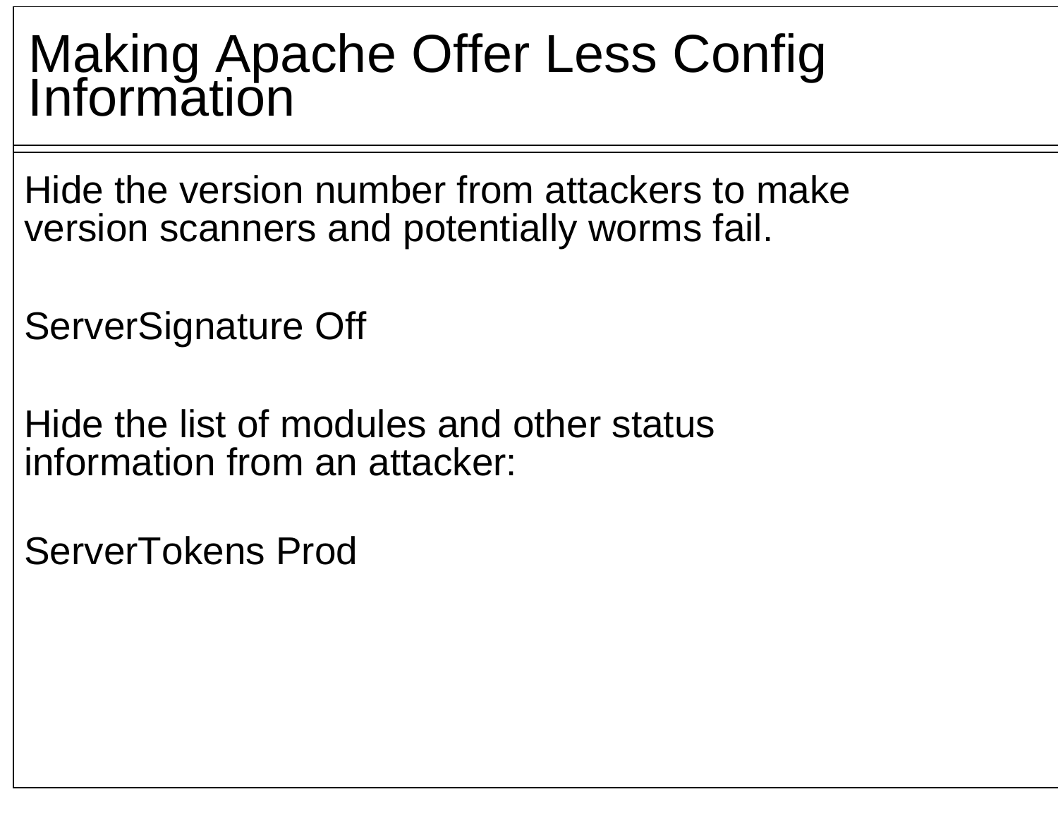# Making Apache Offer Less Config Information

Hide the version number from attackers to make version scanners and potentially worms fail.

```
ServerSignature Off
```

Hide the list of modules and other status information from an attacker:

```
ServerTokens Prod
```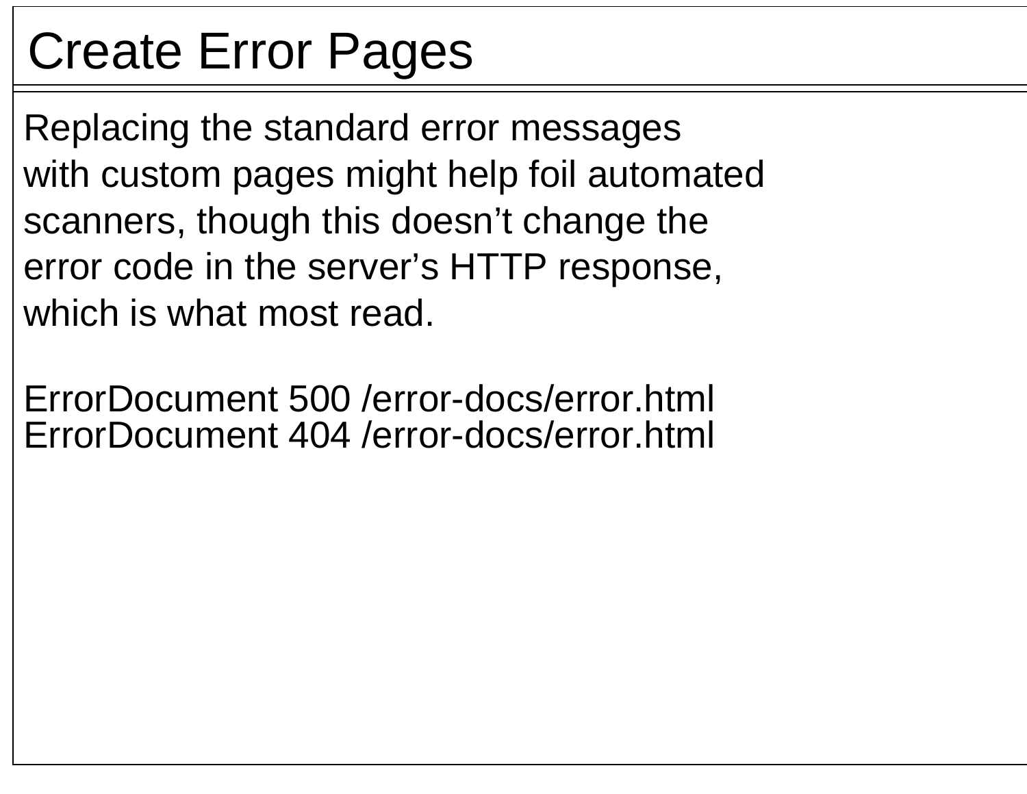# Create Error Pages

Replacing the standard error messages with custom pages might help foil automated scanners, though this doesn’t change the error code in the server’s HTTP response, which is what most read.

```
ErrorDocument 500 /error-docs/error.html
ErrorDocument 404 /error-docs/error.html
```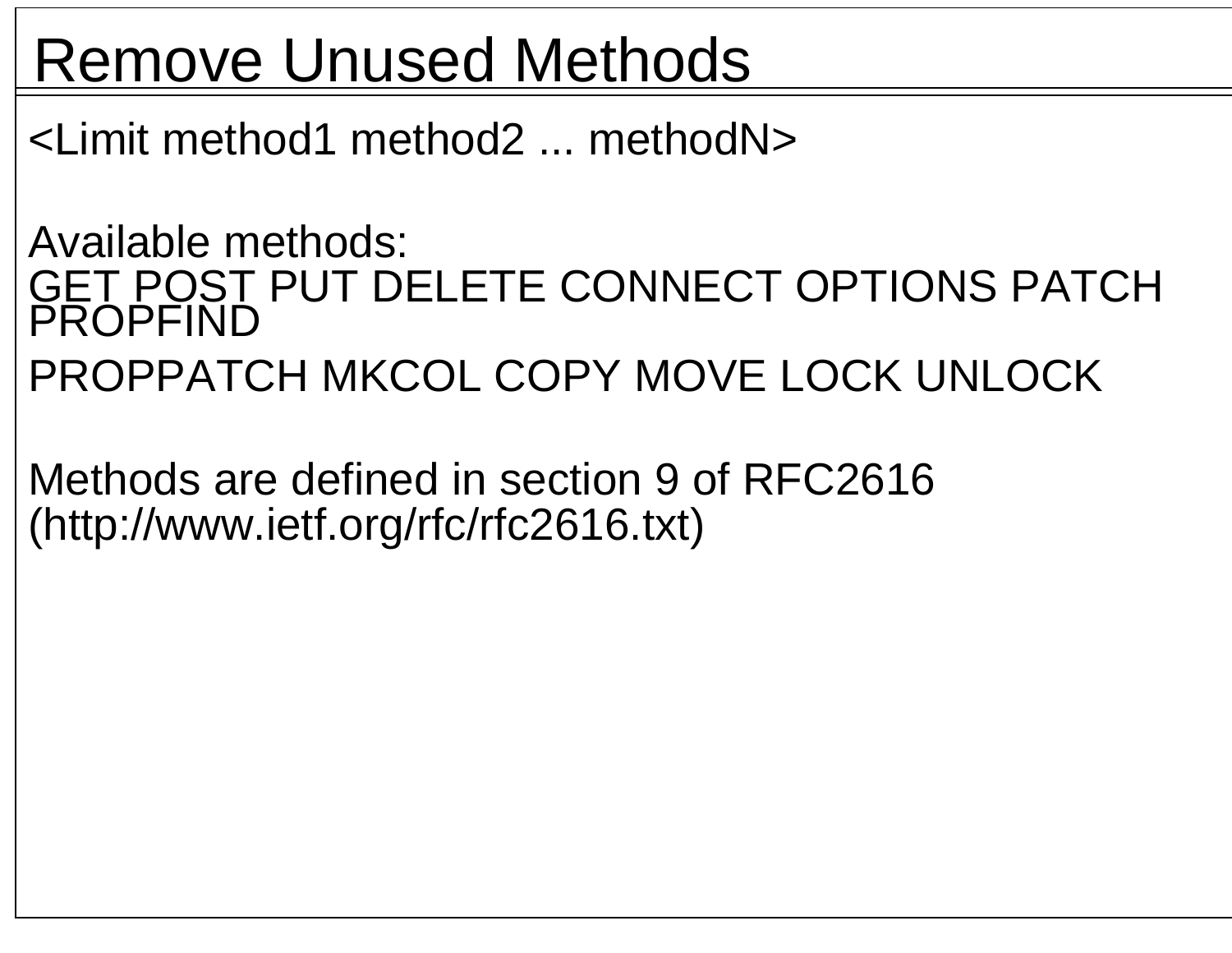# Remove Unused Methods

<Limit method1 method2 ... methodN>

Available methods:
GET POST PUT DELETE CONNECT OPTIONS PATCH PROPFIND
PROPPATCH MKCOL COPY MOVE LOCK UNLOCK

Methods are defined in section 9 of RFC2616 (http://www.ietf.org/rfc/rfc2616.txt)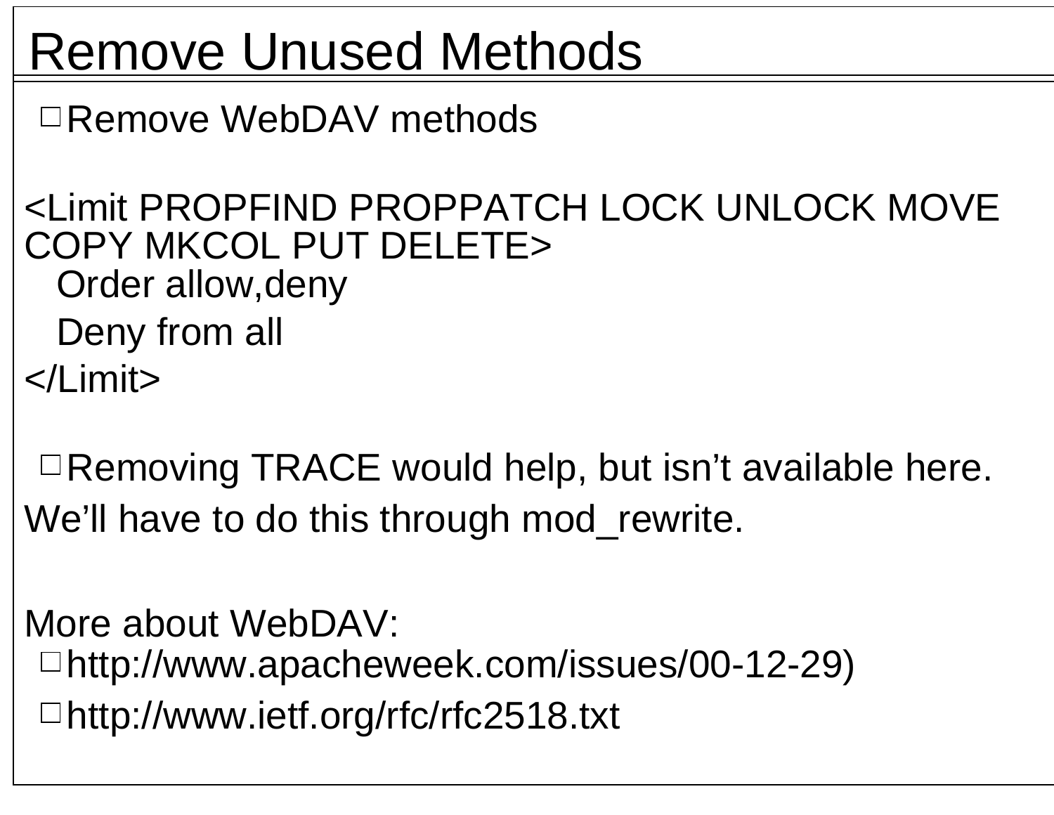# Remove Unused Methods

- Remove WebDAV methods

```
<Limit PROPFIND PROPPATCH LOCK UNLOCK MOVE
COPY MKCOL PUT DELETE>
  Order allow,deny
  Deny from all
</Limit>
```

- Removing TRACE would help, but isn't available here.

We'll have to do this through mod_rewrite.

More about WebDAV:

- http://www.apacheweek.com/issues/00-12-29)
- http://www.ietf.org/rfc/rfc2518.txt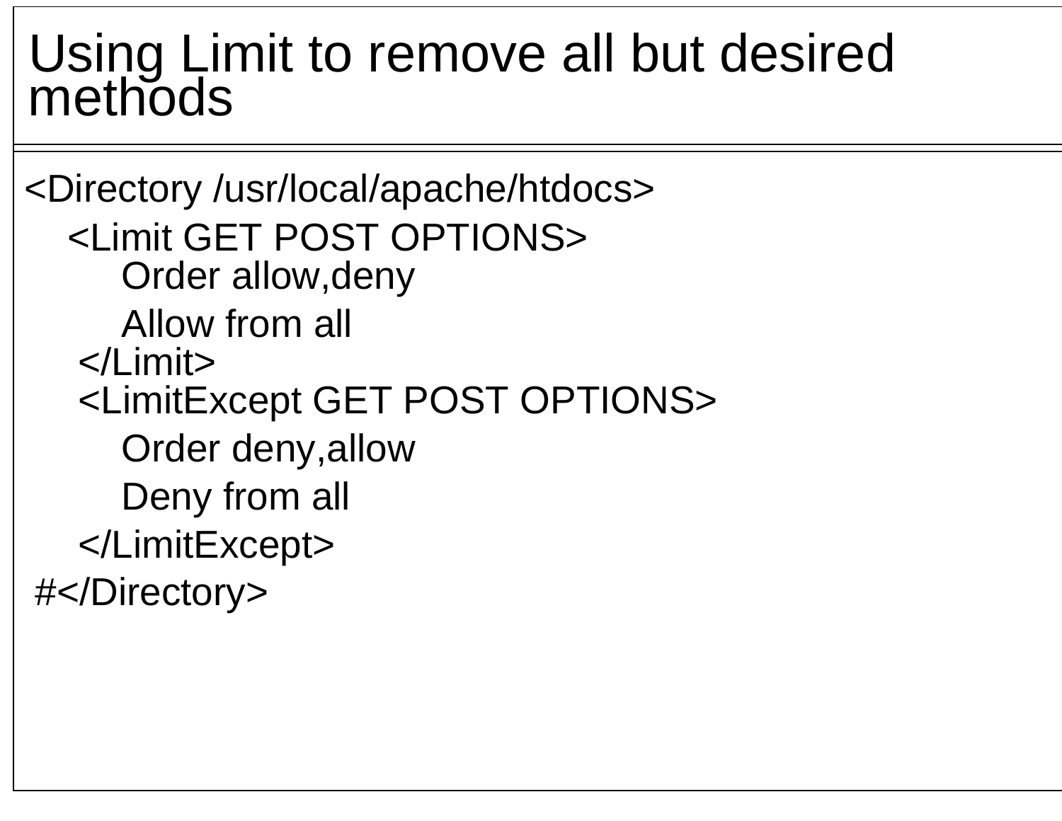# Using Limit to remove all but desired methods

```
<Directory /usr/local/apache/htdocs>
    <Limit GET POST OPTIONS>
        Order allow,deny
        Allow from all
    </Limit>
    <LimitExcept GET POST OPTIONS>
        Order deny,allow
        Deny from all
    </LimitExcept>
#</Directory>
```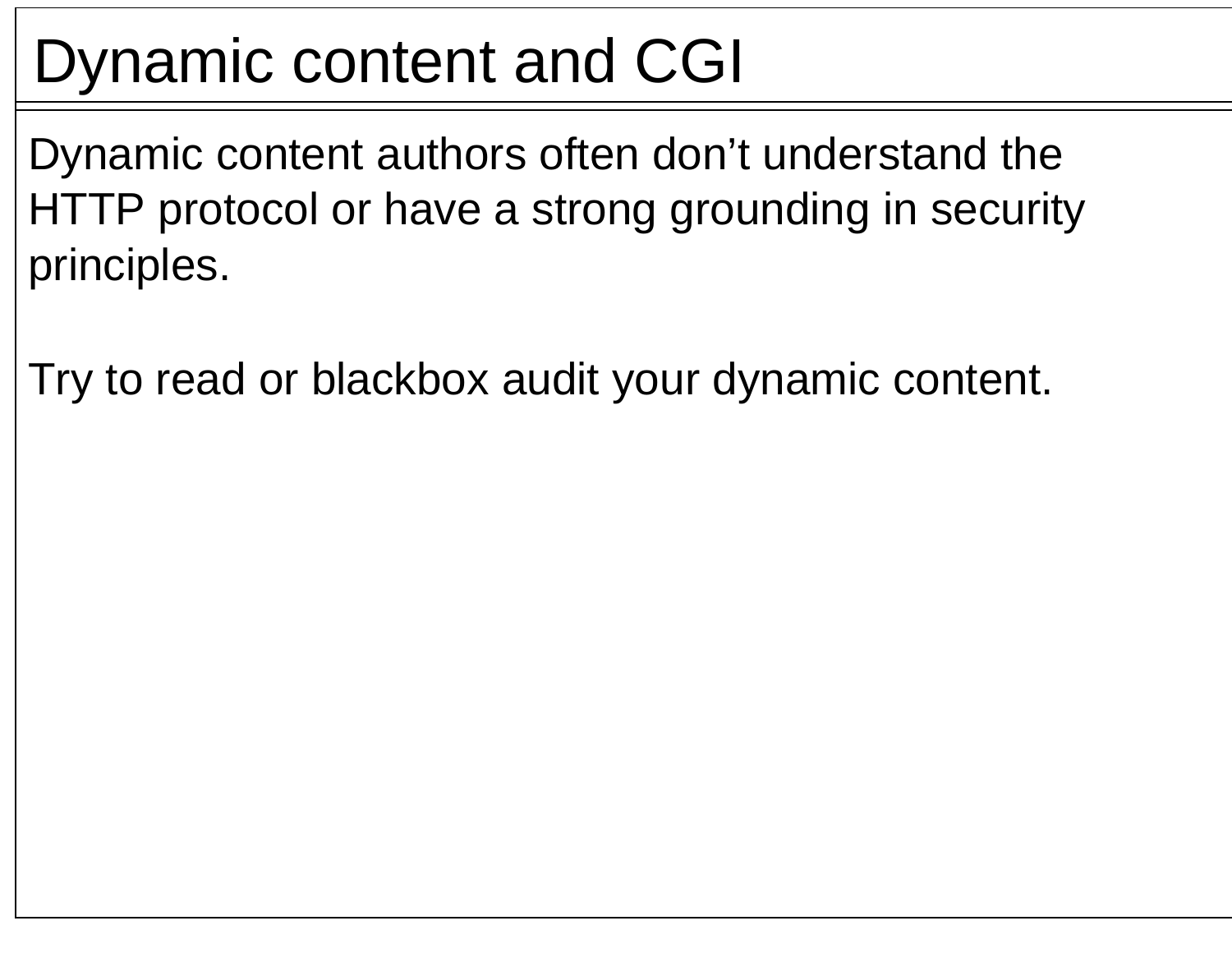# Dynamic content and CGI

Dynamic content authors often don’t understand the HTTP protocol or have a strong grounding in security principles.

Try to read or blackbox audit your dynamic content.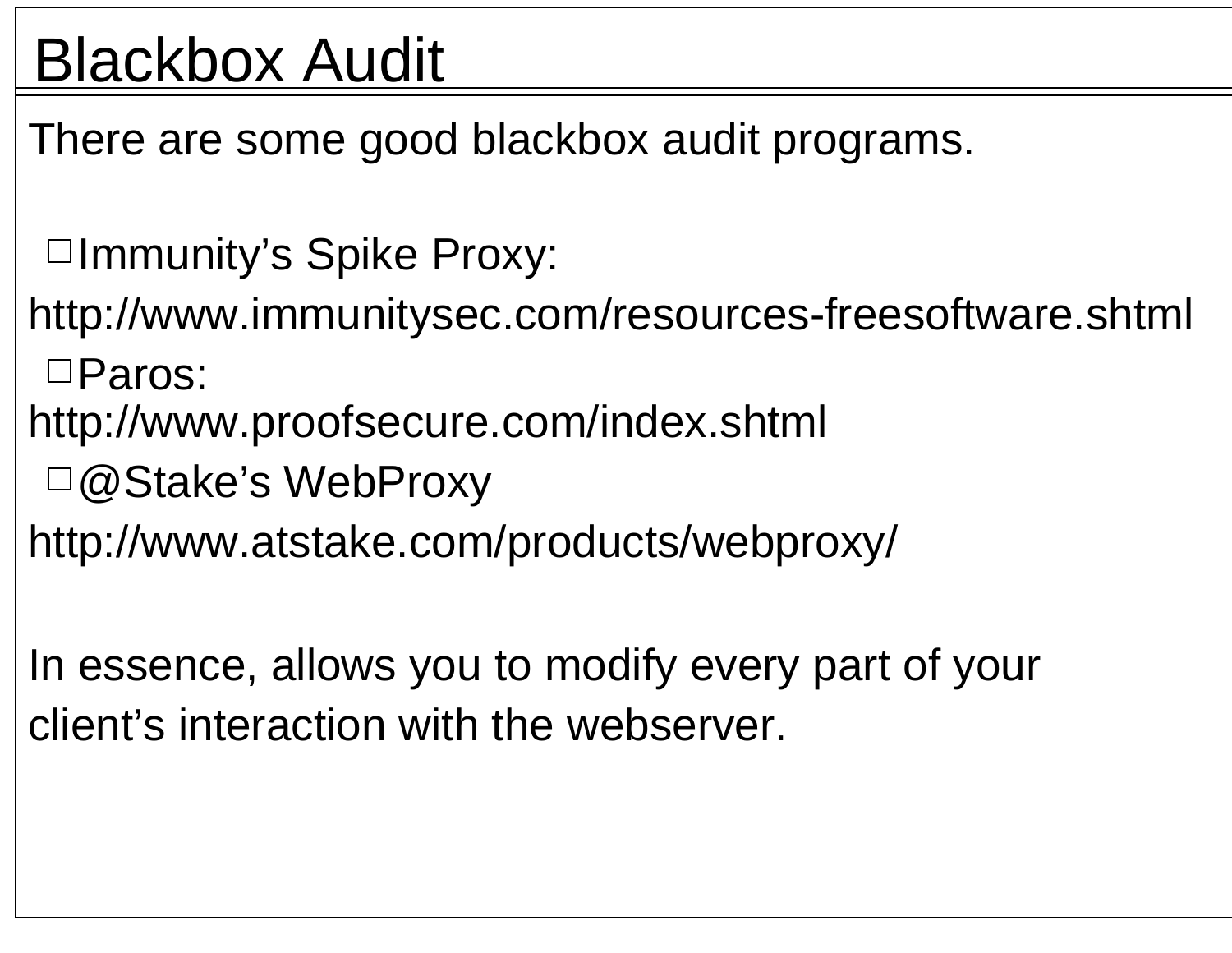# Blackbox Audit

There are some good blackbox audit programs.

- Immunity’s Spike Proxy:

http://www.immunitysec.com/resources-freesoftware.shtml

- Paros:

http://www.proofsecure.com/index.shtml

- @Stake’s WebProxy

http://www.atstake.com/products/webproxy/

In essence, allows you to modify every part of your client’s interaction with the webserver.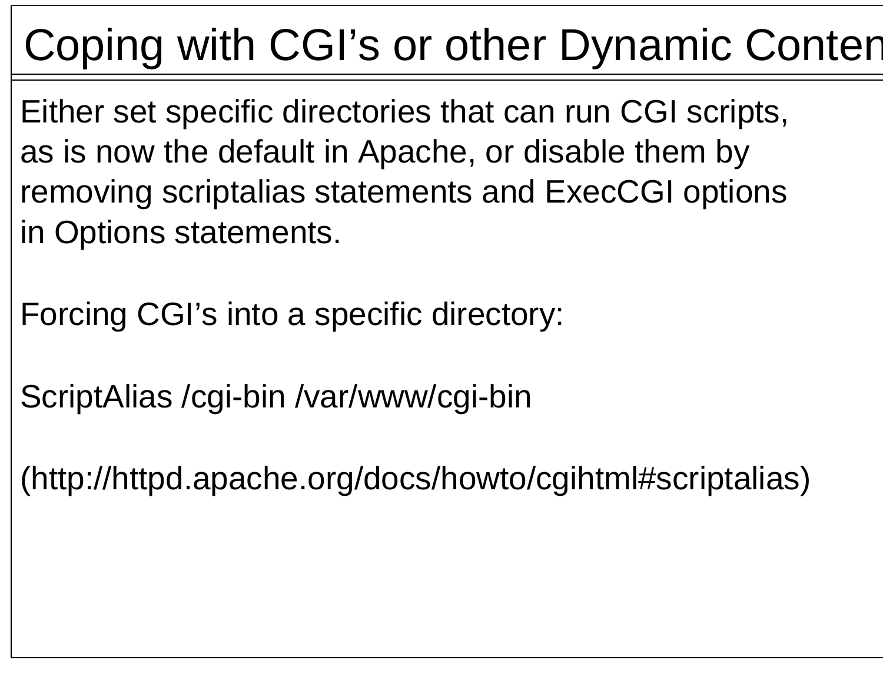# Coping with CGI’s or other Dynamic Conten

Either set specific directories that can run CGI scripts, as is now the default in Apache, or disable them by removing scriptalias statements and ExecCGI options in Options statements.

Forcing CGI’s into a specific directory:

```
ScriptAlias /cgi-bin /var/www/cgi-bin
```

(http://httpd.apache.org/docs/howto/cgihtml#scriptalias)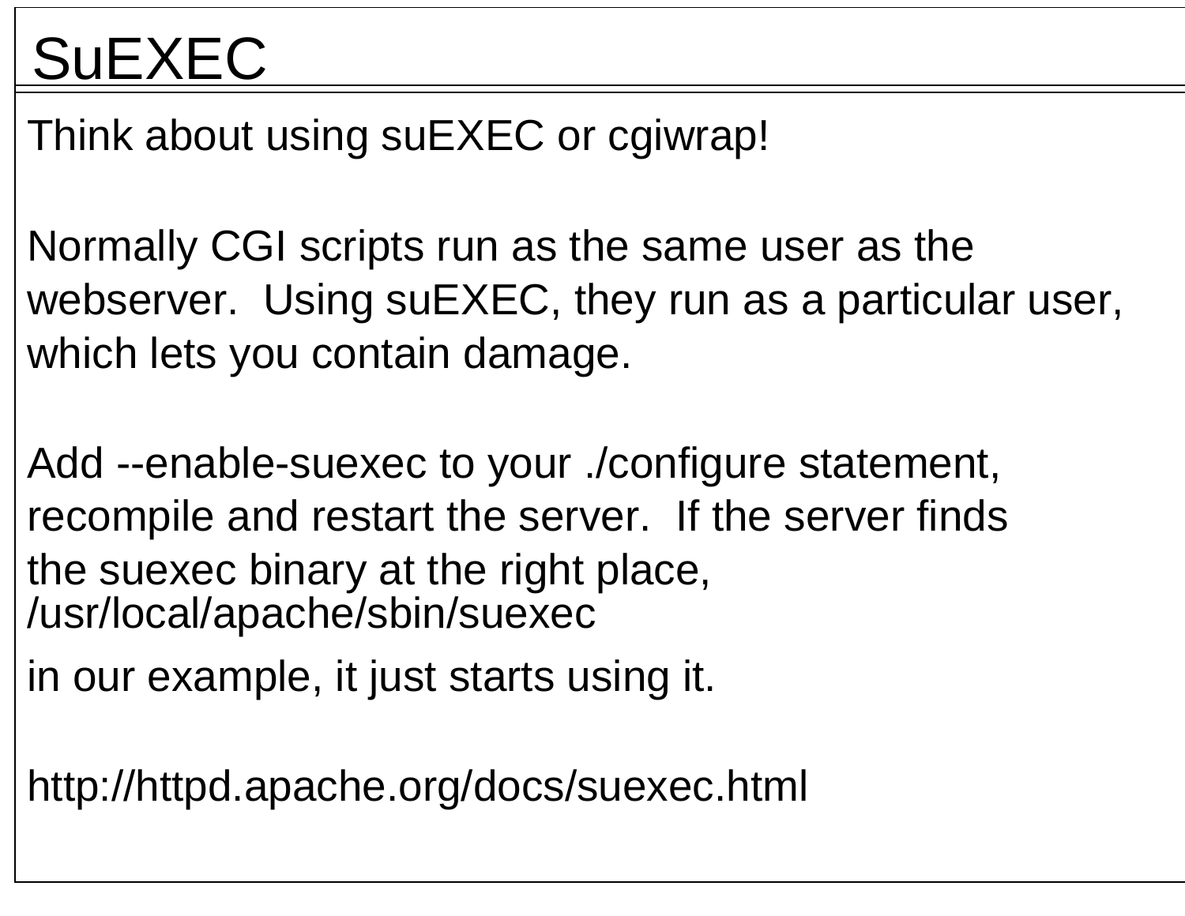# SuEXEC

Think about using suEXEC or cgiwrap!

Normally CGI scripts run as the same user as the webserver. Using suEXEC, they run as a particular user, which lets you contain damage.

Add --enable-suexec to your ./configure statement, recompile and restart the server. If the server finds the suexec binary at the right place, /usr/local/apache/sbin/suexec in our example, it just starts using it.

http://httpd.apache.org/docs/suexec.html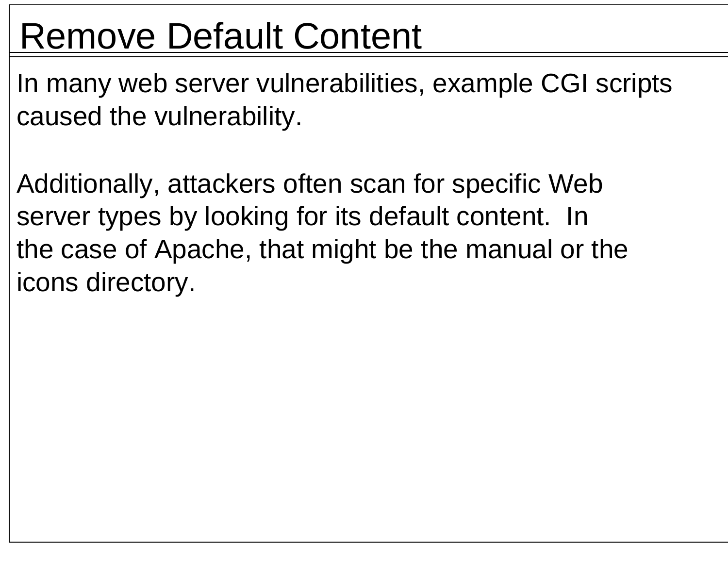# Remove Default Content

In many web server vulnerabilities, example CGI scripts caused the vulnerability.

Additionally, attackers often scan for specific Web server types by looking for its default content. In the case of Apache, that might be the manual or the icons directory.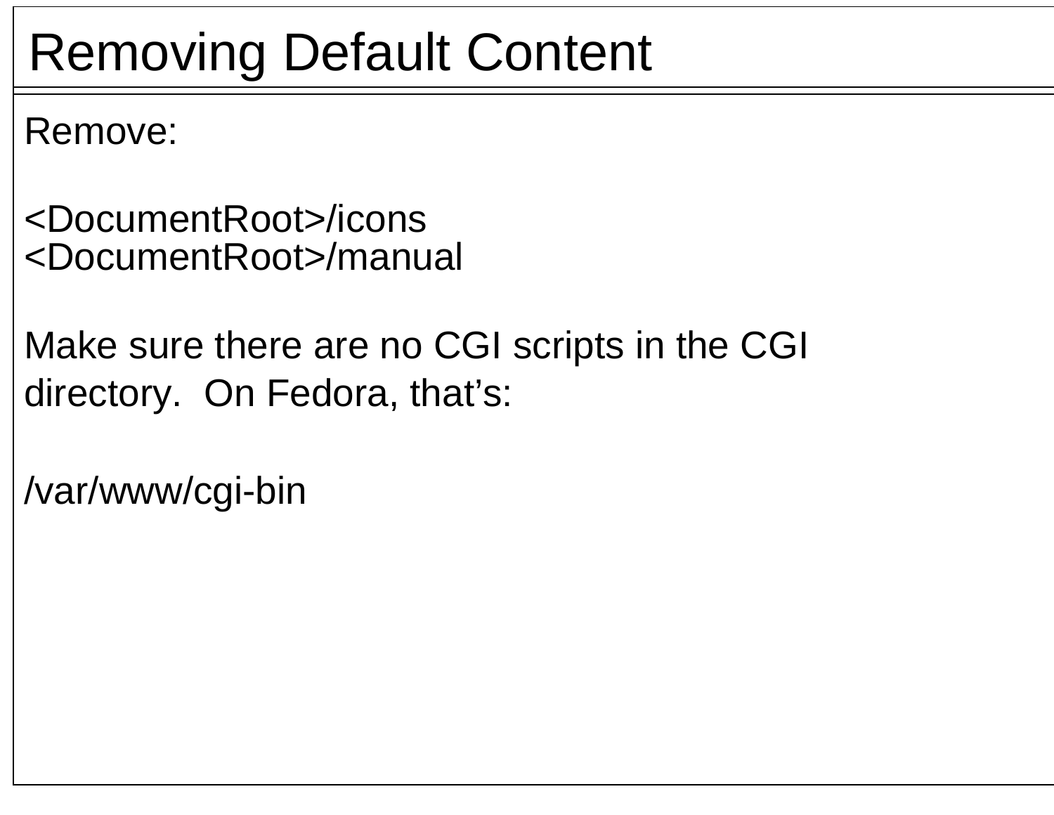# Removing Default Content

Remove:

<DocumentRoot>/icons
<DocumentRoot>/manual

Make sure there are no CGI scripts in the CGI directory.  On Fedora, that's:

/var/www/cgi-bin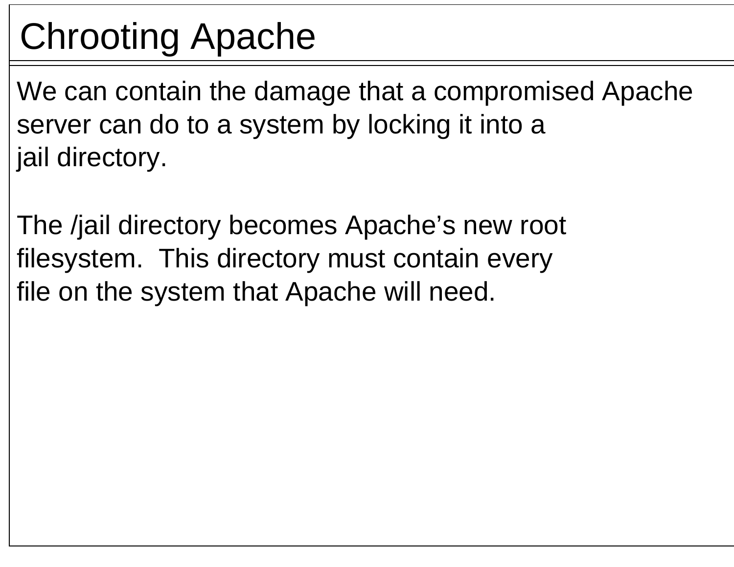# Chrooting Apache

We can contain the damage that a compromised Apache server can do to a system by locking it into a jail directory.

The /jail directory becomes Apache's new root filesystem. This directory must contain every file on the system that Apache will need.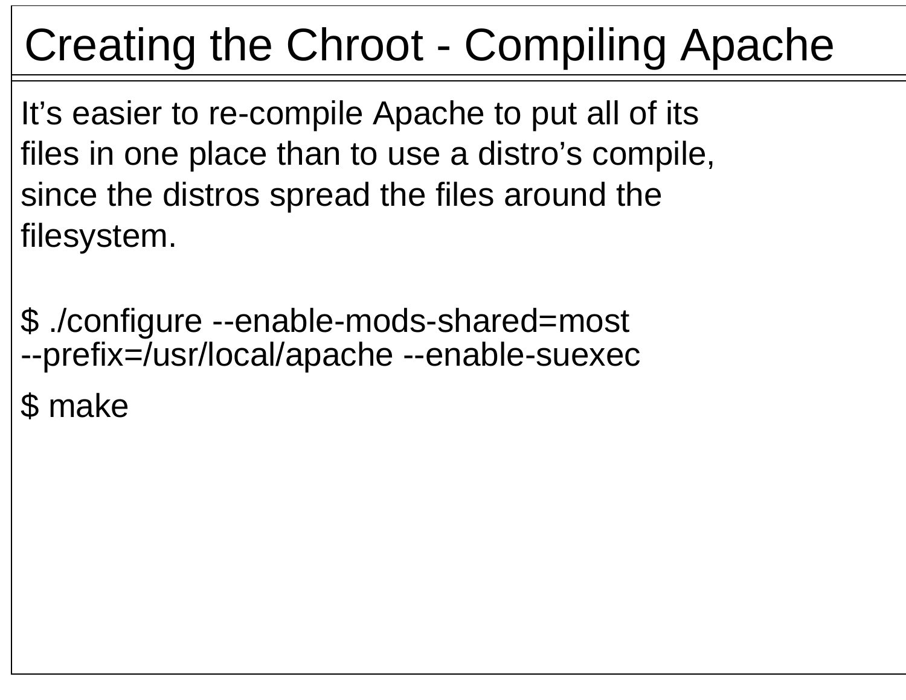# Creating the Chroot - Compiling Apache

It’s easier to re-compile Apache to put all of its files in one place than to use a distro’s compile, since the distros spread the files around the filesystem.

```
$ ./configure --enable-mods-shared=most
--prefix=/usr/local/apache --enable-suexec

$ make
```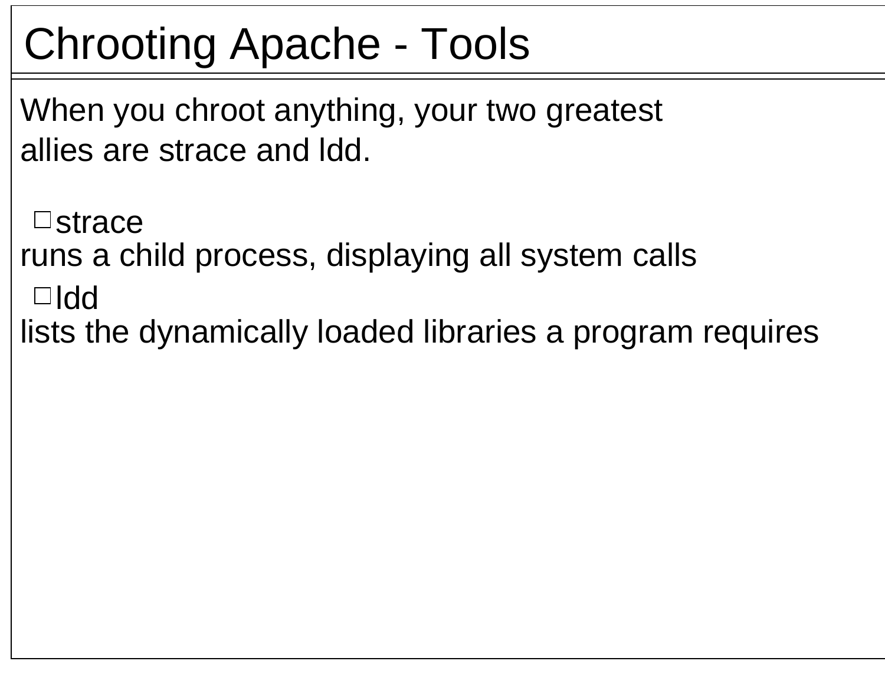# Chrooting Apache - Tools

When you chroot anything, your two greatest allies are strace and ldd.

- strace

runs a child process, displaying all system calls

- ldd

lists the dynamically loaded libraries a program requires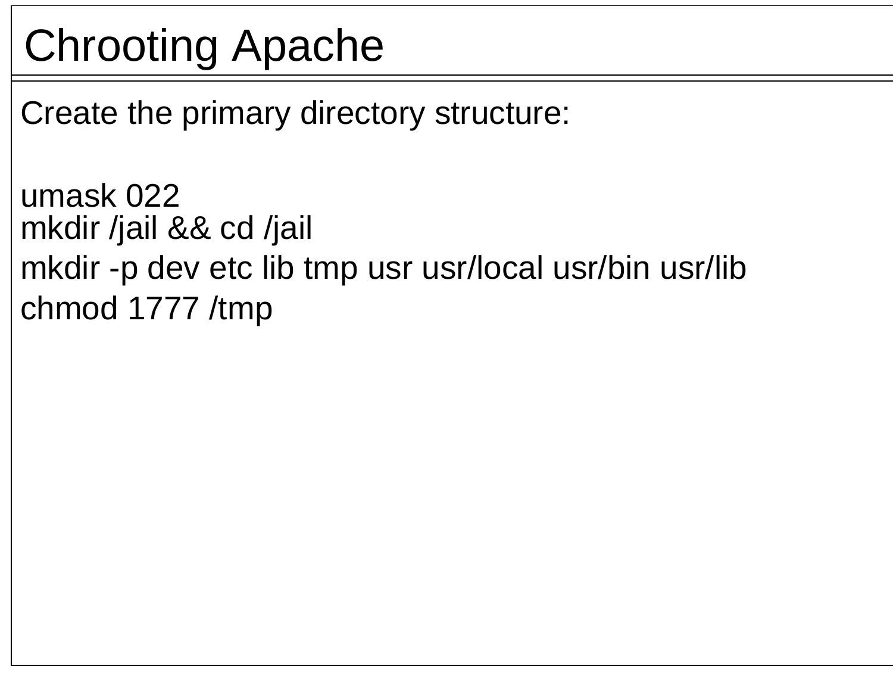# Chrooting Apache

Create the primary directory structure:

```
umask 022
mkdir /jail && cd /jail
mkdir -p dev etc lib tmp usr usr/local usr/bin usr/lib
chmod 1777 /tmp
```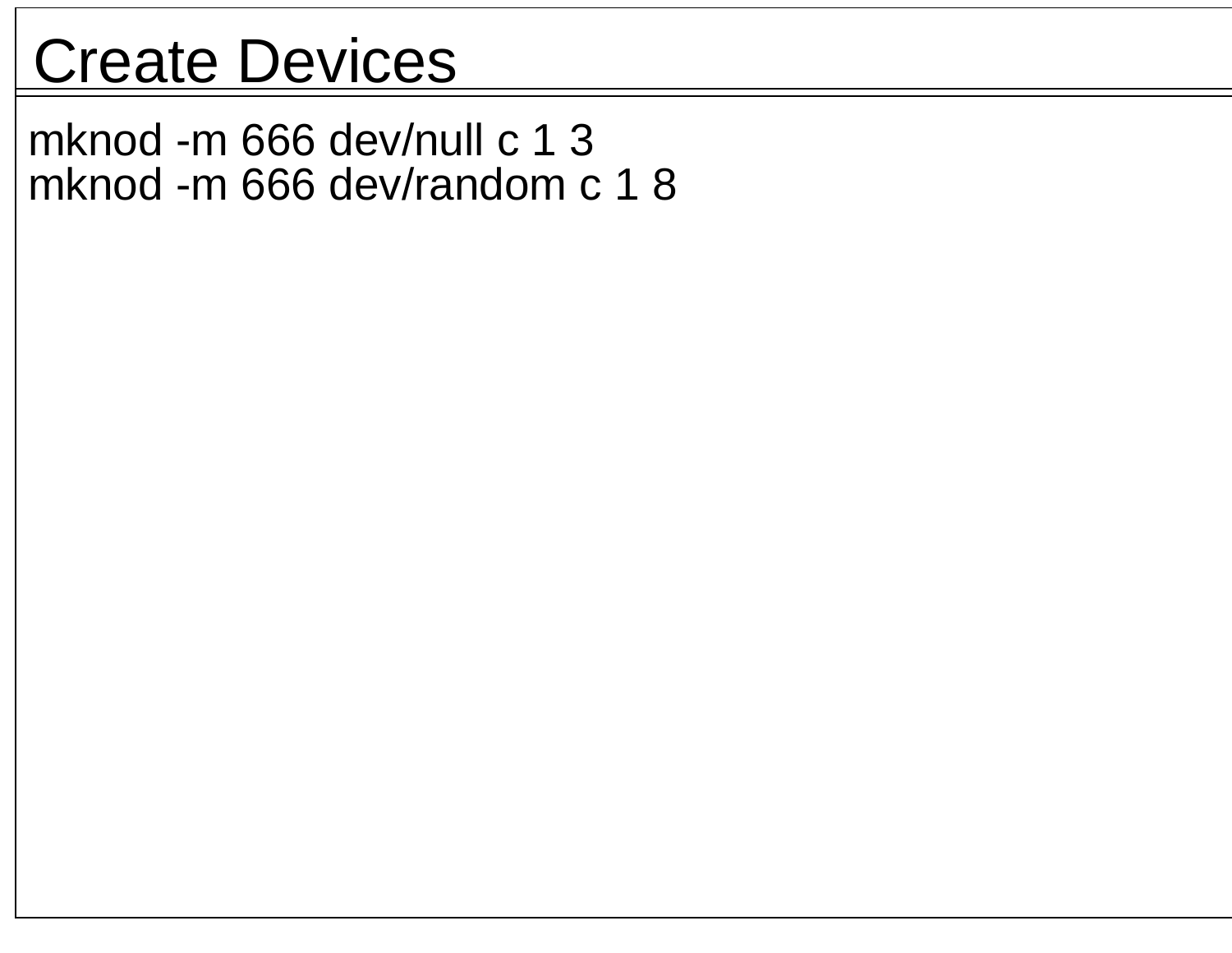# Create Devices

```
mknod -m 666 dev/null c 1 3
mknod -m 666 dev/random c 1 8
```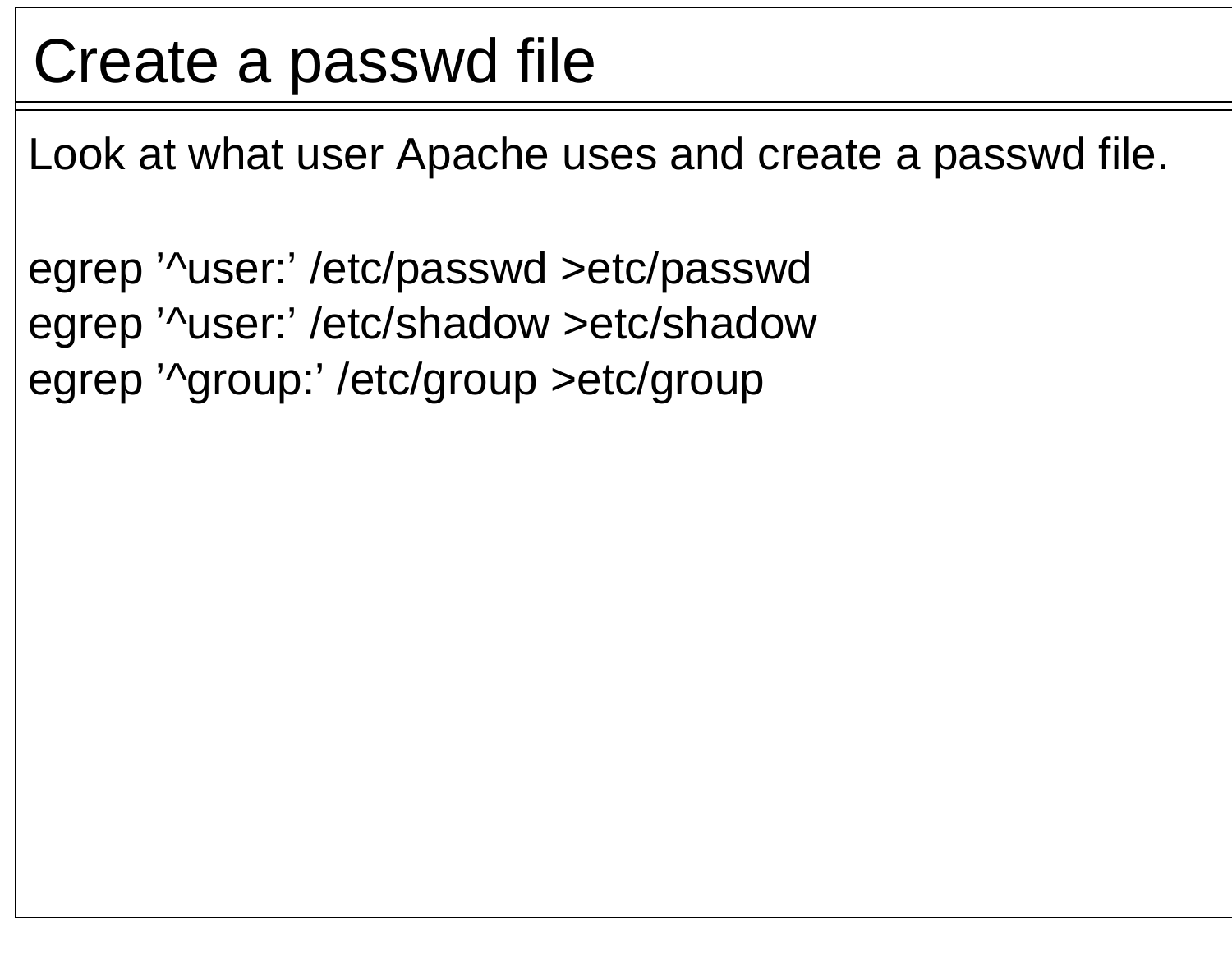# Create a passwd file

Look at what user Apache uses and create a passwd file.

```
egrep ’^user:’ /etc/passwd >etc/passwd
egrep ’^user:’ /etc/shadow >etc/shadow
egrep ’^group:’ /etc/group >etc/group
```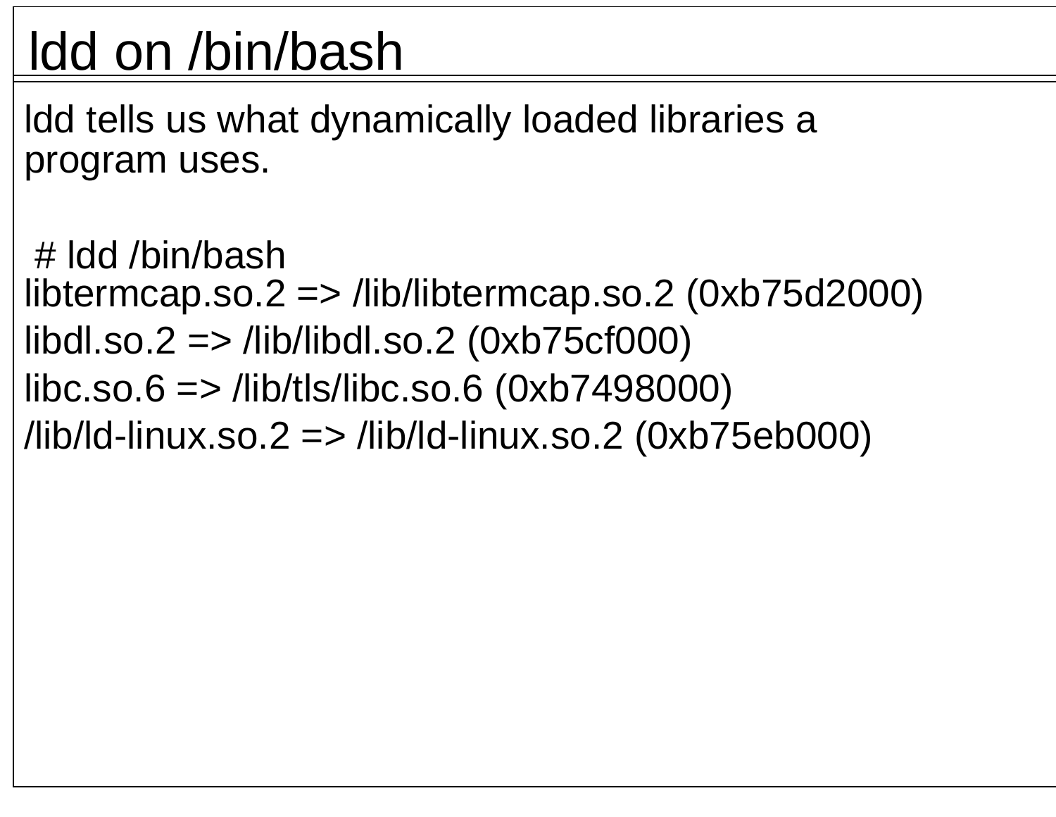# ldd on /bin/bash

ldd tells us what dynamically loaded libraries a program uses.

```
# ldd /bin/bash
libtermcap.so.2 => /lib/libtermcap.so.2 (0xb75d2000)
libdl.so.2 => /lib/libdl.so.2 (0xb75cf000)
libc.so.6 => /lib/tls/libc.so.6 (0xb7498000)
/lib/ld-linux.so.2 => /lib/ld-linux.so.2 (0xb75eb000)
```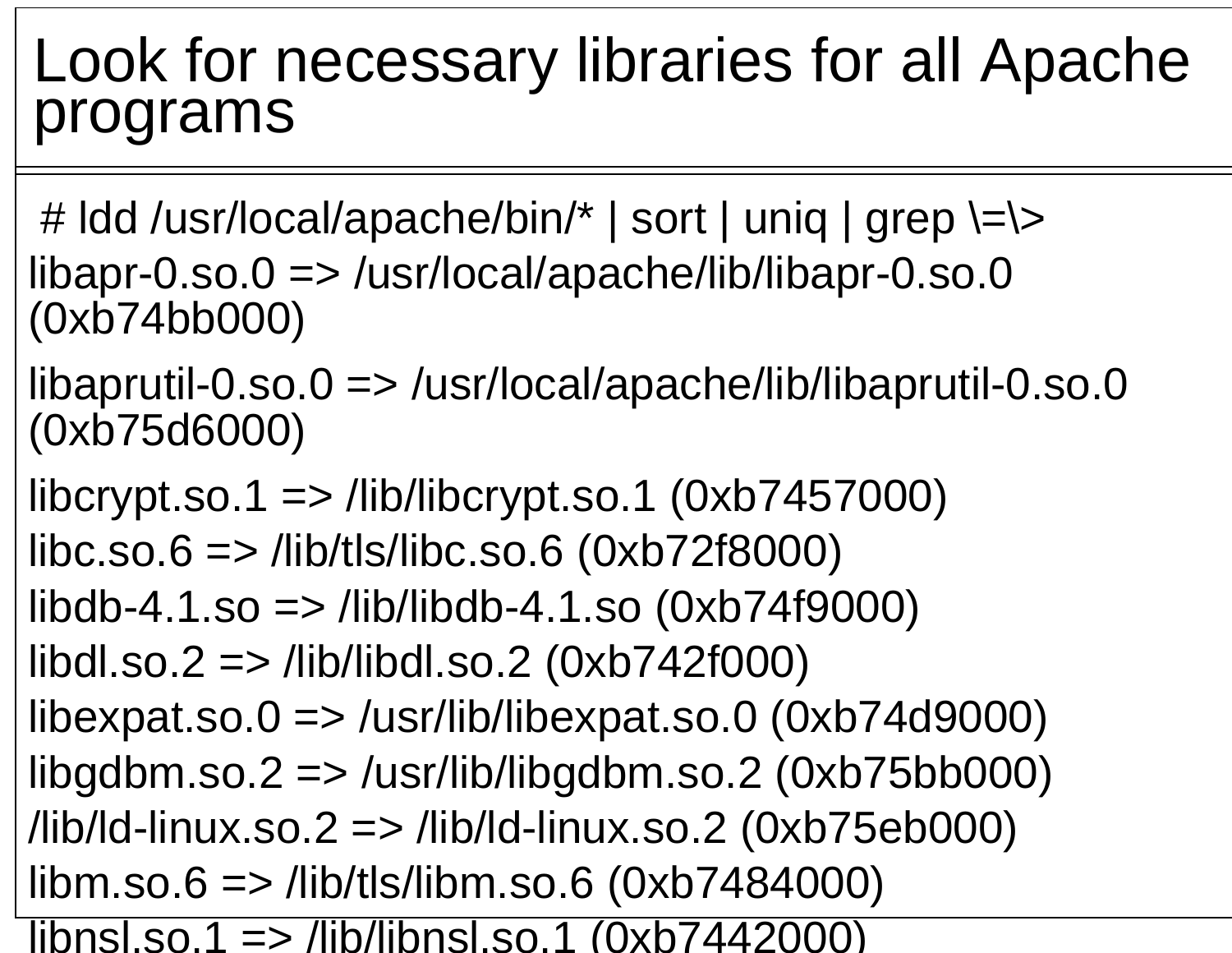# Look for necessary libraries for all Apache programs

```
# ldd /usr/local/apache/bin/* | sort | uniq | grep \=\>
libapr-0.so.0 => /usr/local/apache/lib/libapr-0.so.0
(0xb74bb000)
libaprutil-0.so.0 => /usr/local/apache/lib/libaprutil-0.so.0
(0xb75d6000)
libcrypt.so.1 => /lib/libcrypt.so.1 (0xb7457000)
libc.so.6 => /lib/tls/libc.so.6 (0xb72f8000)
libdb-4.1.so => /lib/libdb-4.1.so (0xb74f9000)
libdl.so.2 => /lib/libdl.so.2 (0xb742f000)
libexpat.so.0 => /usr/lib/libexpat.so.0 (0xb74d9000)
libgdbm.so.2 => /usr/lib/libgdbm.so.2 (0xb75bb000)
/lib/ld-linux.so.2 => /lib/ld-linux.so.2 (0xb75eb000)
libm.so.6 => /lib/tls/libm.so.6 (0xb7484000)
libnsl.so.1 => /lib/libnsl.so.1 (0xb7442000)
```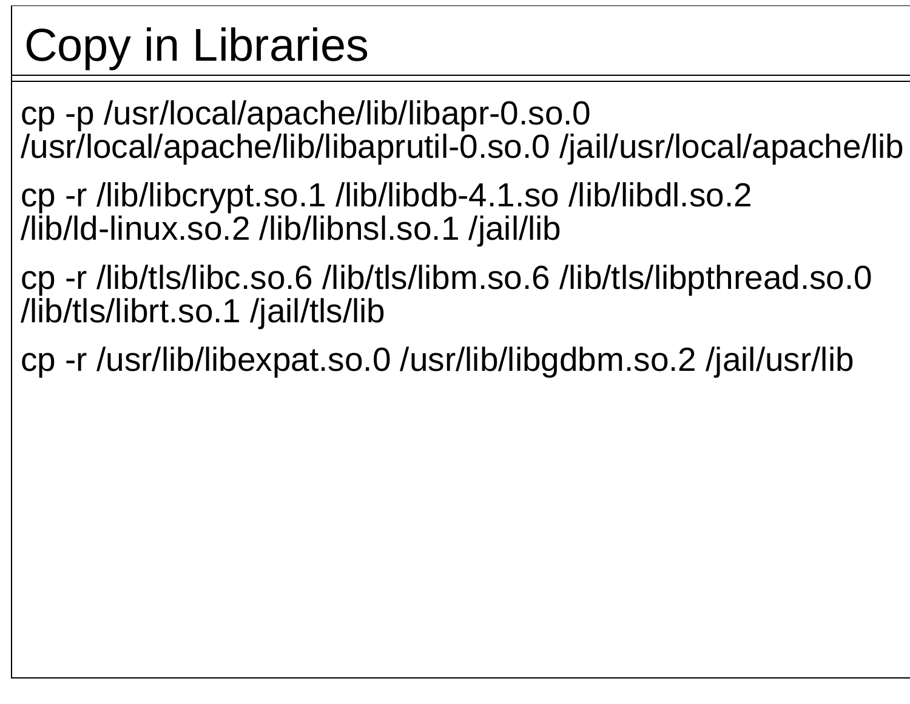# Copy in Libraries

```
cp -p /usr/local/apache/lib/libapr-0.so.0 /usr/local/apache/lib/libaprutil-0.so.0 /jail/usr/local/apache/lib
```

```
cp -r /lib/libcrypt.so.1 /lib/libdb-4.1.so /lib/libdl.so.2 /lib/ld-linux.so.2 /lib/libnsl.so.1 /jail/lib
```

```
cp -r /lib/tls/libc.so.6 /lib/tls/libm.so.6 /lib/tls/libpthread.so.0 /lib/tls/librt.so.1 /jail/tls/lib
```

```
cp -r /usr/lib/libexpat.so.0 /usr/lib/libgdbm.so.2 /jail/usr/lib
```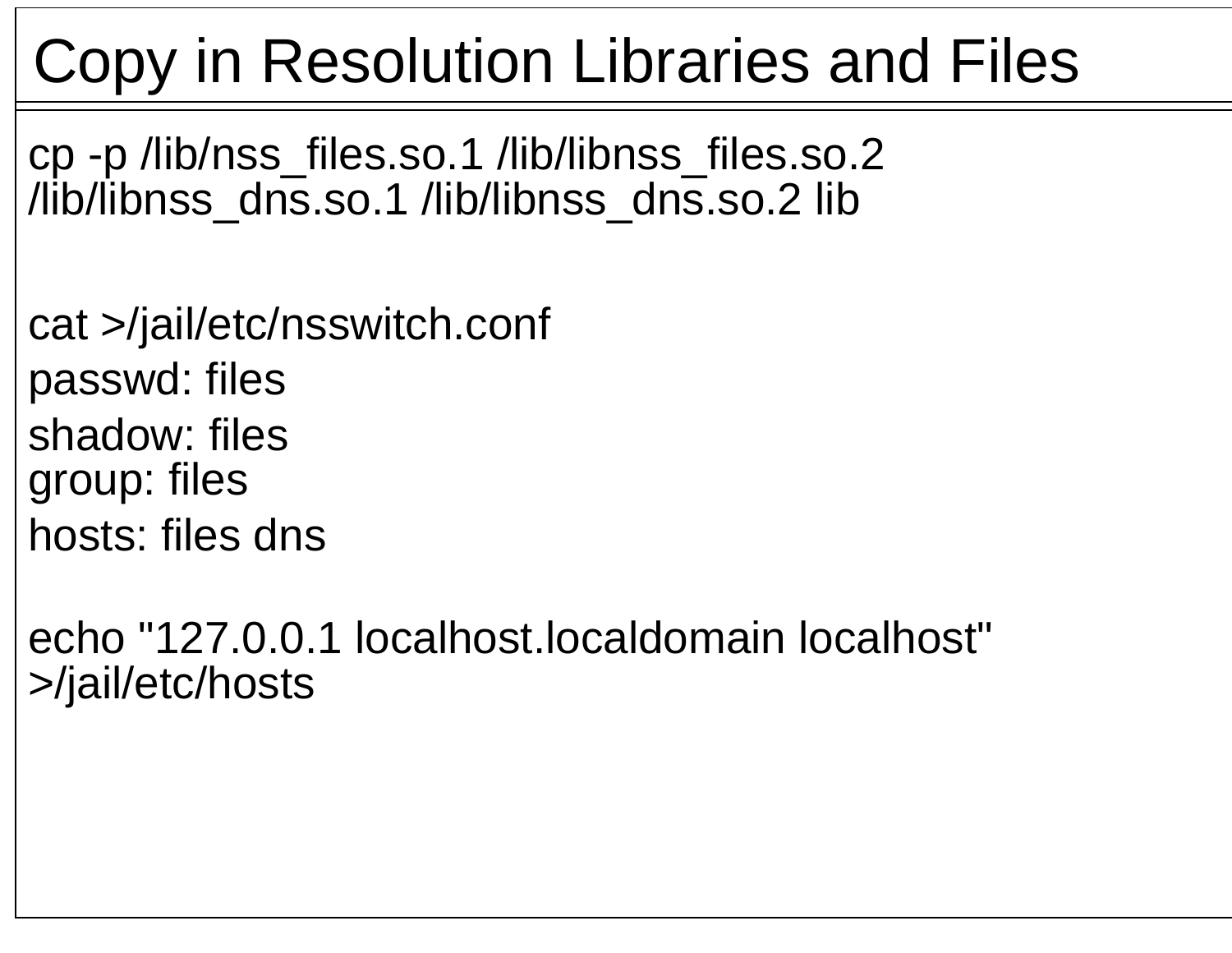# Copy in Resolution Libraries and Files

```
cp -p /lib/nss_files.so.1 /lib/libnss_files.so.2
/lib/libnss_dns.so.1 /lib/libnss_dns.so.2 lib
```

```
cat >/jail/etc/nsswitch.conf
passwd: files
shadow: files
group: files
hosts: files dns
```

```
echo "127.0.0.1 localhost.localdomain localhost"
>/jail/etc/hosts
```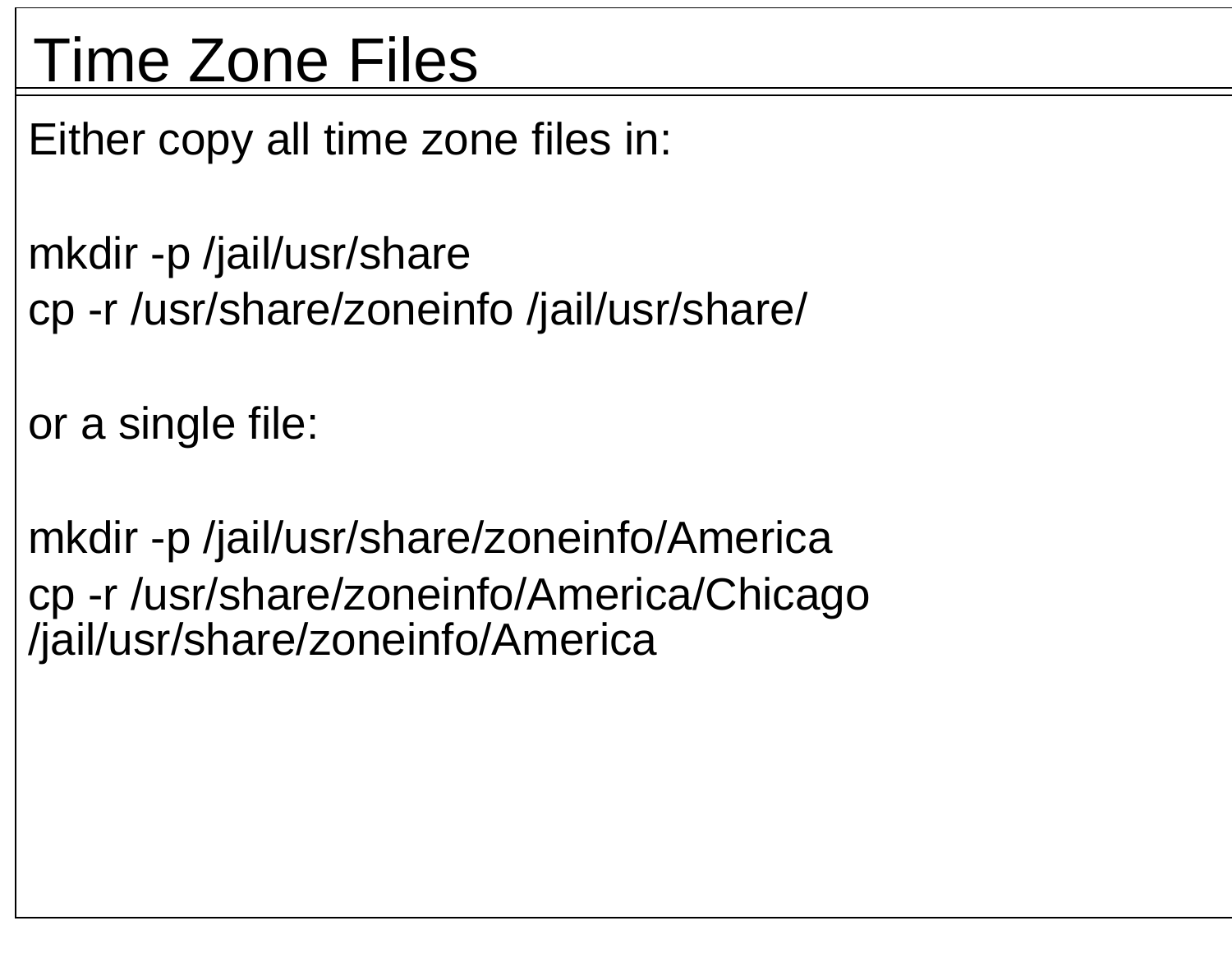# Time Zone Files

Either copy all time zone files in:

```
mkdir -p /jail/usr/share
cp -r /usr/share/zoneinfo /jail/usr/share/
```

or a single file:

```
mkdir -p /jail/usr/share/zoneinfo/America
cp -r /usr/share/zoneinfo/America/Chicago /jail/usr/share/zoneinfo/America
```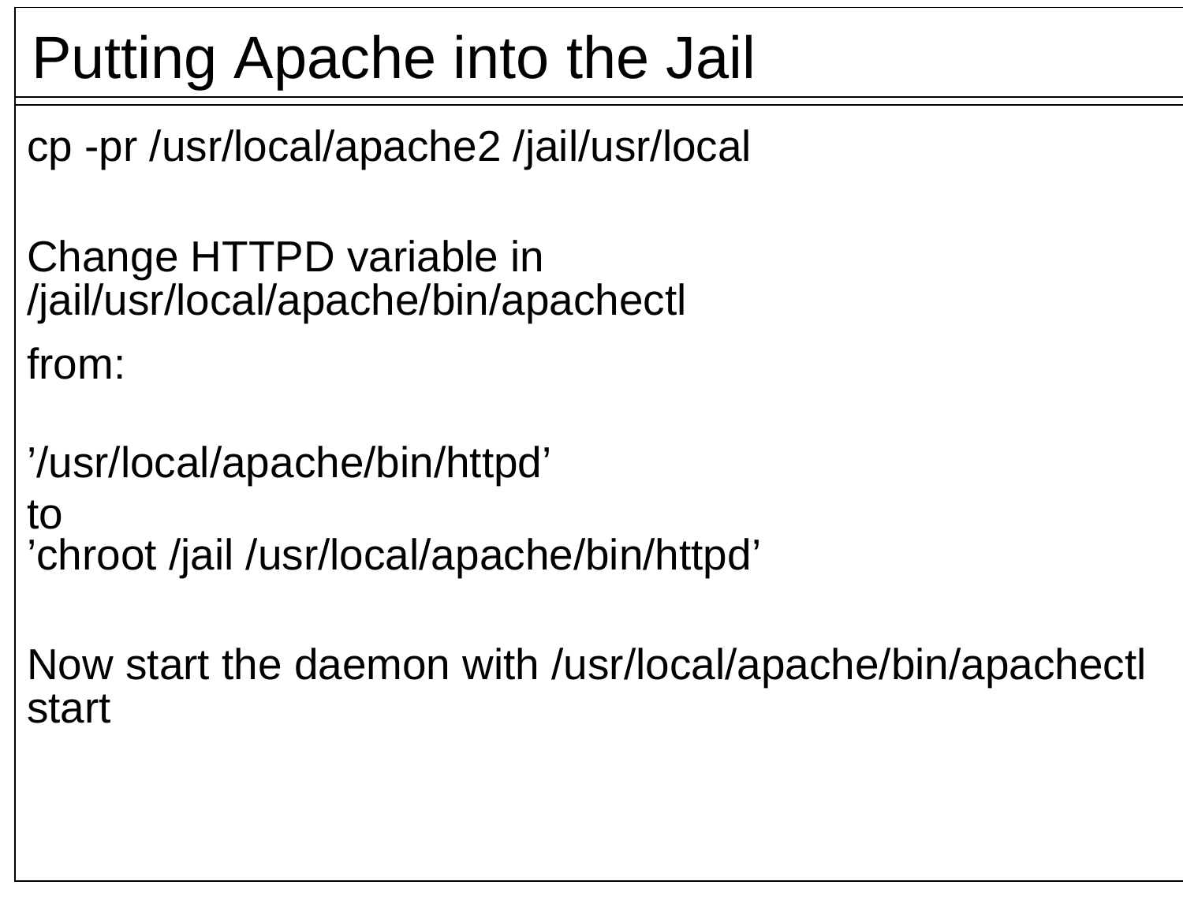# Putting Apache into the Jail

cp -pr /usr/local/apache2 /jail/usr/local

Change HTTPD variable in /jail/usr/local/apache/bin/apachectl

from:

’/usr/local/apache/bin/httpd’

to

’chroot /jail /usr/local/apache/bin/httpd’

Now start the daemon with /usr/local/apache/bin/apachectl start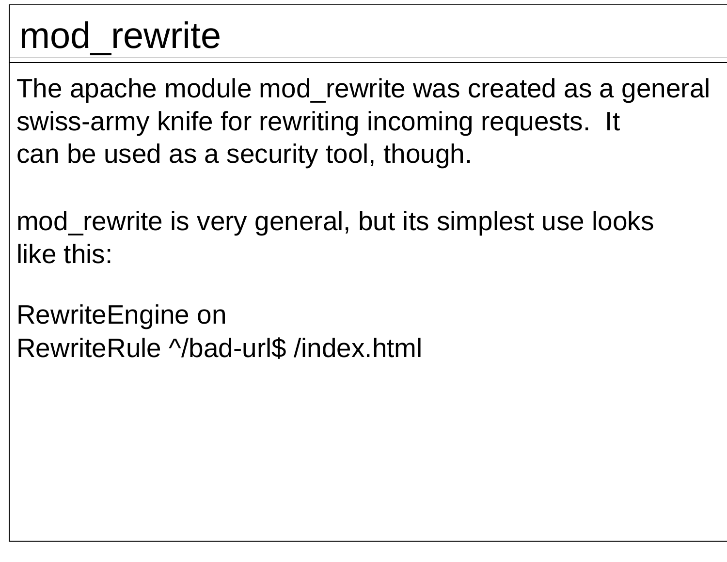# mod_rewrite

The apache module mod_rewrite was created as a general swiss-army knife for rewriting incoming requests. It can be used as a security tool, though.

mod_rewrite is very general, but its simplest use looks like this:

```
RewriteEngine on
RewriteRule ^/bad-url$ /index.html
```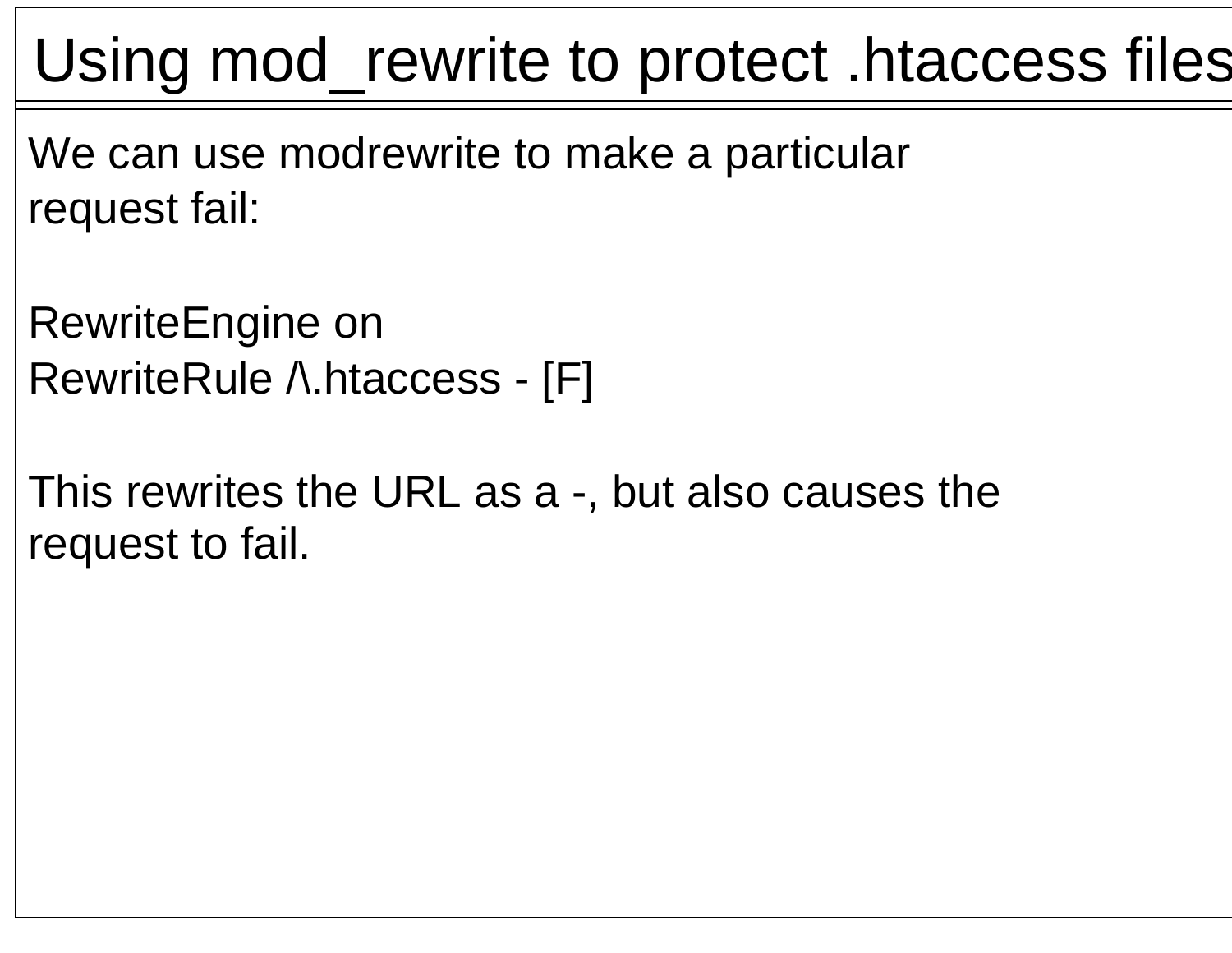# Using mod_rewrite to protect .htaccess files

We can use modrewrite to make a particular request fail:

```
RewriteEngine on
RewriteRule /\.htaccess - [F]
```

This rewrites the URL as a -, but also causes the request to fail.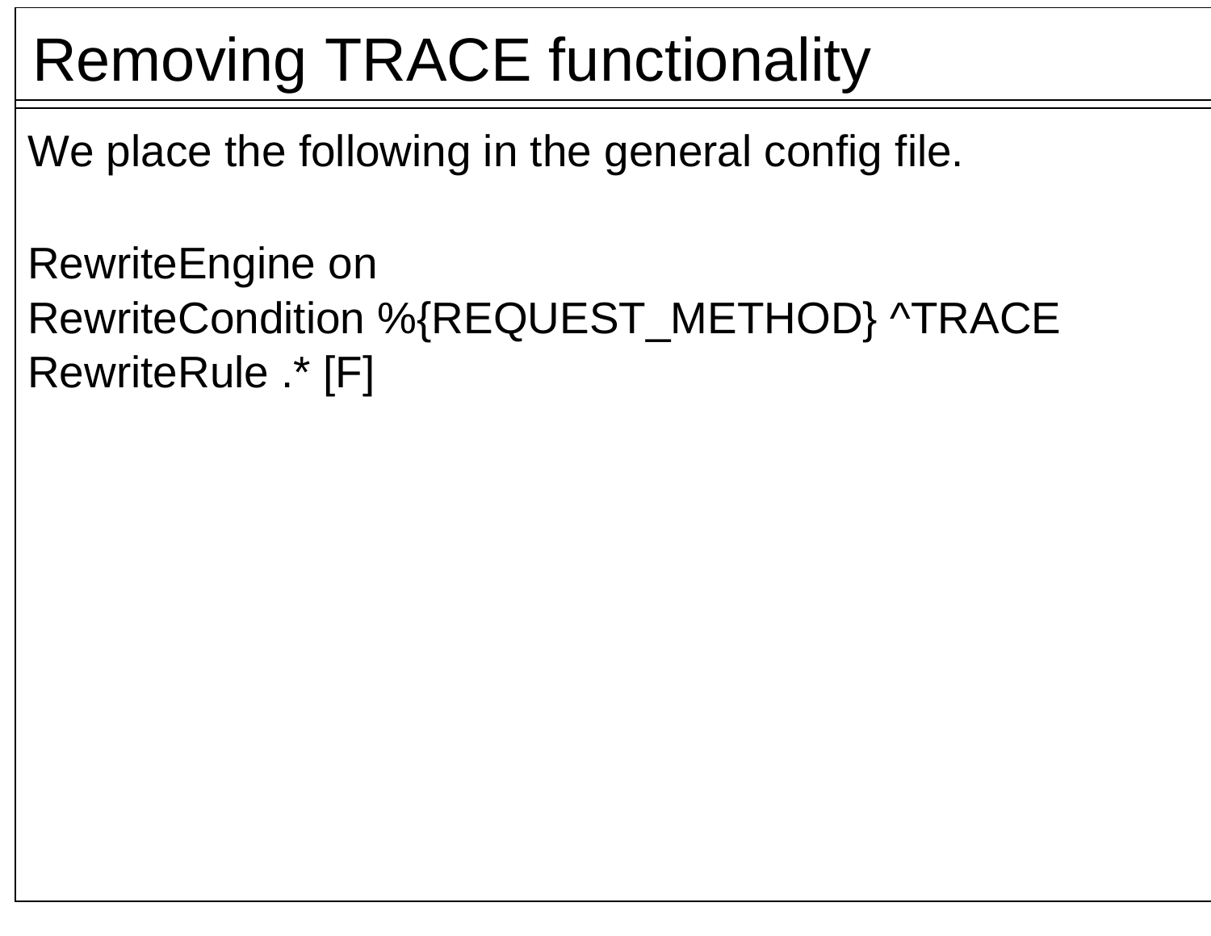# Removing TRACE functionality

We place the following in the general config file.

```
RewriteEngine on
RewriteCondition %{REQUEST_METHOD} ^TRACE
RewriteRule .* [F]
```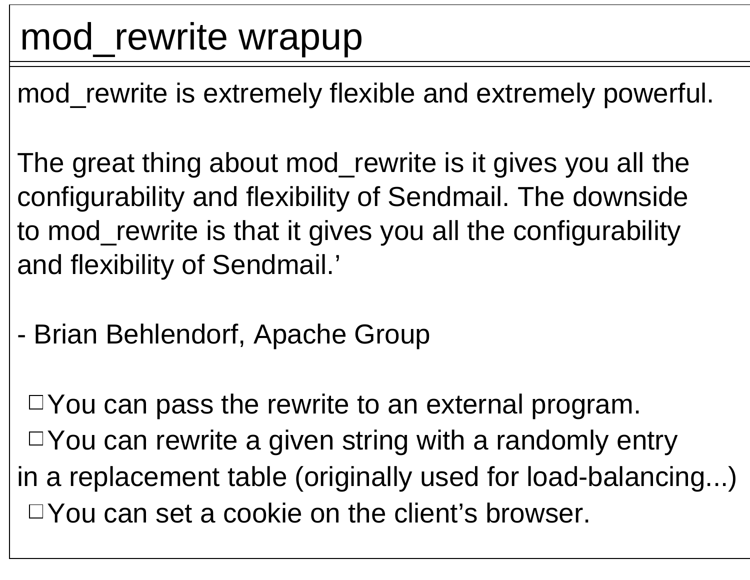# mod_rewrite wrapup

mod_rewrite is extremely flexible and extremely powerful.

The great thing about mod_rewrite is it gives you all the configurability and flexibility of Sendmail. The downside to mod_rewrite is that it gives you all the configurability and flexibility of Sendmail.’

- Brian Behlendorf, Apache Group

- You can pass the rewrite to an external program.
- You can rewrite a given string with a randomly entry in a replacement table (originally used for load-balancing...)
- You can set a cookie on the client’s browser.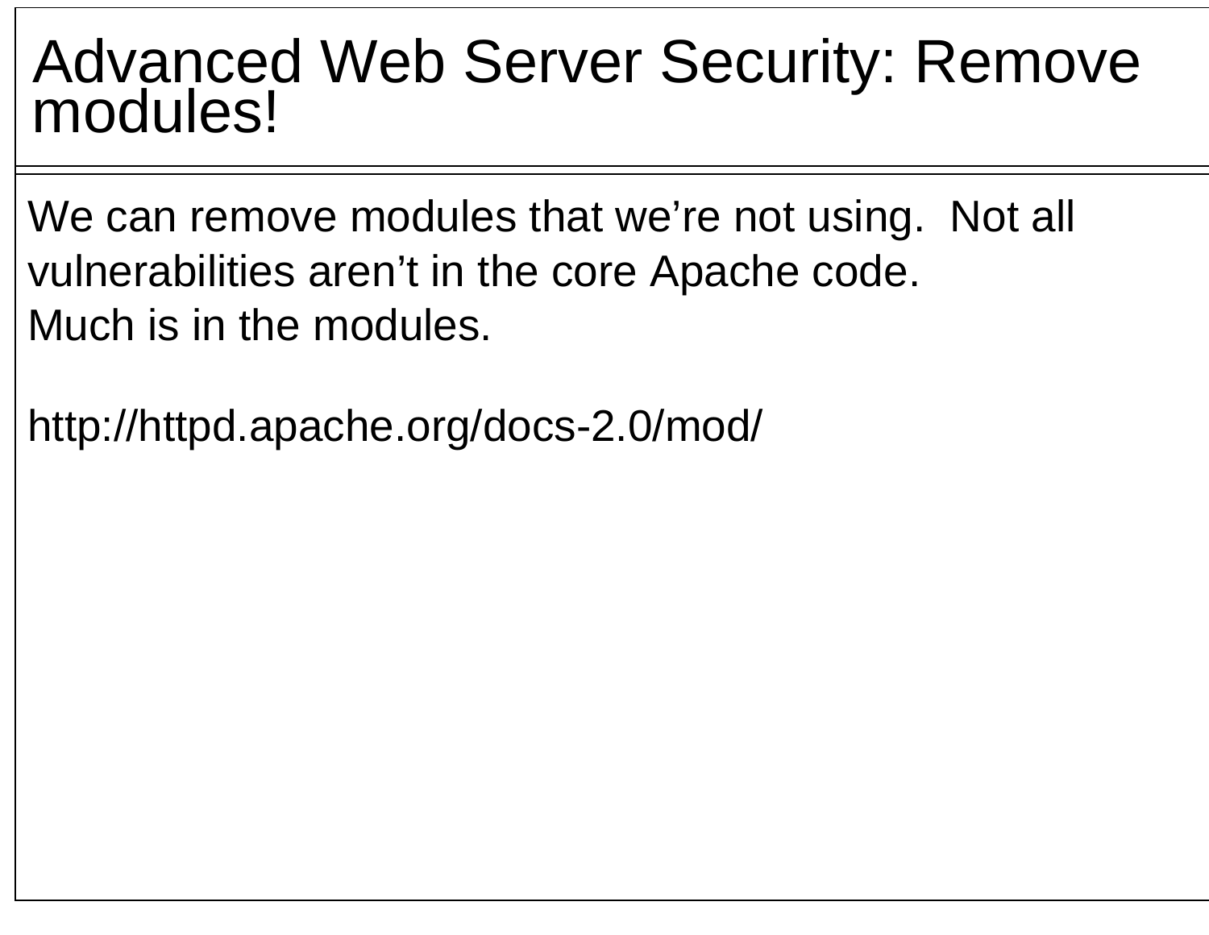# Advanced Web Server Security: Remove modules!

We can remove modules that we're not using. Not all vulnerabilities aren't in the core Apache code.
Much is in the modules.

http://httpd.apache.org/docs-2.0/mod/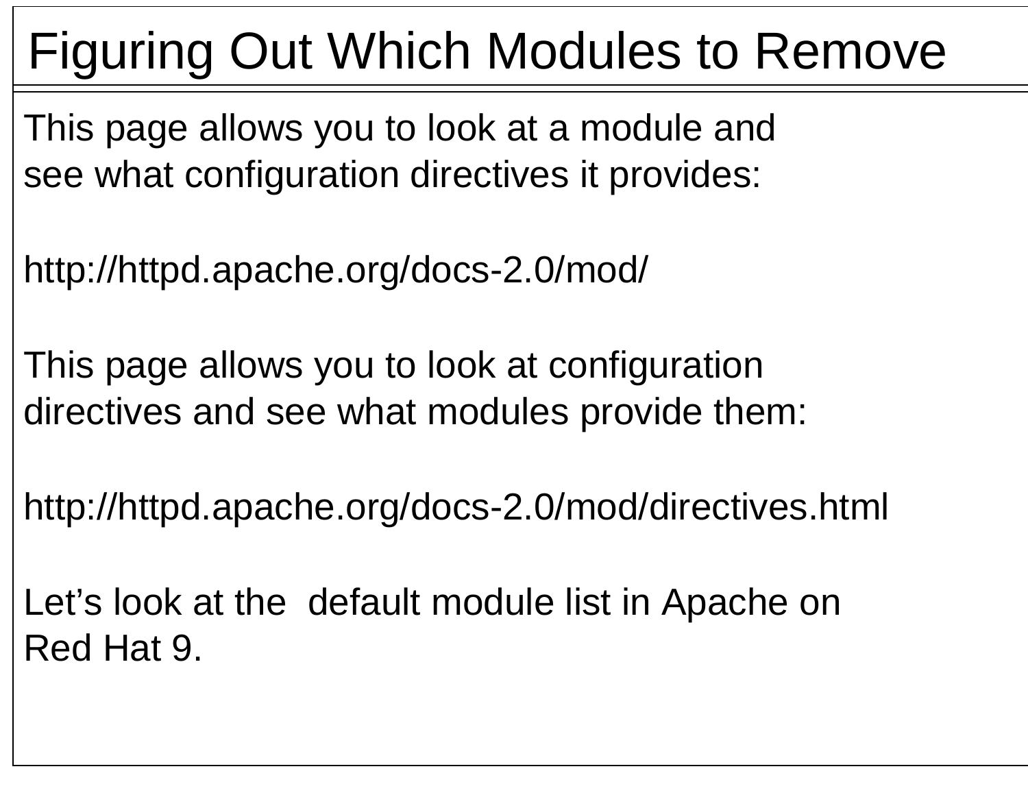# Figuring Out Which Modules to Remove

This page allows you to look at a module and see what configuration directives it provides:

http://httpd.apache.org/docs-2.0/mod/

This page allows you to look at configuration directives and see what modules provide them:

http://httpd.apache.org/docs-2.0/mod/directives.html

Let's look at the default module list in Apache on Red Hat 9.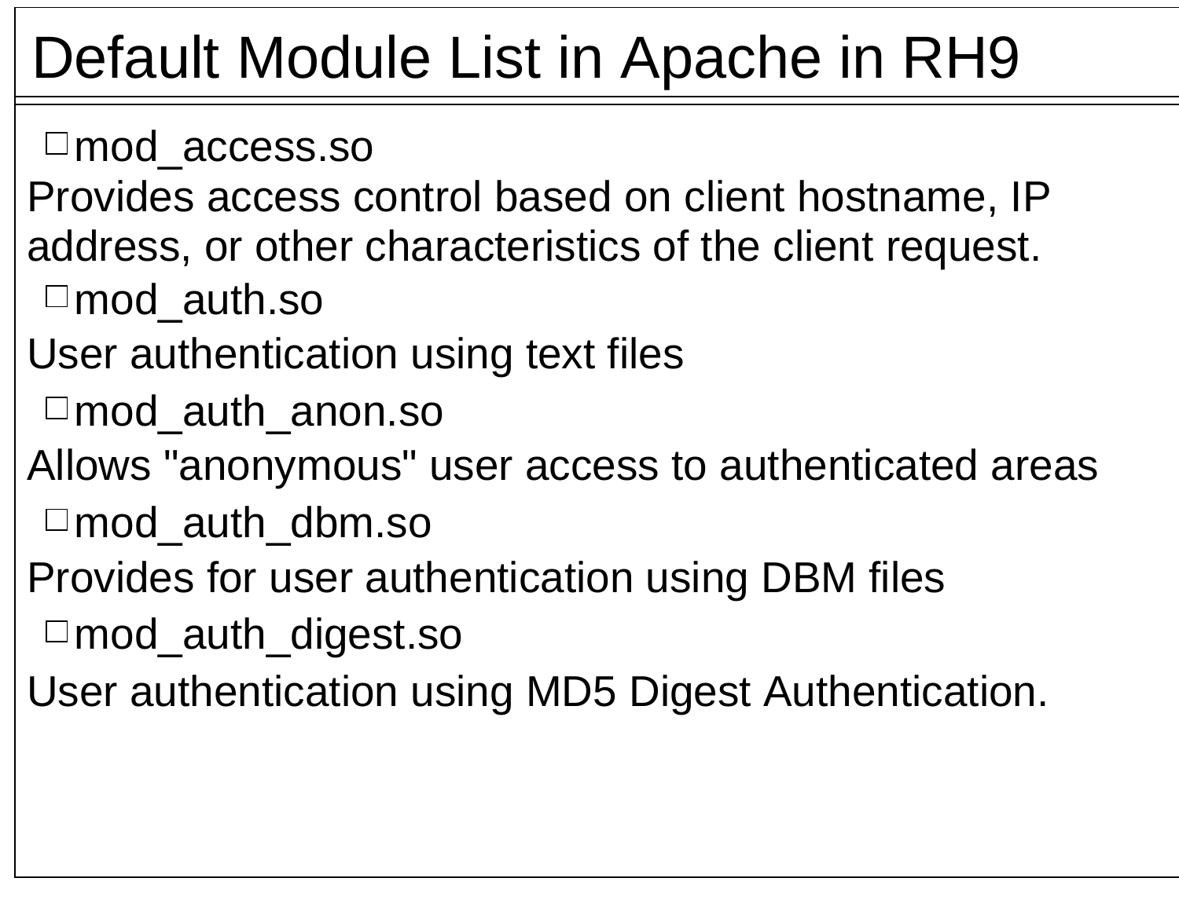# Default Module List in Apache in RH9

- mod_access.so

Provides access control based on client hostname, IP address, or other characteristics of the client request.

- mod_auth.so

User authentication using text files

- mod_auth_anon.so

Allows "anonymous" user access to authenticated areas

- mod_auth_dbm.so

Provides for user authentication using DBM files

- mod_auth_digest.so

User authentication using MD5 Digest Authentication.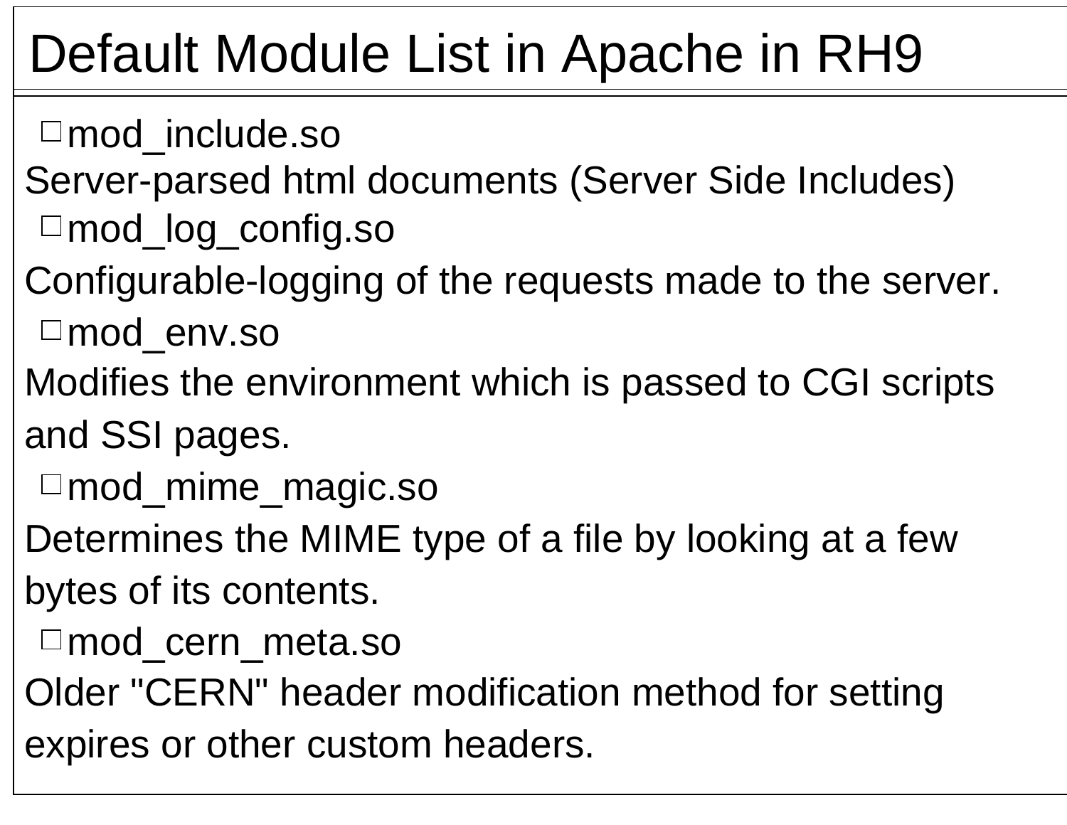# Default Module List in Apache in RH9

- mod_include.so

Server-parsed html documents (Server Side Includes)

- mod_log_config.so

Configurable-logging of the requests made to the server.

- mod_env.so

Modifies the environment which is passed to CGI scripts and SSI pages.

- mod_mime_magic.so

Determines the MIME type of a file by looking at a few bytes of its contents.

- mod_cern_meta.so

Older "CERN" header modification method for setting expires or other custom headers.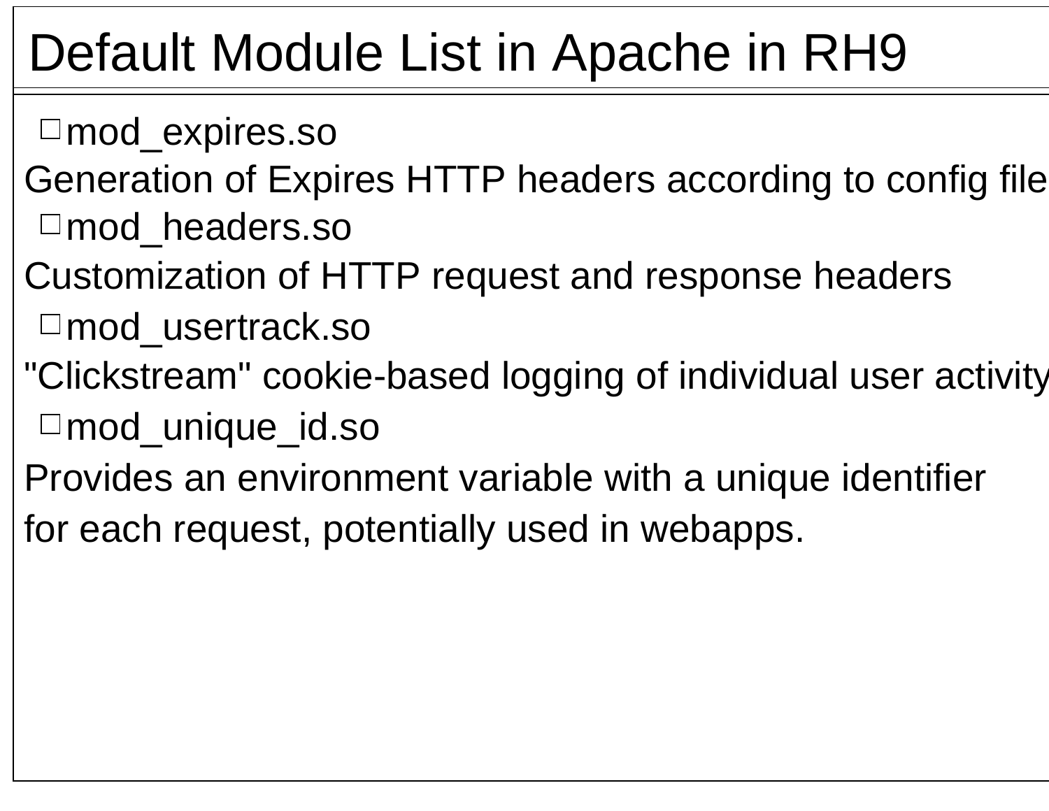# Default Module List in Apache in RH9

- mod_expires.so

Generation of Expires HTTP headers according to config file

- mod_headers.so

Customization of HTTP request and response headers

- mod_usertrack.so

"Clickstream" cookie-based logging of individual user activity

- mod_unique_id.so

Provides an environment variable with a unique identifier for each request, potentially used in webapps.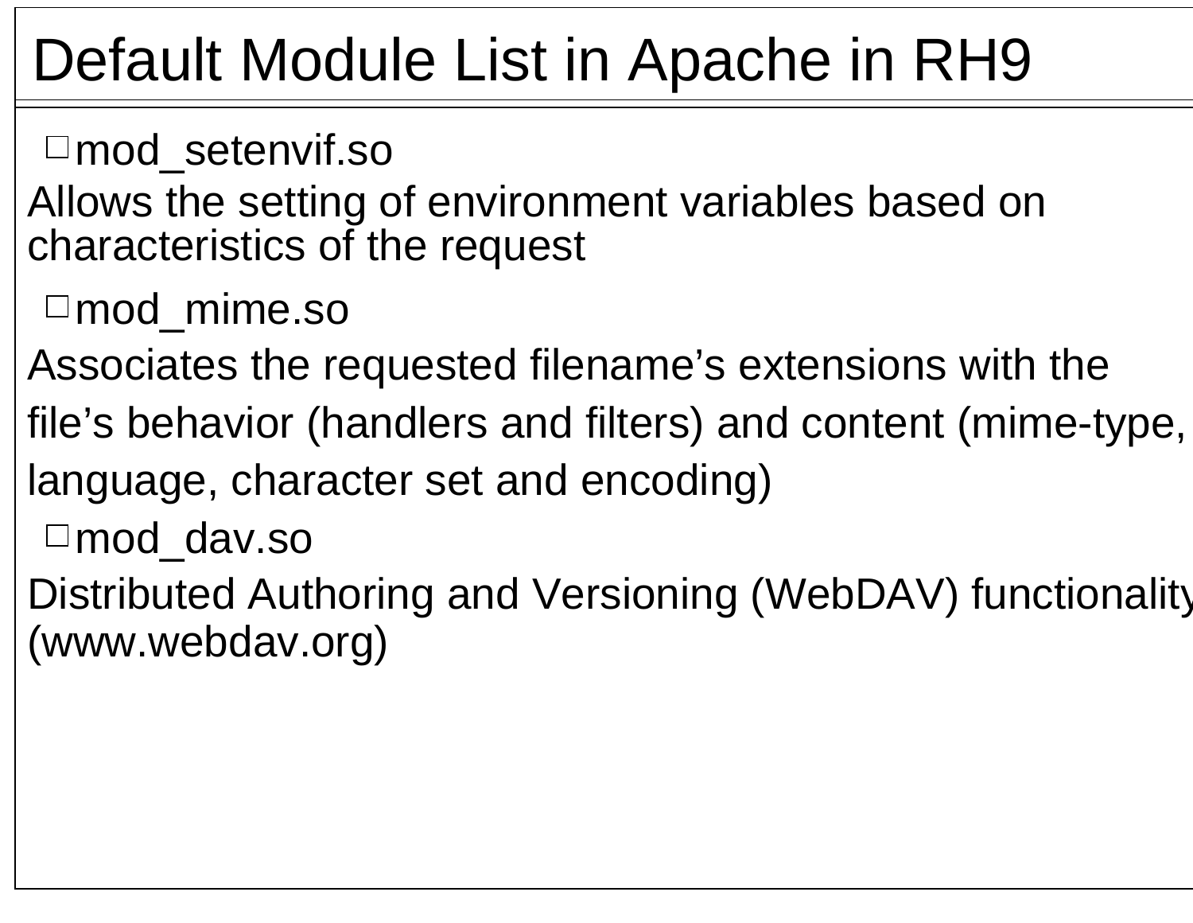# Default Module List in Apache in RH9

- mod_setenvif.so

Allows the setting of environment variables based on characteristics of the request

- mod_mime.so

Associates the requested filename's extensions with the file's behavior (handlers and filters) and content (mime-type, language, character set and encoding)

- mod_dav.so

Distributed Authoring and Versioning (WebDAV) functionality (www.webdav.org)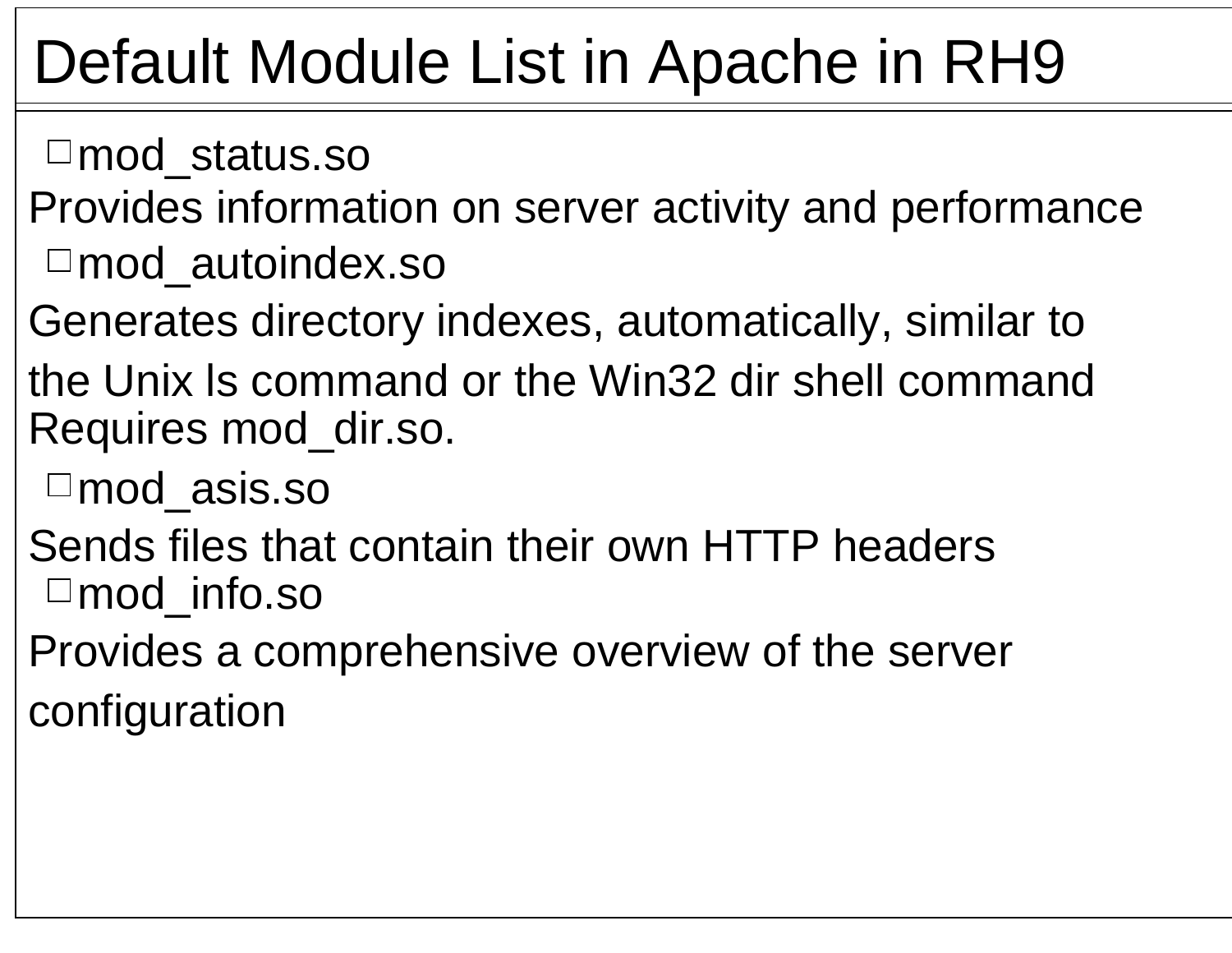# Default Module List in Apache in RH9

- mod_status.so

Provides information on server activity and performance

- mod_autoindex.so

Generates directory indexes, automatically, similar to

the Unix ls command or the Win32 dir shell command
Requires mod_dir.so.

- mod_asis.so

Sends files that contain their own HTTP headers

- mod_info.so

Provides a comprehensive overview of the server

configuration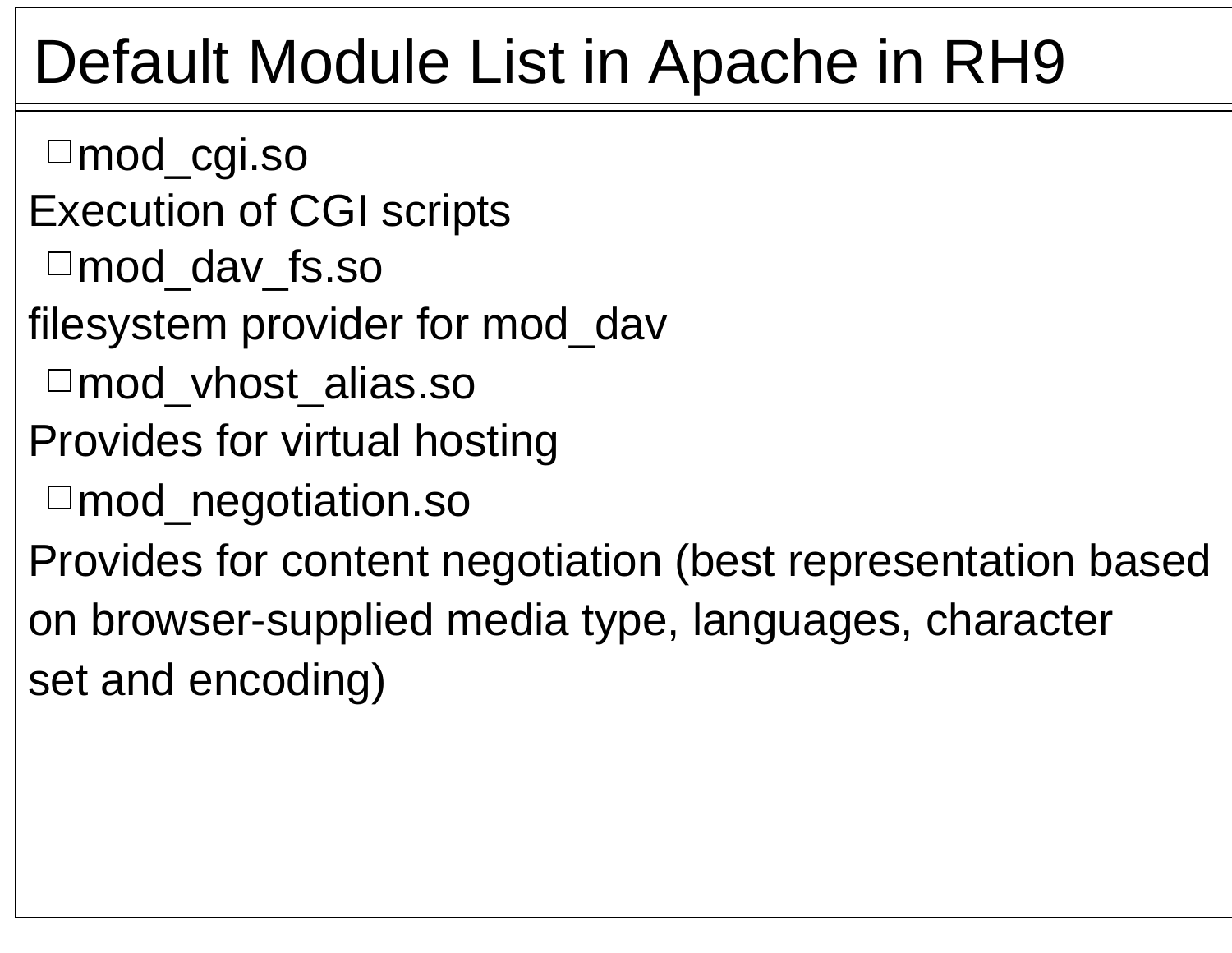# Default Module List in Apache in RH9

- mod_cgi.so

Execution of CGI scripts

- mod_dav_fs.so

filesystem provider for mod_dav

- mod_vhost_alias.so

Provides for virtual hosting

- mod_negotiation.so

Provides for content negotiation (best representation based on browser-supplied media type, languages, character set and encoding)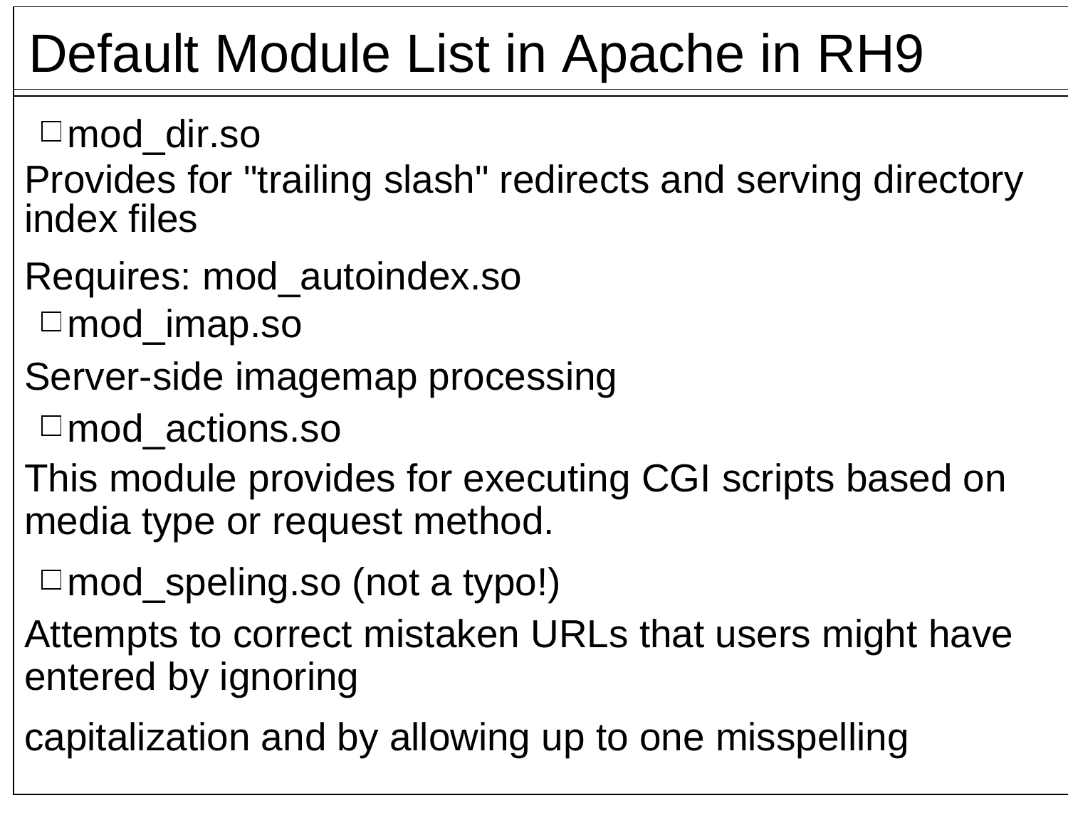# Default Module List in Apache in RH9

- mod_dir.so

Provides for "trailing slash" redirects and serving directory index files

Requires: mod_autoindex.so

- mod_imap.so

Server-side imagemap processing

- mod_actions.so

This module provides for executing CGI scripts based on media type or request method.

- mod_speling.so (not a typo!)

Attempts to correct mistaken URLs that users might have entered by ignoring

capitalization and by allowing up to one misspelling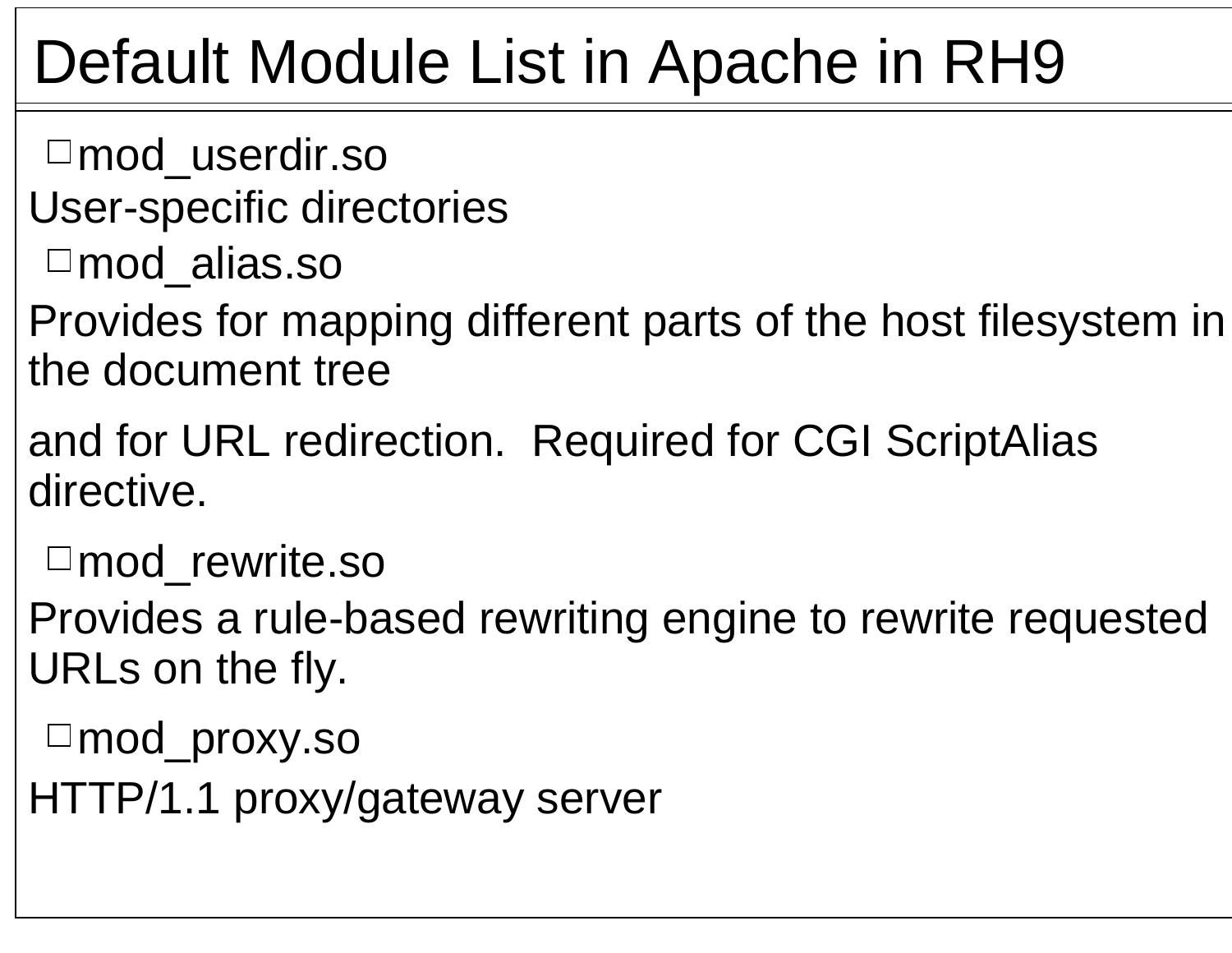# Default Module List in Apache in RH9

- mod_userdir.so

User-specific directories

- mod_alias.so

Provides for mapping different parts of the host filesystem in the document tree

and for URL redirection. Required for CGI ScriptAlias directive.

- mod_rewrite.so

Provides a rule-based rewriting engine to rewrite requested URLs on the fly.

- mod_proxy.so

HTTP/1.1 proxy/gateway server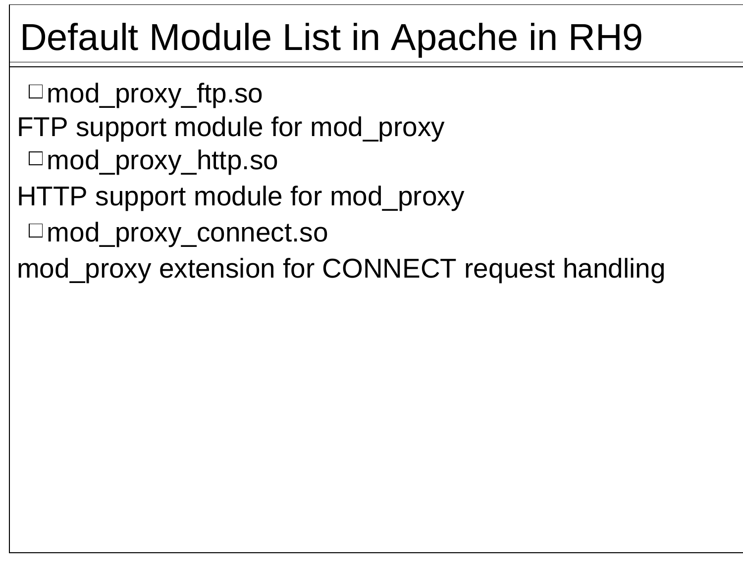# Default Module List in Apache in RH9

- mod_proxy_ftp.so

FTP support module for mod_proxy

- mod_proxy_http.so

HTTP support module for mod_proxy

- mod_proxy_connect.so

mod_proxy extension for CONNECT request handling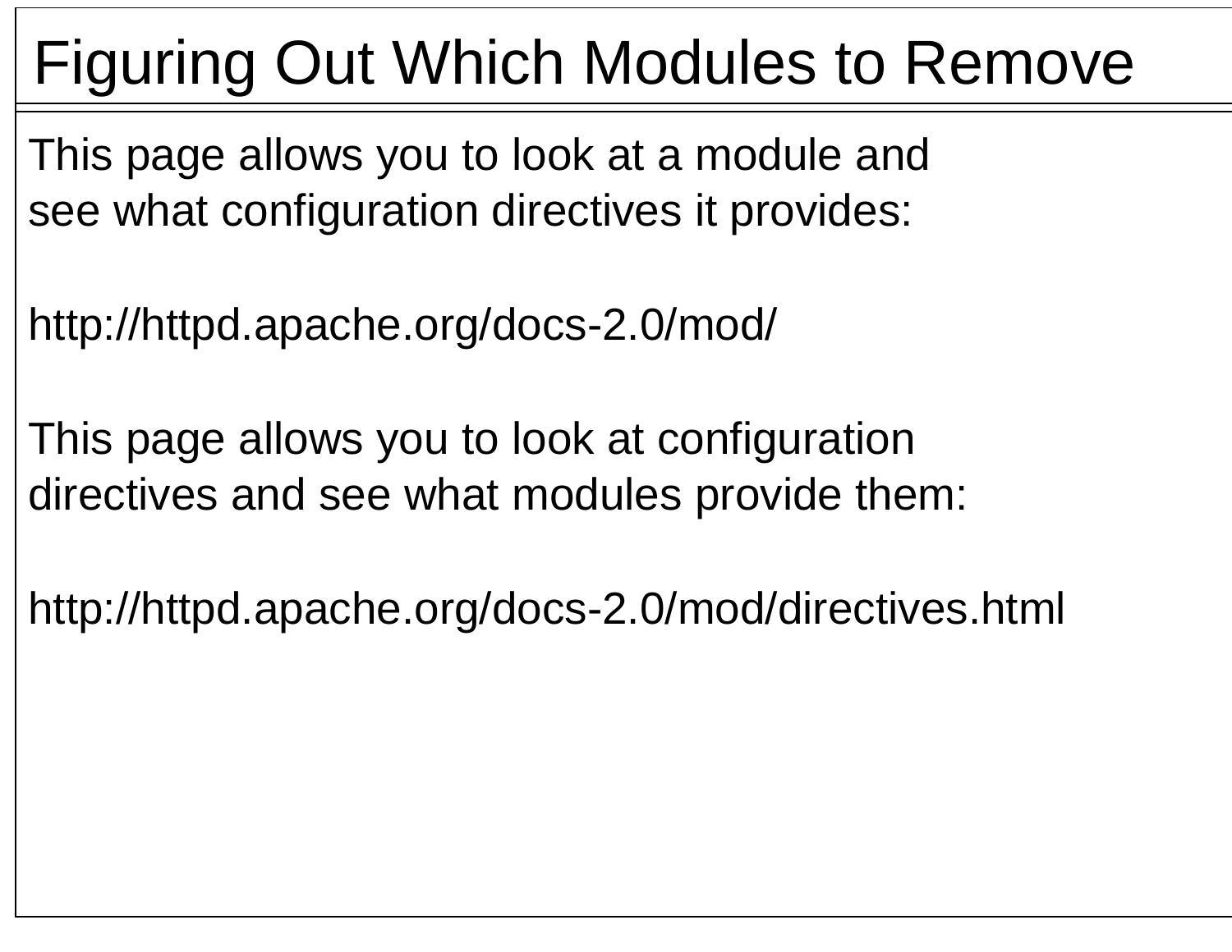# Figuring Out Which Modules to Remove

This page allows you to look at a module and see what configuration directives it provides:

http://httpd.apache.org/docs-2.0/mod/

This page allows you to look at configuration directives and see what modules provide them:

http://httpd.apache.org/docs-2.0/mod/directives.html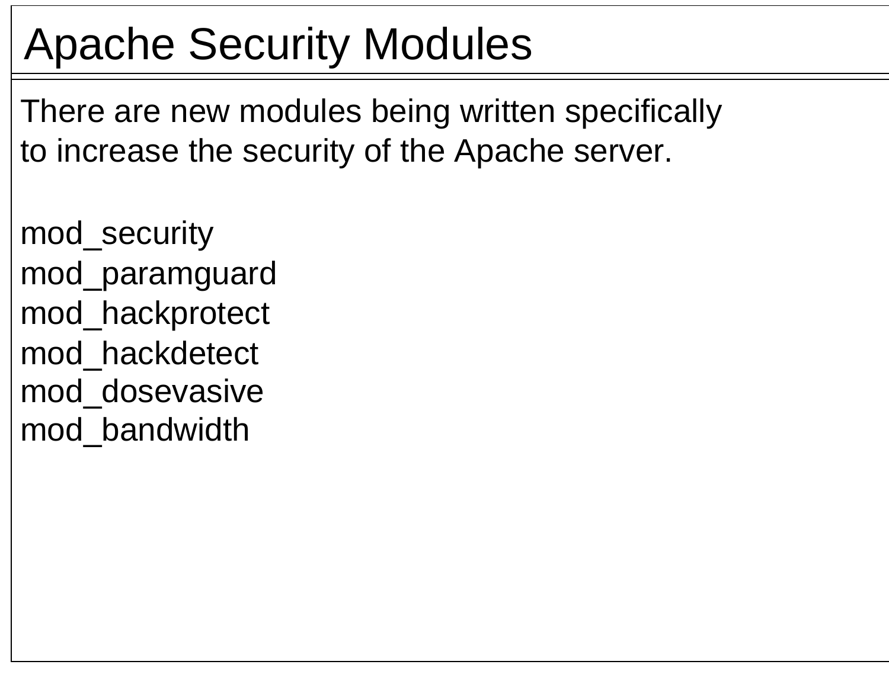# Apache Security Modules

There are new modules being written specifically to increase the security of the Apache server.

mod_security
mod_paramguard
mod_hackprotect
mod_hackdetect
mod_dosevasive
mod_bandwidth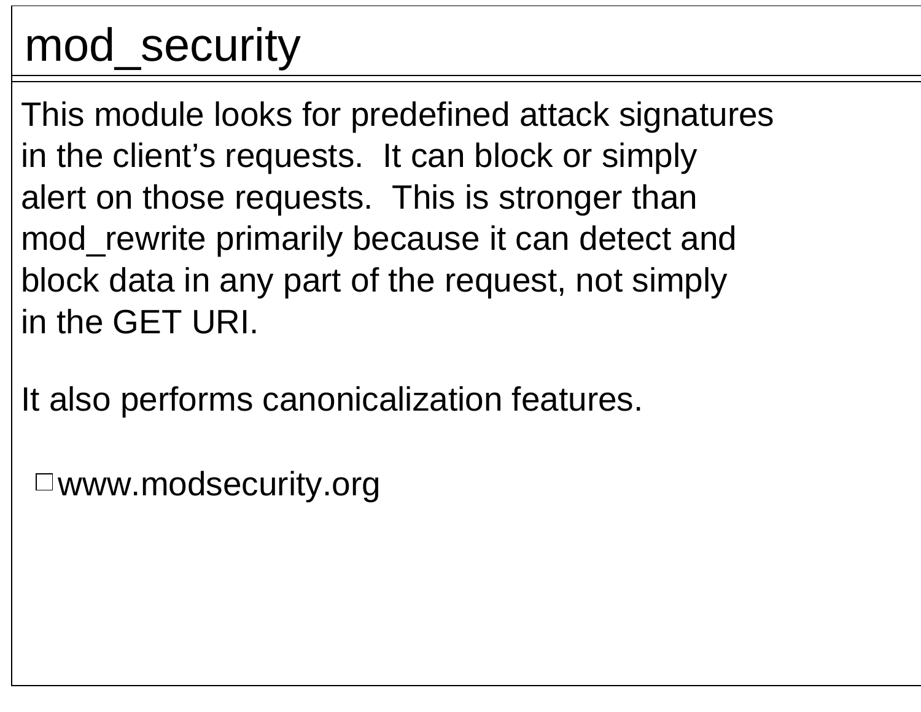# mod_security

This module looks for predefined attack signatures in the client's requests. It can block or simply alert on those requests. This is stronger than mod_rewrite primarily because it can detect and block data in any part of the request, not simply in the GET URI.

It also performs canonicalization features.

- www.modsecurity.org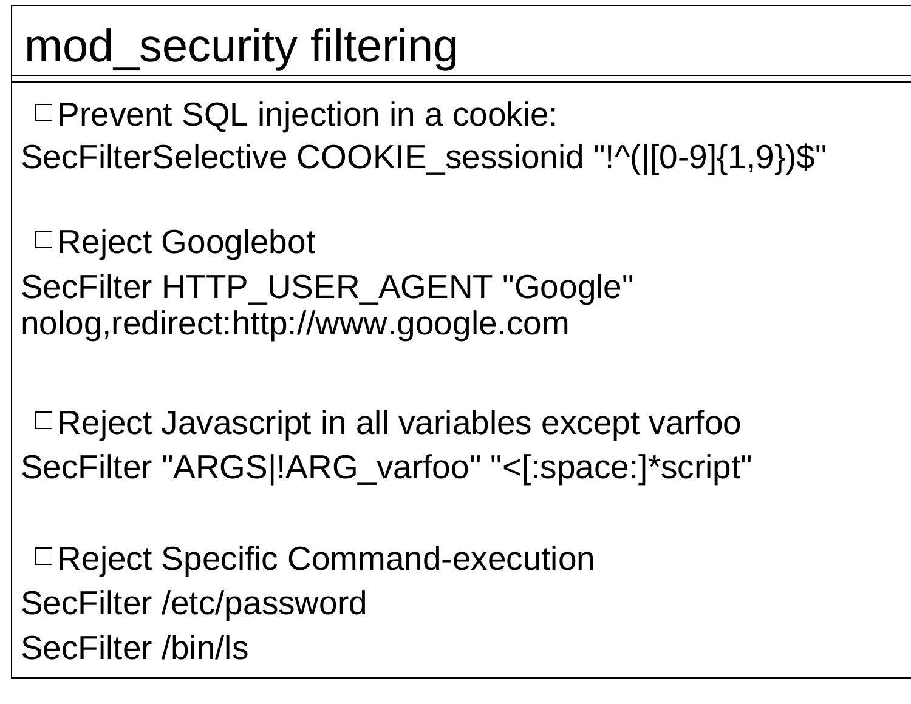# mod_security filtering

- Prevent SQL injection in a cookie:

```
SecFilterSelective COOKIE_sessionid "!^(|[0-9]{1,9})$"
```

- Reject Googlebot

```
SecFilter HTTP_USER_AGENT "Google"
nolog,redirect:http://www.google.com
```

- Reject Javascript in all variables except varfoo

```
SecFilter "ARGS|!ARG_varfoo" "<[:space:]*script"
```

- Reject Specific Command-execution

```
SecFilter /etc/password
SecFilter /bin/ls
```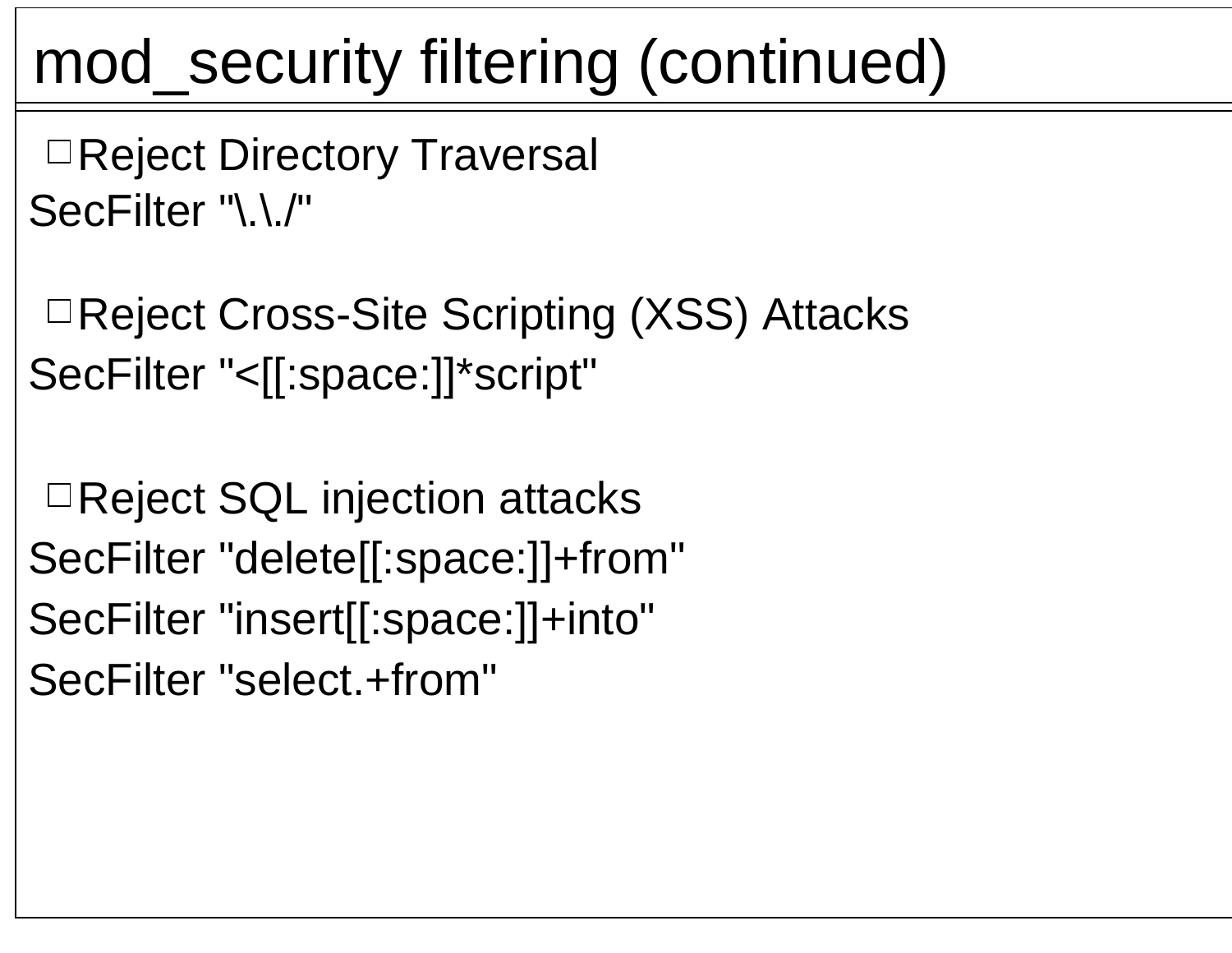# mod_security filtering (continued)

- Reject Directory Traversal

```
SecFilter "\.\./"
```

- Reject Cross-Site Scripting (XSS) Attacks

```
SecFilter "<[[:space:]]*script"
```

- Reject SQL injection attacks

```
SecFilter "delete[[:space:]]+from"
SecFilter "insert[[:space:]]+into"
SecFilter "select.+from"
```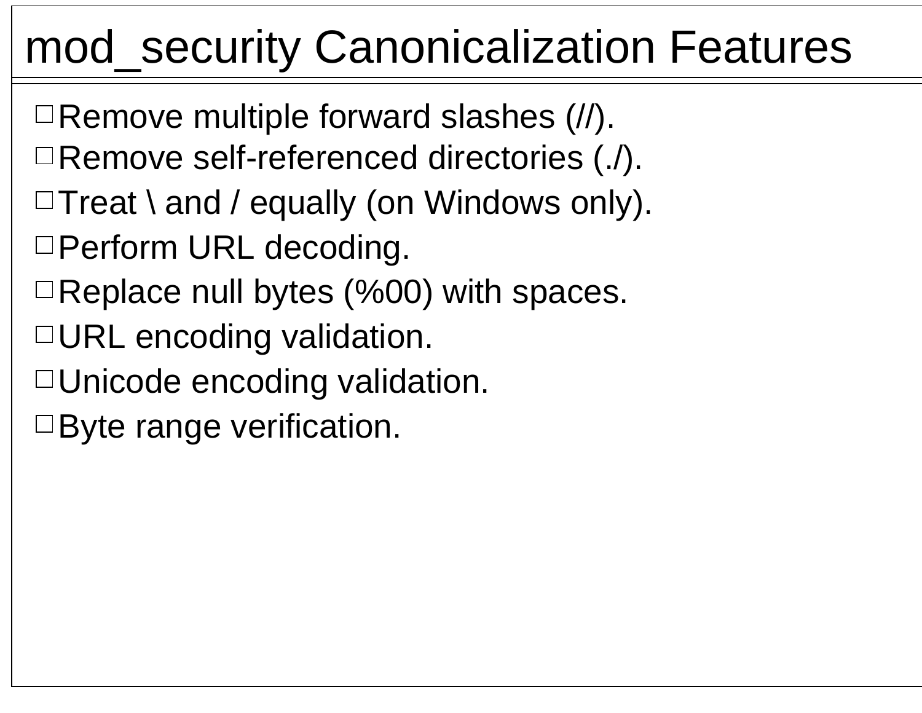# mod_security Canonicalization Features

- Remove multiple forward slashes (//).
- Remove self-referenced directories (./).
- Treat \ and / equally (on Windows only).
- Perform URL decoding.
- Replace null bytes (%00) with spaces.
- URL encoding validation.
- Unicode encoding validation.
- Byte range verification.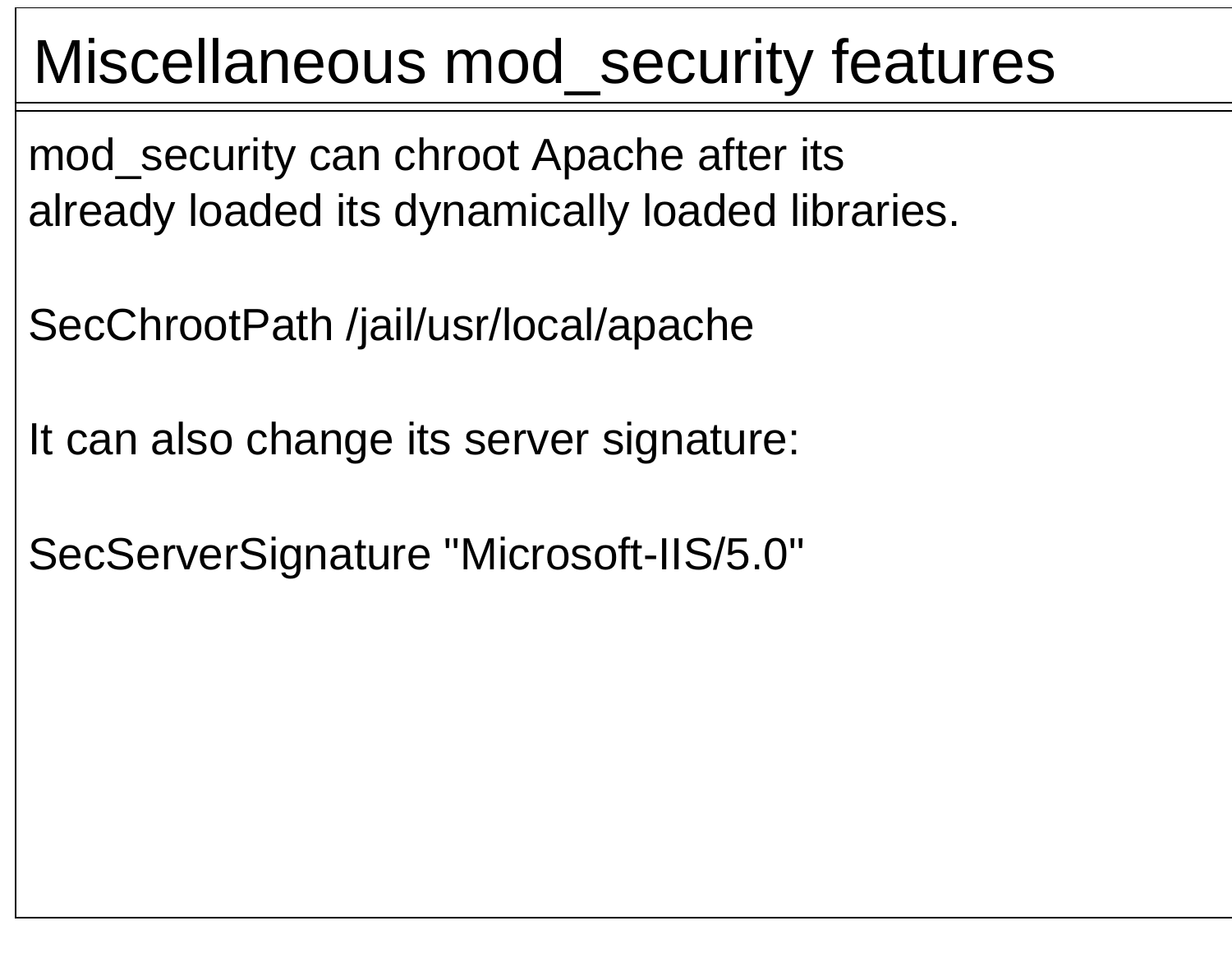# Miscellaneous mod_security features

mod_security can chroot Apache after its already loaded its dynamically loaded libraries.

```
SecChrootPath /jail/usr/local/apache
```

It can also change its server signature:

```
SecServerSignature "Microsoft-IIS/5.0"
```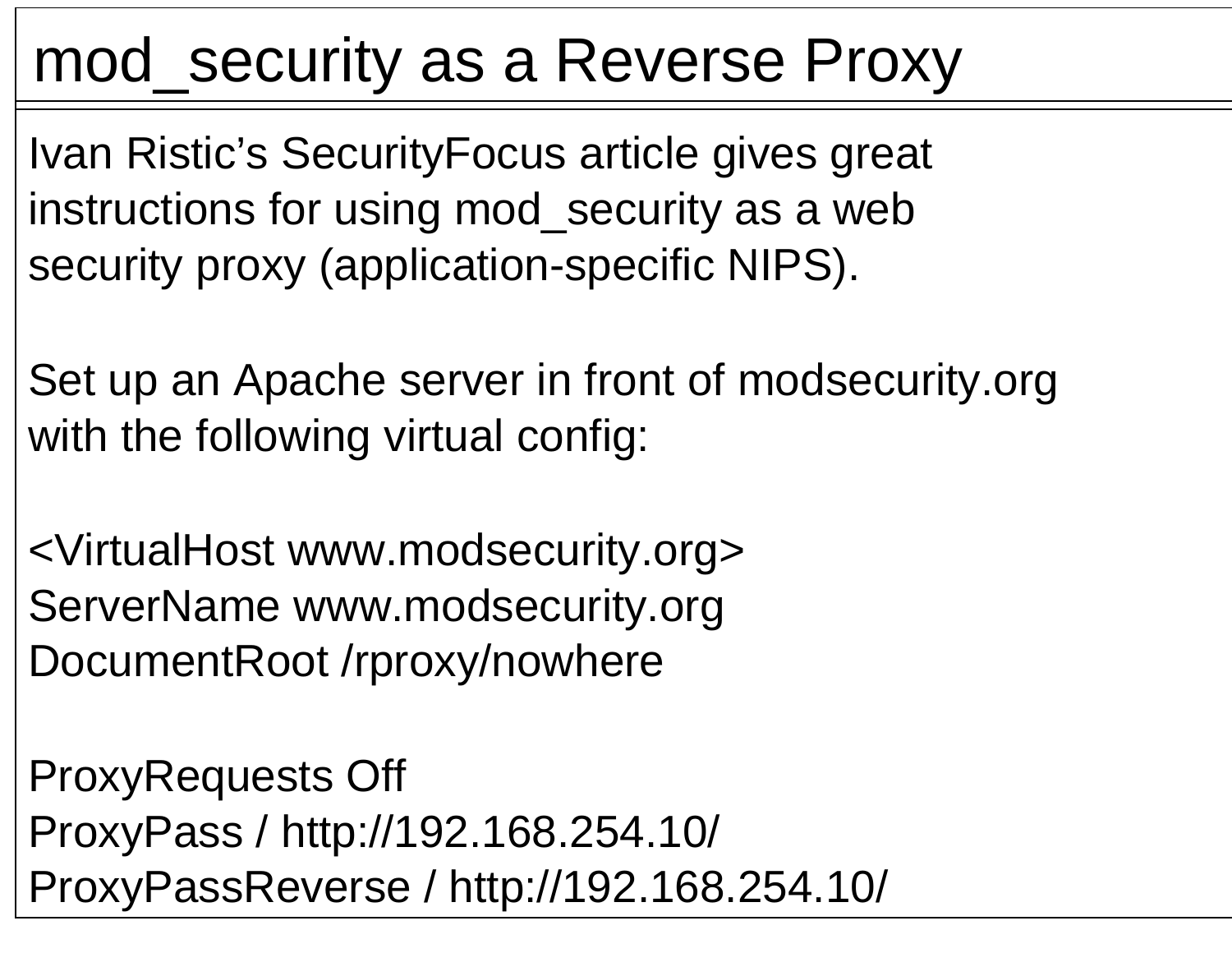# mod_security as a Reverse Proxy

Ivan Ristic's SecurityFocus article gives great instructions for using mod_security as a web security proxy (application-specific NIPS).

Set up an Apache server in front of modsecurity.org with the following virtual config:

```
<VirtualHost www.modsecurity.org>
ServerName www.modsecurity.org
DocumentRoot /rproxy/nowhere

ProxyRequests Off
ProxyPass / http://192.168.254.10/
ProxyPassReverse / http://192.168.254.10/
```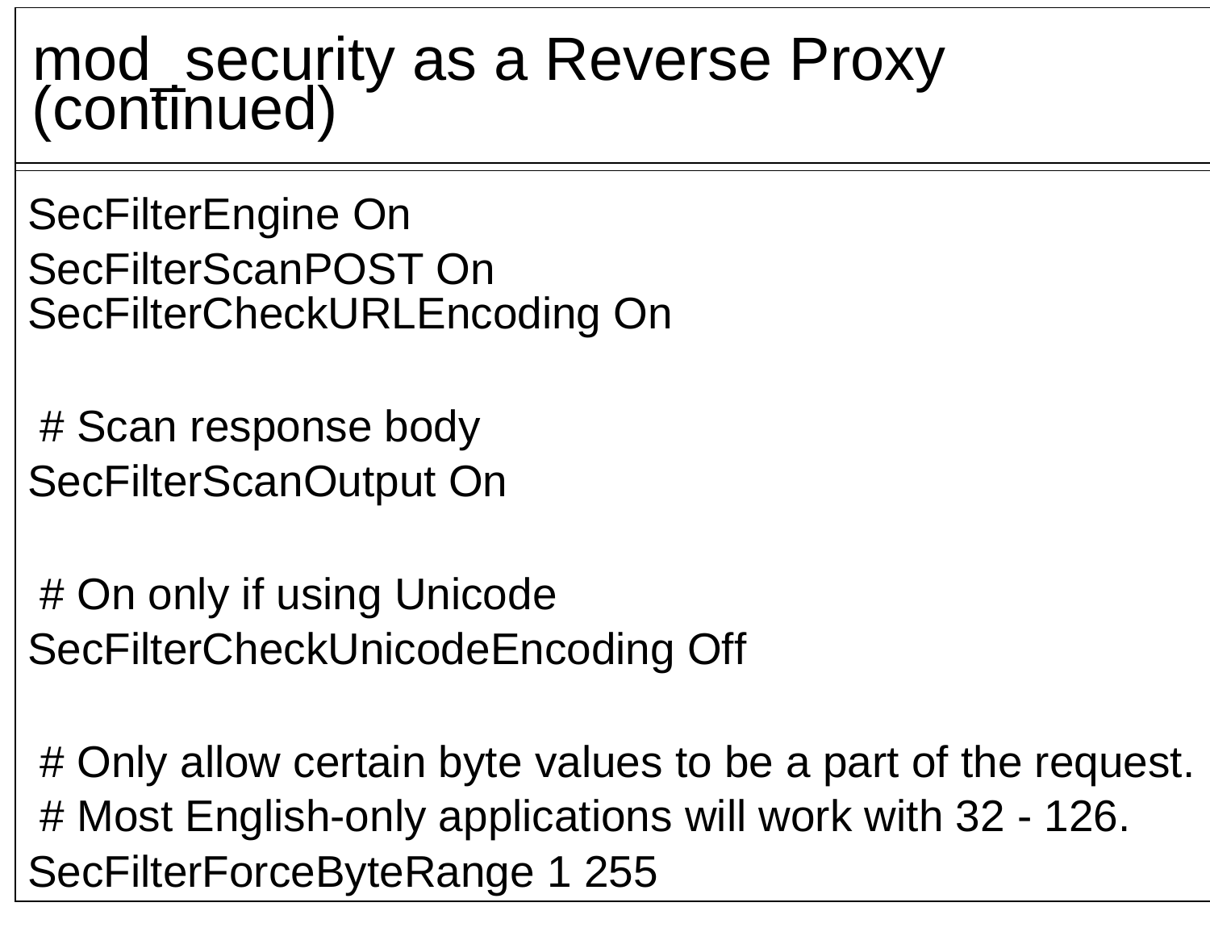# mod_security as a Reverse Proxy (continued)

```
SecFilterEngine On
SecFilterScanPOST On
SecFilterCheckURLEncoding On

 # Scan response body
SecFilterScanOutput On

 # On only if using Unicode
SecFilterCheckUnicodeEncoding Off

 # Only allow certain byte values to be a part of the request.
 # Most English-only applications will work with 32 - 126.
SecFilterForceByteRange 1 255
```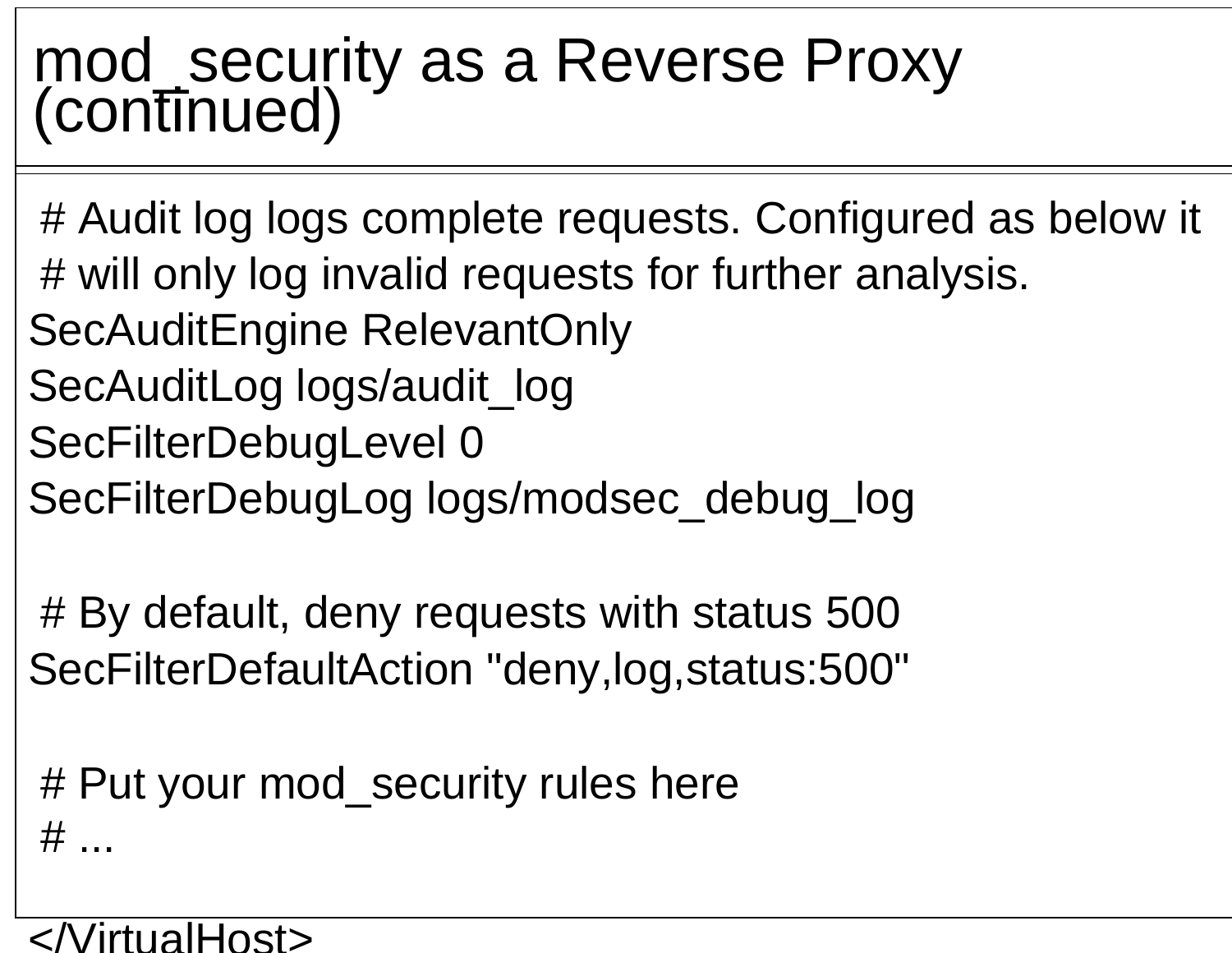# mod_security as a Reverse Proxy (continued)

```
# Audit log logs complete requests. Configured as below it
# will only log invalid requests for further analysis.
SecAuditEngine RelevantOnly
SecAuditLog logs/audit_log
SecFilterDebugLevel 0
SecFilterDebugLog logs/modsec_debug_log

# By default, deny requests with status 500
SecFilterDefaultAction "deny,log,status:500"

# Put your mod_security rules here
# ...

</VirtualHost>
```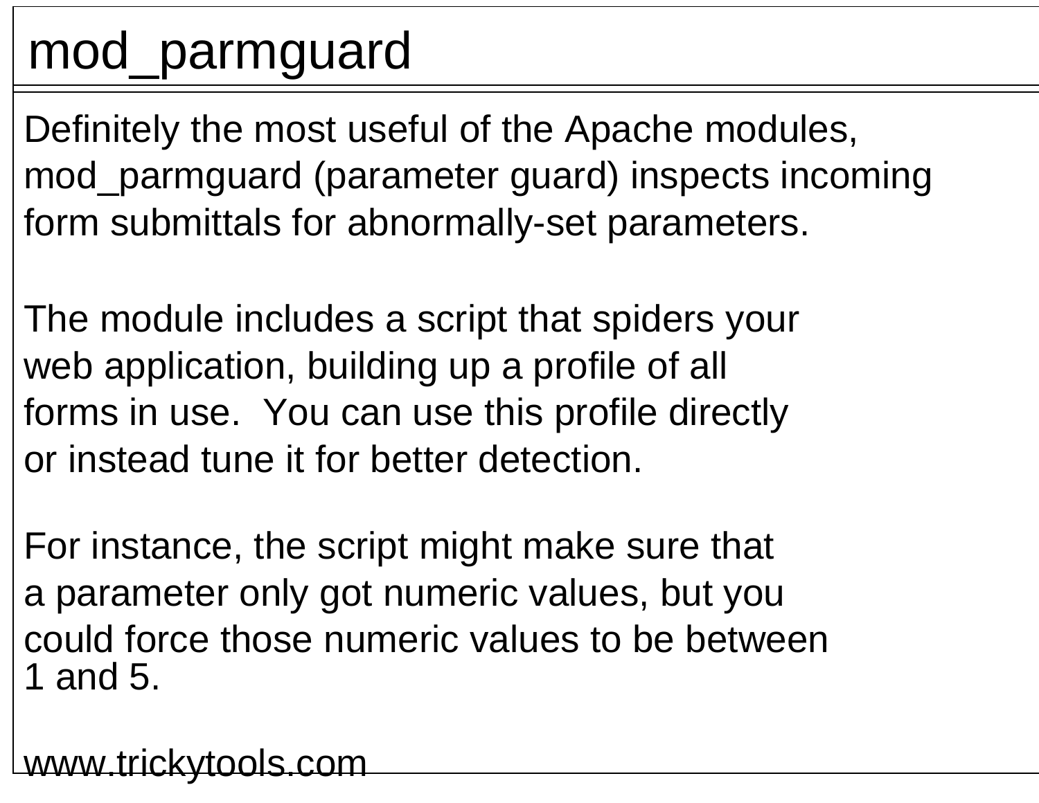# mod_parmguard

Definitely the most useful of the Apache modules, mod_parmguard (parameter guard) inspects incoming form submittals for abnormally-set parameters.

The module includes a script that spiders your web application, building up a profile of all forms in use. You can use this profile directly or instead tune it for better detection.

For instance, the script might make sure that a parameter only got numeric values, but you could force those numeric values to be between 1 and 5.

www.trickytools.com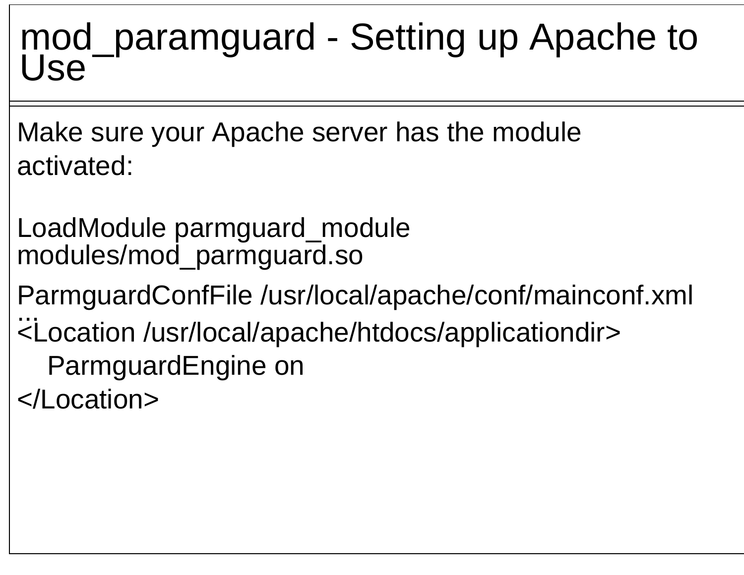# mod_paramguard - Setting up Apache to Use

Make sure your Apache server has the module activated:

```
LoadModule parmguard_module
modules/mod_parmguard.so
ParmguardConfFile /usr/local/apache/conf/mainconf.xml
...
<Location /usr/local/apache/htdocs/applicationdir>
   ParmguardEngine on
</Location>
```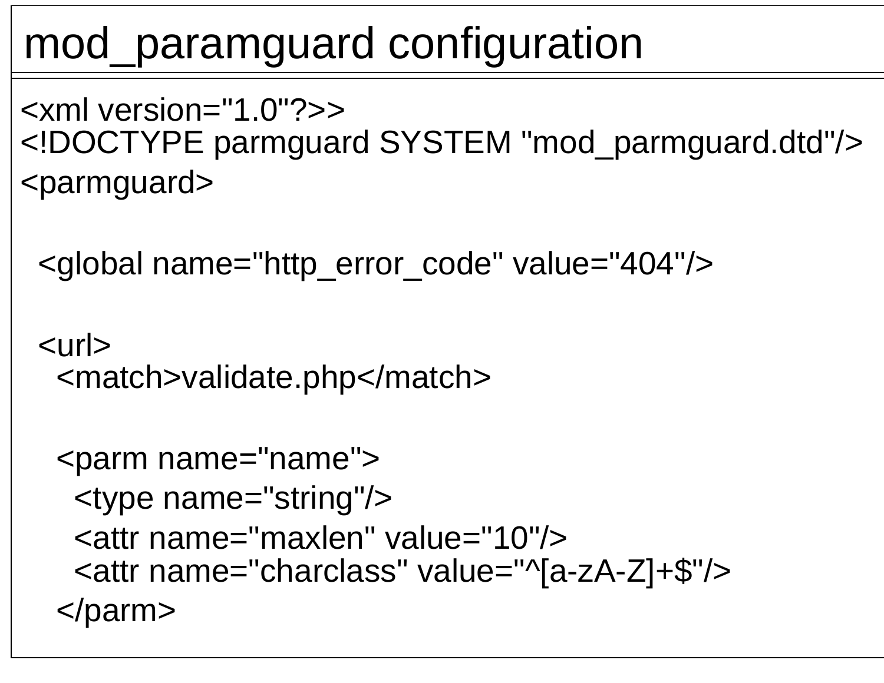# mod_paramguard configuration

```
<xml version="1.0"?>>
<!DOCTYPE parmguard SYSTEM "mod_parmguard.dtd"/>
<parmguard>

  <global name="http_error_code" value="404"/>

  <url>
    <match>validate.php</match>

    <parm name="name">
      <type name="string"/>
      <attr name="maxlen" value="10"/>
      <attr name="charclass" value="^[a-zA-Z]+$"/>
    </parm>
```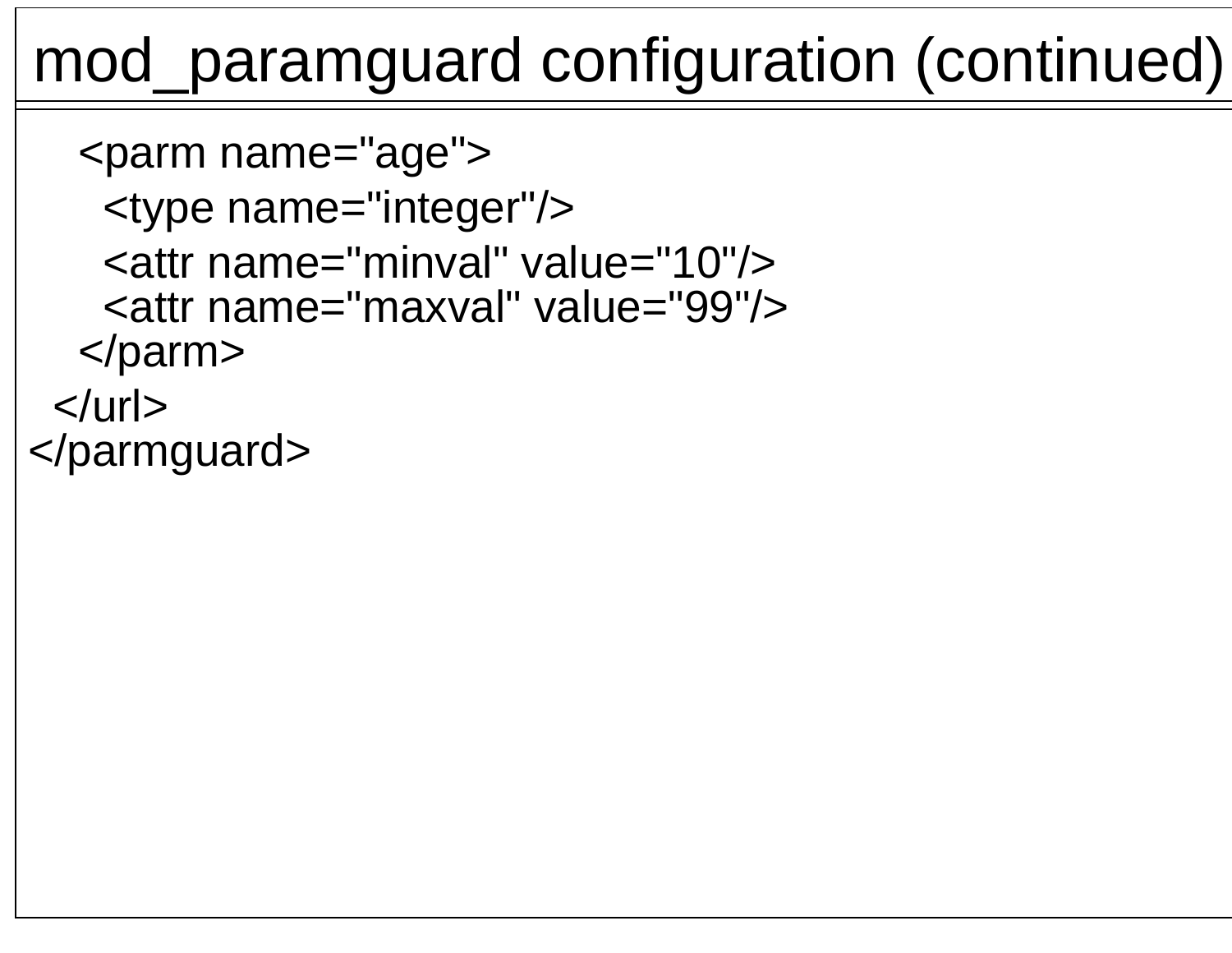# mod_paramguard configuration (continued)

```
    <parm name="age">
      <type name="integer"/>
      <attr name="minval" value="10"/>
      <attr name="maxval" value="99"/>
    </parm>
  </url>
</parmguard>
```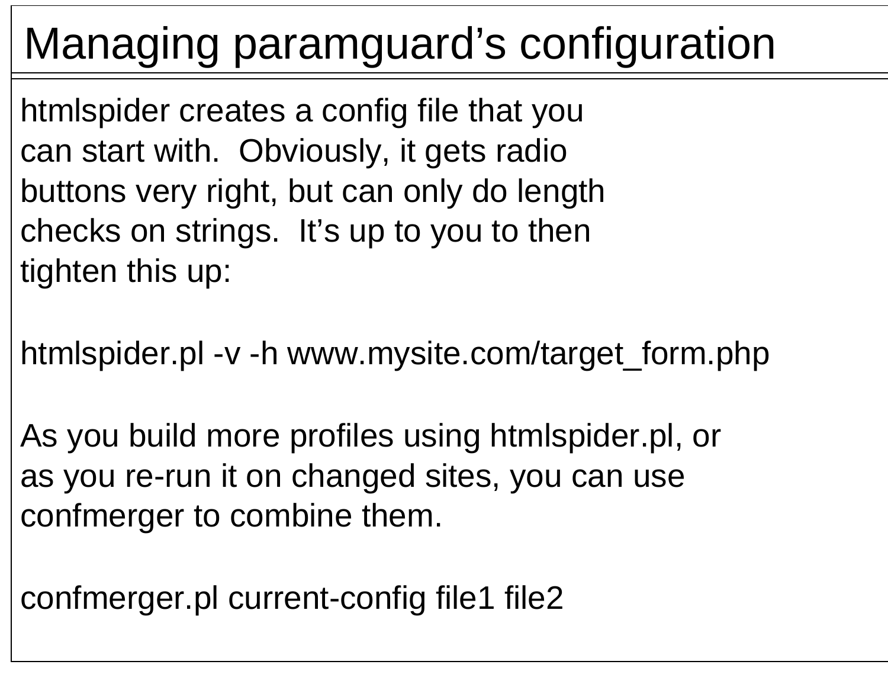# Managing paramguard's configuration

htmlspider creates a config file that you can start with. Obviously, it gets radio buttons very right, but can only do length checks on strings. It's up to you to then tighten this up:

```
htmlspider.pl -v -h www.mysite.com/target_form.php
```

As you build more profiles using htmlspider.pl, or as you re-run it on changed sites, you can use confmerger to combine them.

```
confmerger.pl current-config file1 file2
```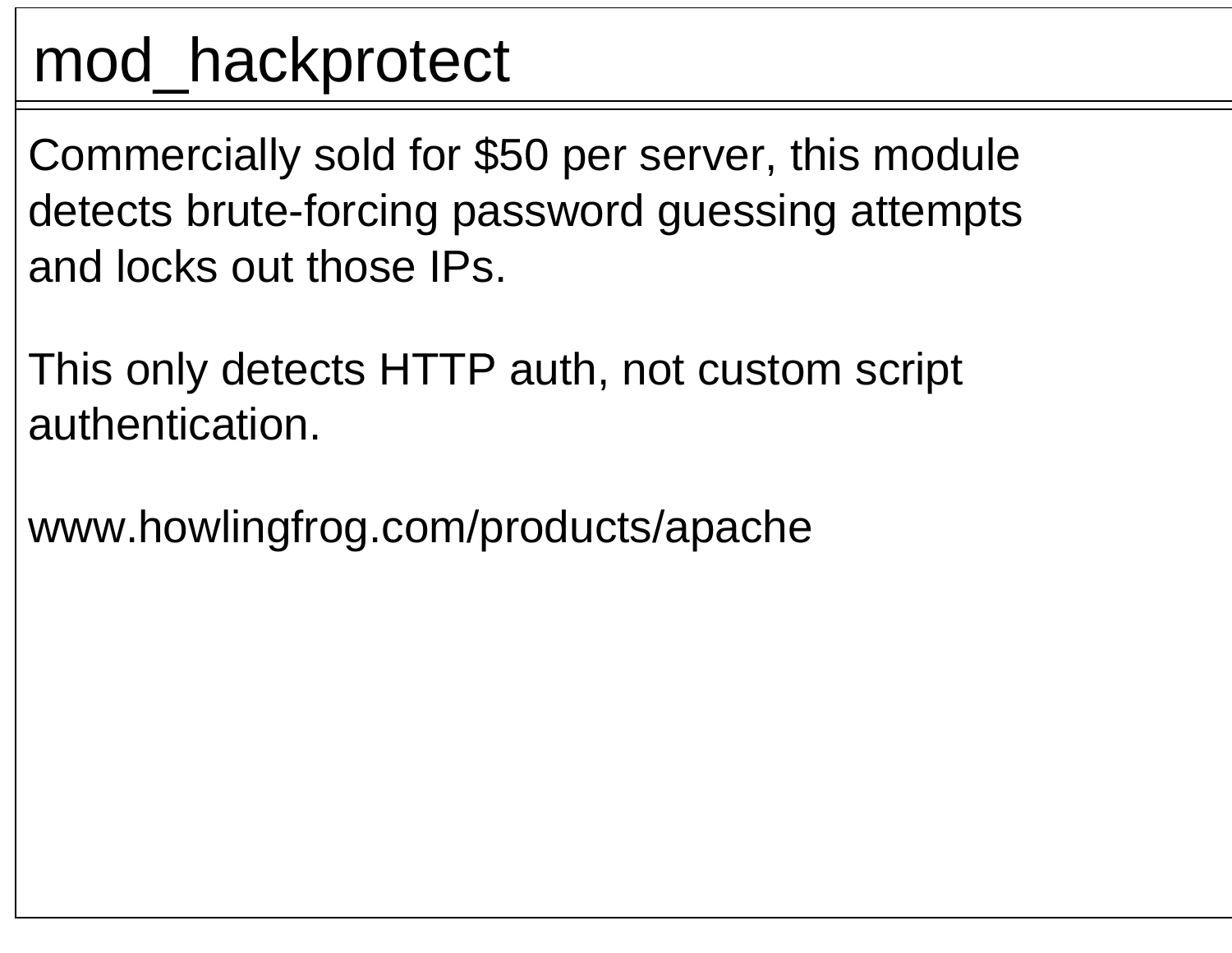# mod_hackprotect

Commercially sold for $50 per server, this module detects brute-forcing password guessing attempts and locks out those IPs.

This only detects HTTP auth, not custom script authentication.

www.howlingfrog.com/products/apache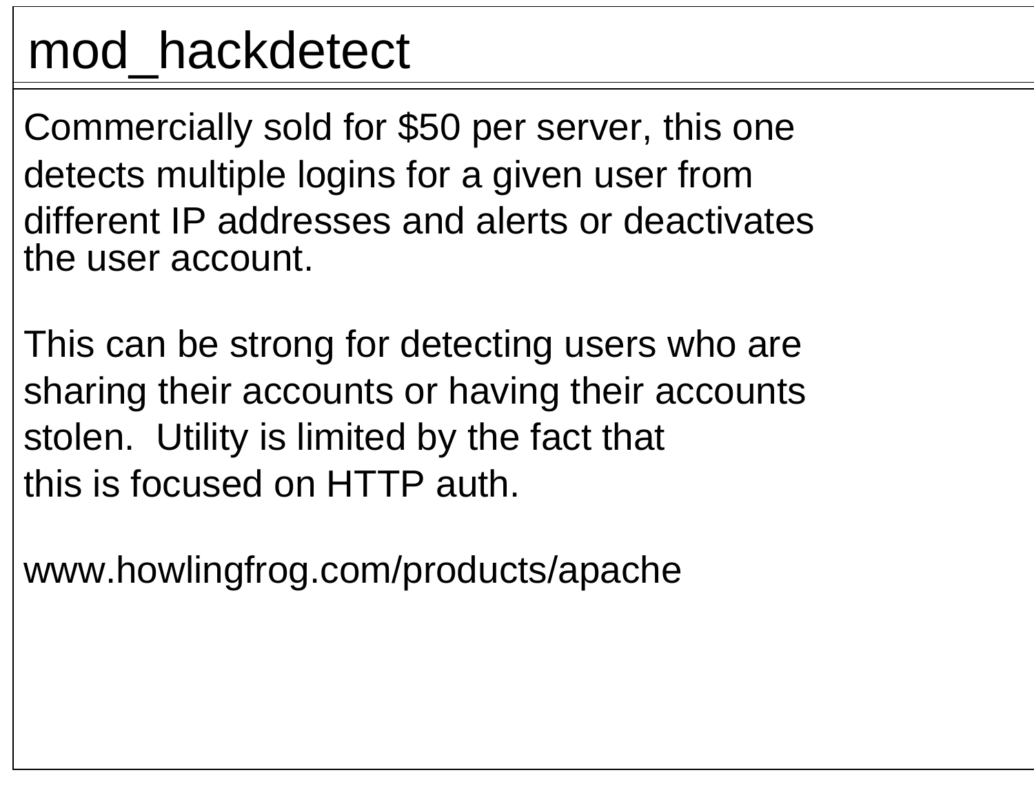# mod_hackdetect

Commercially sold for $50 per server, this one detects multiple logins for a given user from different IP addresses and alerts or deactivates the user account.

This can be strong for detecting users who are sharing their accounts or having their accounts stolen. Utility is limited by the fact that this is focused on HTTP auth.

www.howlingfrog.com/products/apache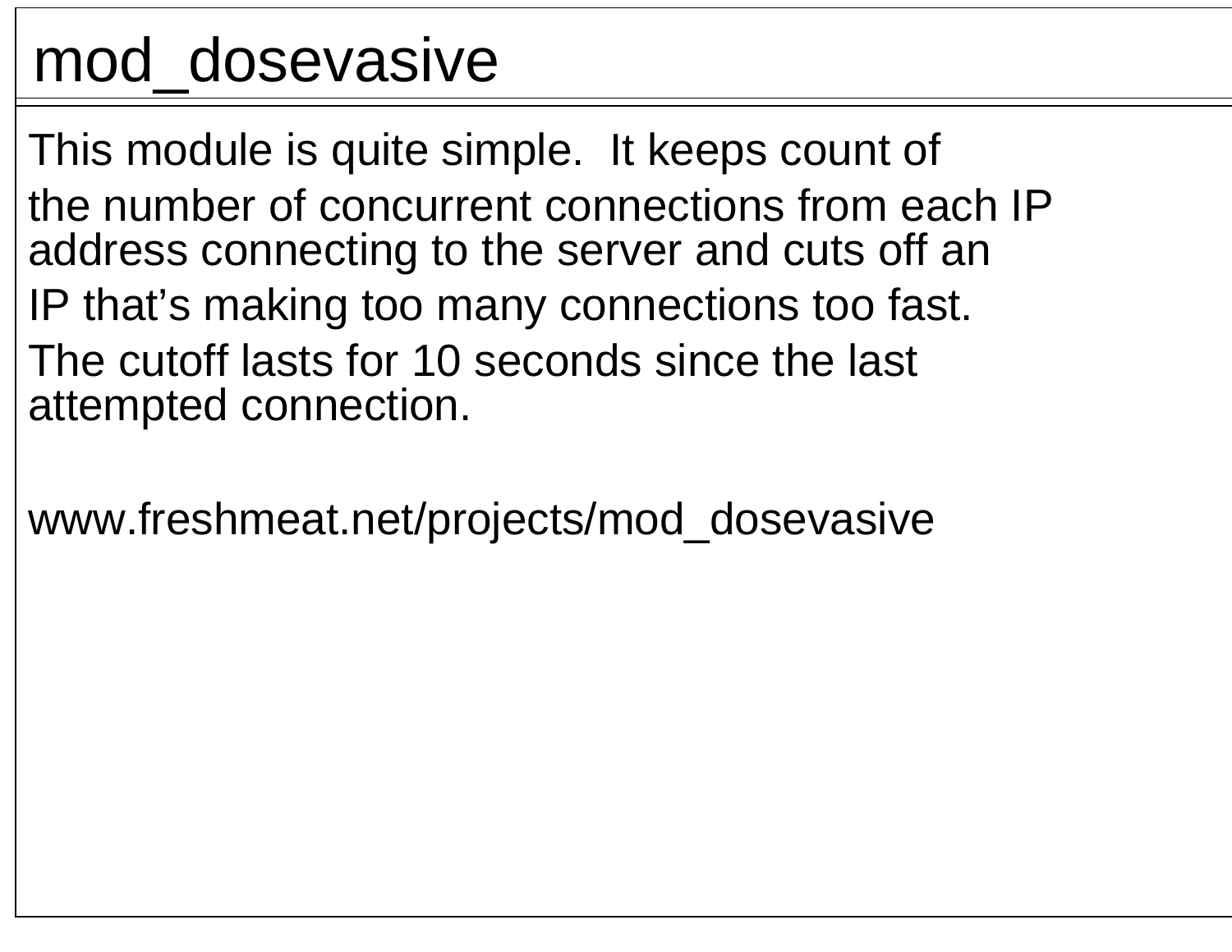# mod_dosevasive

This module is quite simple. It keeps count of the number of concurrent connections from each IP address connecting to the server and cuts off an IP that's making too many connections too fast. The cutoff lasts for 10 seconds since the last attempted connection.

www.freshmeat.net/projects/mod_dosevasive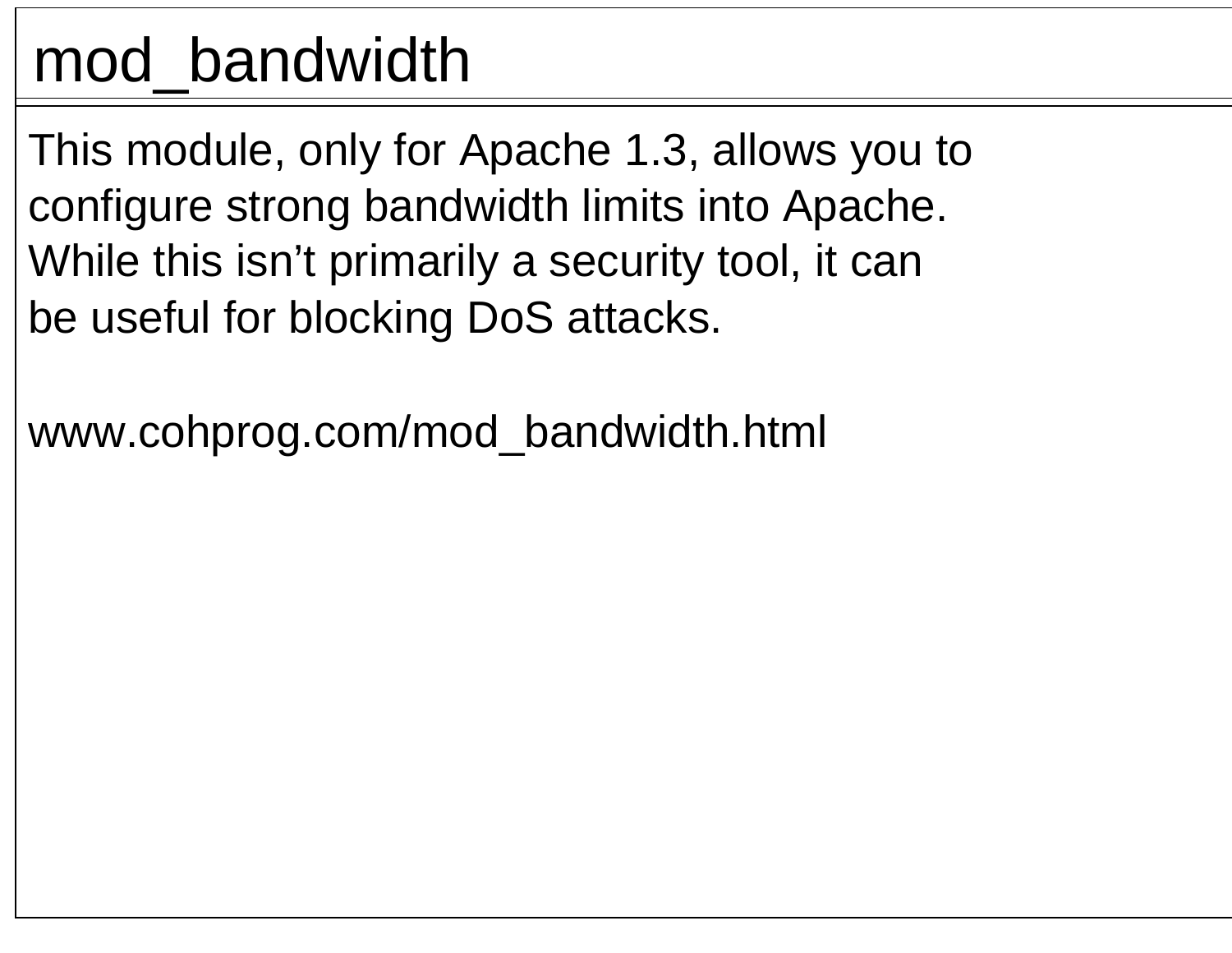# mod_bandwidth

This module, only for Apache 1.3, allows you to configure strong bandwidth limits into Apache. While this isn’t primarily a security tool, it can be useful for blocking DoS attacks.

www.cohprog.com/mod_bandwidth.html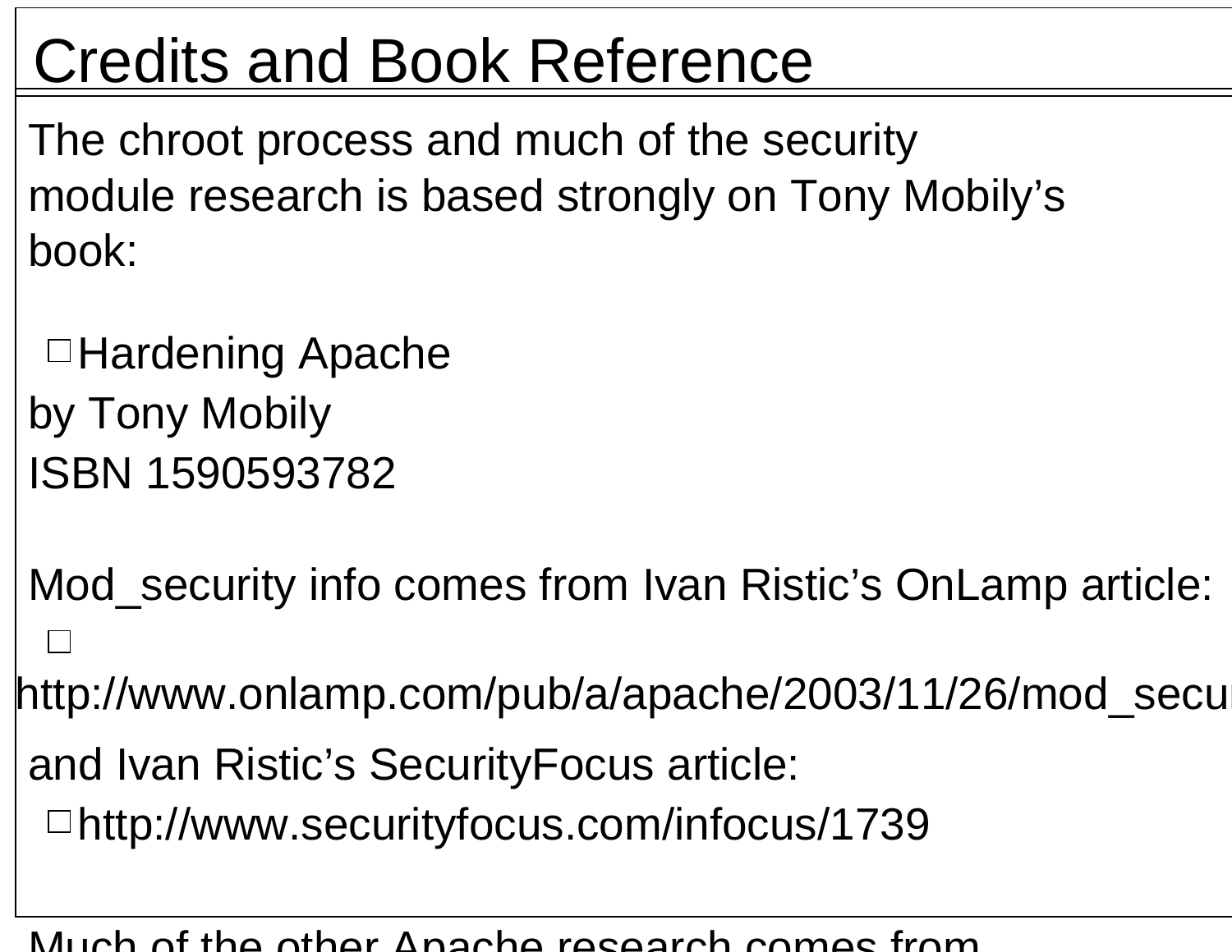# Credits and Book Reference

The chroot process and much of the security module research is based strongly on Tony Mobily's book:

- Hardening Apache

by Tony Mobily
ISBN 1590593782

Mod_security info comes from Ivan Ristic's OnLamp article:

- http://www.onlamp.com/pub/a/apache/2003/11/26/mod_secu

and Ivan Ristic's SecurityFocus article:

- http://www.securityfocus.com/infocus/1739

Much of the other Apache research comes from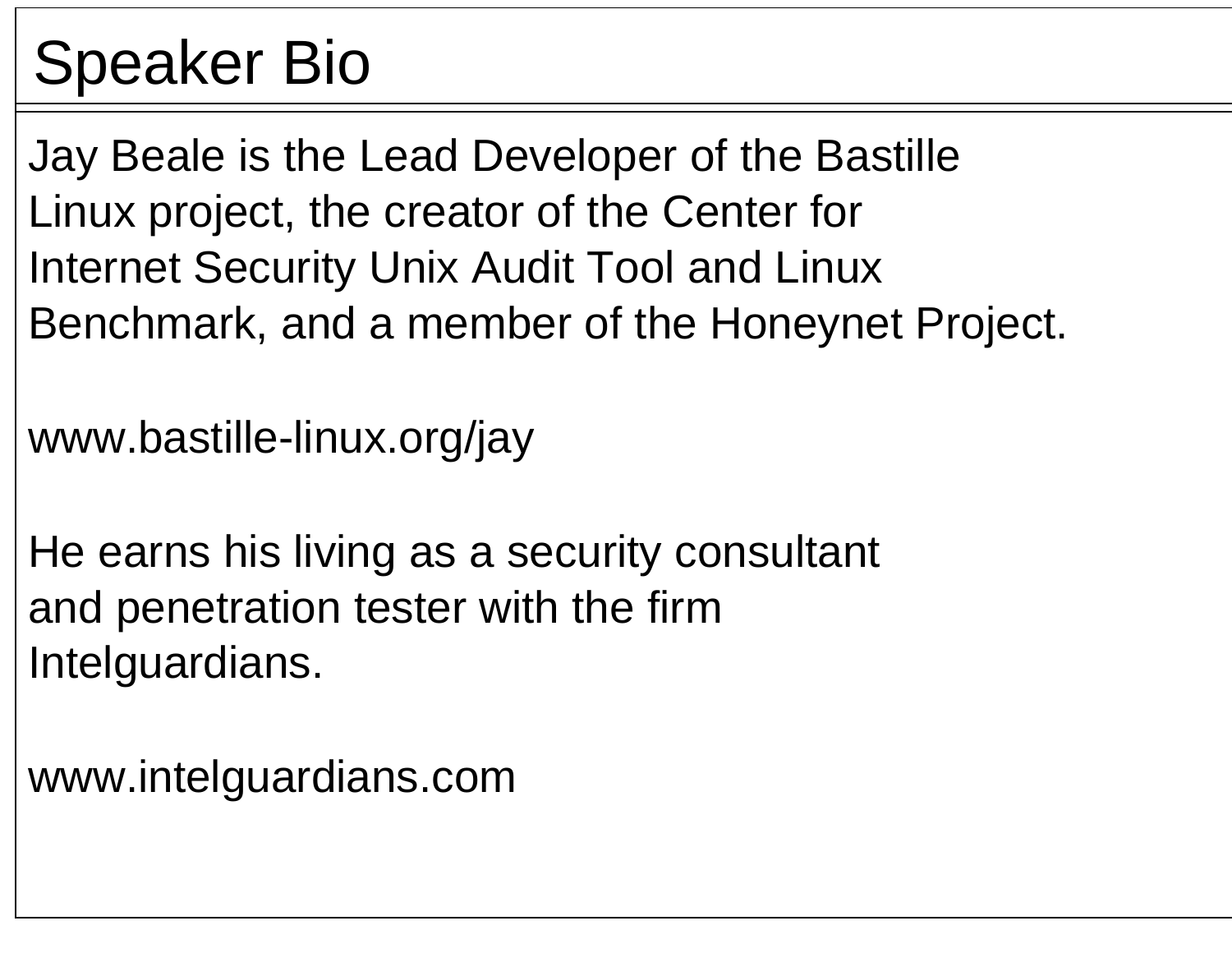# Speaker Bio

Jay Beale is the Lead Developer of the Bastille Linux project, the creator of the Center for Internet Security Unix Audit Tool and Linux Benchmark, and a member of the Honeynet Project.

www.bastille-linux.org/jay

He earns his living as a security consultant and penetration tester with the firm Intelguardians.

www.intelguardians.com